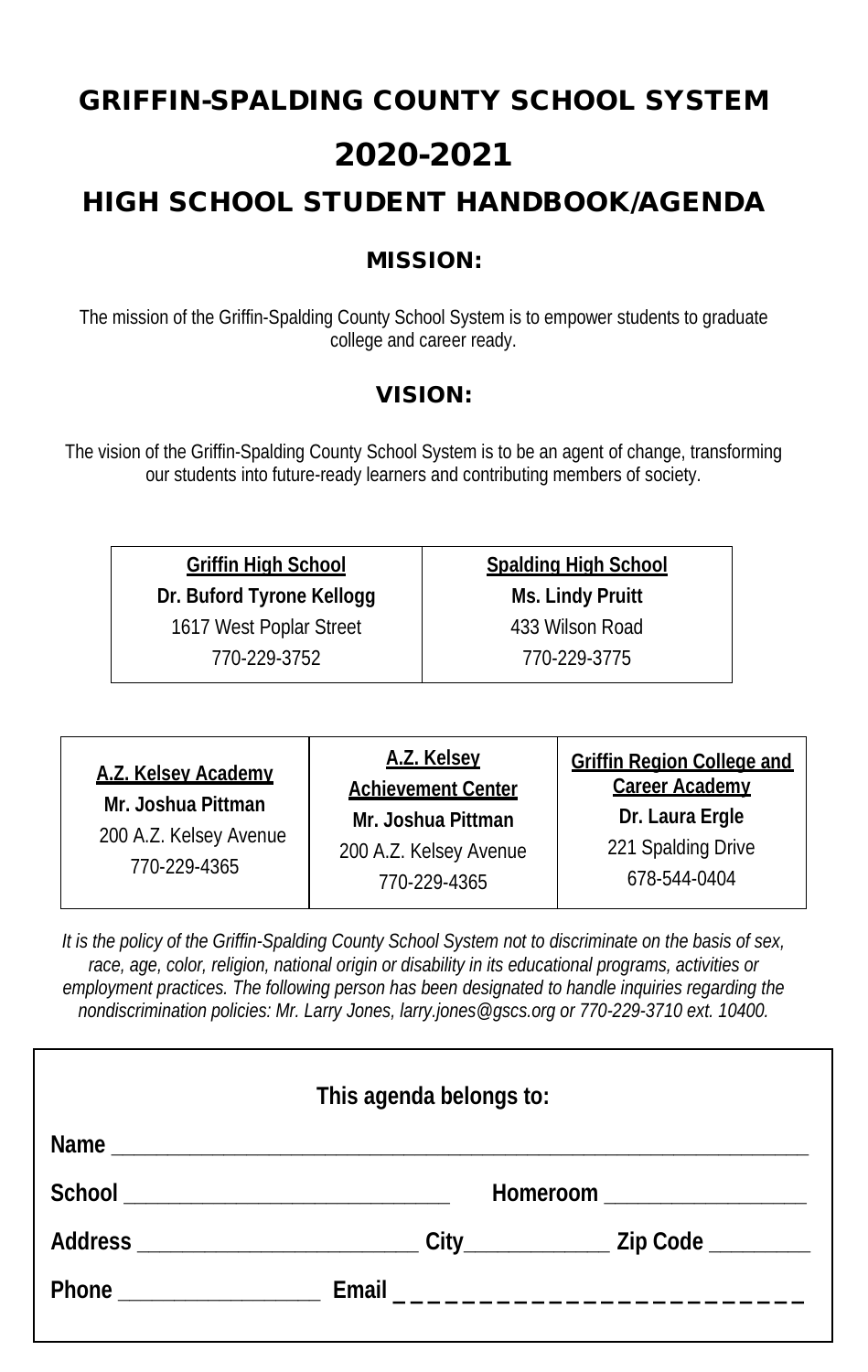# GRIFFIN-SPALDING COUNTY SCHOOL SYSTEM

# 2020-2021

## HIGH SCHOOL STUDENT HANDBOOK/AGENDA

### MISSION:

The mission of the Griffin-Spalding County School System is to empower students to graduate college and career ready.

### VISION:

The vision of the Griffin-Spalding County School System is to be an agent of change, transforming our students into future-ready learners and contributing members of society.

| Griffin High School | Spalding High School |
|---|---|
| **Dr. Buford Tyrone Kellogg** | **Ms. Lindy Pruitt** |
| 1617 West Poplar Street | 433 Wilson Road |
| 770-229-3752 | 770-229-3775 |

| A.Z. Kelsey Academy | A.Z. Kelsey Achievement Center | Griffin Region College and Career Academy |
|---|---|---|
| **Mr. Joshua Pittman** | **Mr. Joshua Pittman** | **Dr. Laura Ergle** |
| 200 A.Z. Kelsey Avenue | 200 A.Z. Kelsey Avenue | 221 Spalding Drive |
| 770-229-4365 | 770-229-4365 | 678-544-0404 |

*It is the policy of the Griffin-Spalding County School System not to discriminate on the basis of sex, race, age, color, religion, national origin or disability in its educational programs, activities or employment practices. The following person has been designated to handle inquiries regarding the nondiscrimination policies: Mr. Larry Jones, larry.jones@gscs.org or 770-229-3710 ext. 10400.*

**This agenda belongs to:**

**Name** ________________________________________________

**School** ______________________ **Homeroom** ______________

**Address** ____________________ **City**__________ **Zip Code** ________

**Phone** ______________ **Email** _________________________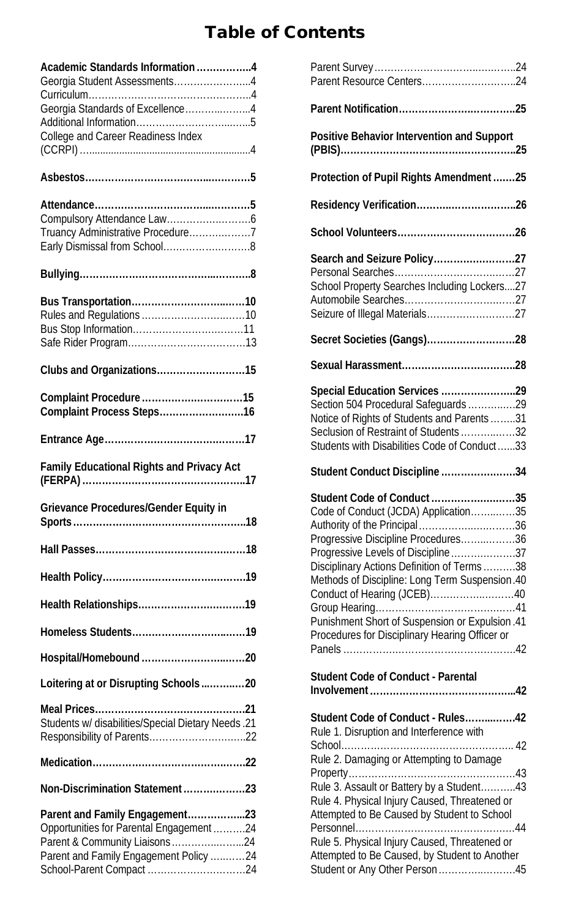# Table of Contents

**Academic Standards Information ..................4**
Georgia Student Assessments.........................4
Curriculum..................................................4
Georgia Standards of Excellence......................4
Additional Information.....................................5
College and Career Readiness Index (CCRPI) ...........................................................4

**Asbestos.....................................................5**

**Attendance...................................................5**
Compulsory Attendance Law.............................6
Truancy Administrative Procedure......................7
Early Dismissal from School..............................8

**Bullying........................................................8**

**Bus Transportation......................................10**
Rules and Regulations ....................................10
Bus Stop Information.......................................11
Safe Rider Program.........................................13

**Clubs and Organizations..............................15**

**Complaint Procedure ...................................15**
**Complaint Process Steps..............................16**

**Entrance Age...............................................17**

**Family Educational Rights and Privacy Act (FERPA) .....................................................17**

**Grievance Procedures/Gender Equity in Sports........................................................18**

**Hall Passes.................................................18**

**Health Policy...............................................19**

**Health Relationships....................................19**

**Homeless Students......................................19**

**Hospital/Homebound ...................................20**

**Loitering at or Disrupting Schools ...............20**

**Meal Prices.................................................21**
Students w/ disabilities/Special Dietary Needs .21
Responsibility of Parents..................................22

**Medication..................................................22**

**Non-Discrimination Statement ......................23**

**Parent and Family Engagement....................23**
Opportunities for Parental Engagement ...........24
Parent & Community Liaisons..........................24
Parent and Family Engagement Policy ............24
School-Parent Compact ..................................24
Parent Survey.................................................24
Parent Resource Centers.................................24

**Parent Notification.......................................25**

**Positive Behavior Intervention and Support (PBIS)........................................................25**

**Protection of Pupil Rights Amendment ........25**

**Residency Verification.................................26**

**School Volunteers.......................................26**

**Search and Seizure Policy............................27**
Personal Searches...........................................27
School Property Searches Including Lockers....27
Automobile Searches.......................................27
Seizure of Illegal Materials...............................27

**Secret Societies (Gangs)..............................28**

**Sexual Harassment......................................28**

**Special Education Services .........................29**
Section 504 Procedural Safeguards ..................29
Notice of Rights of Students and Parents .........31
Seclusion of Restraint of Students ...................32
Students with Disabilities Code of Conduct ......33

**Student Conduct Discipline .........................34**

**Student Code of Conduct ............................35**
Code of Conduct (JCDA) Application...............35
Authority of the Principal..................................36
Progressive Discipline Procedures....................36
Progressive Levels of Discipline ......................37
Disciplinary Actions Definition of Terms ...........38
Methods of Discipline: Long Term Suspension .40
Conduct of Hearing (JCEB)..............................40
Group Hearing.................................................41
Punishment Short of Suspension or Expulsion .41
Procedures for Disciplinary Hearing Officer or Panels ............................................................42

**Student Code of Conduct - Parental Involvement ................................................42**

**Student Code of Conduct - Rules..................42**
Rule 1. Disruption and Interference with School........................................................... 42
Rule 2. Damaging or Attempting to Damage Property..........................................................43
Rule 3. Assault or Battery by a Student............43
Rule 4. Physical Injury Caused, Threatened or Attempted to Be Caused by Student to School Personnel........................................................44
Rule 5. Physical Injury Caused, Threatened or Attempted to Be Caused, by Student to Another Student or Any Other Person...........................45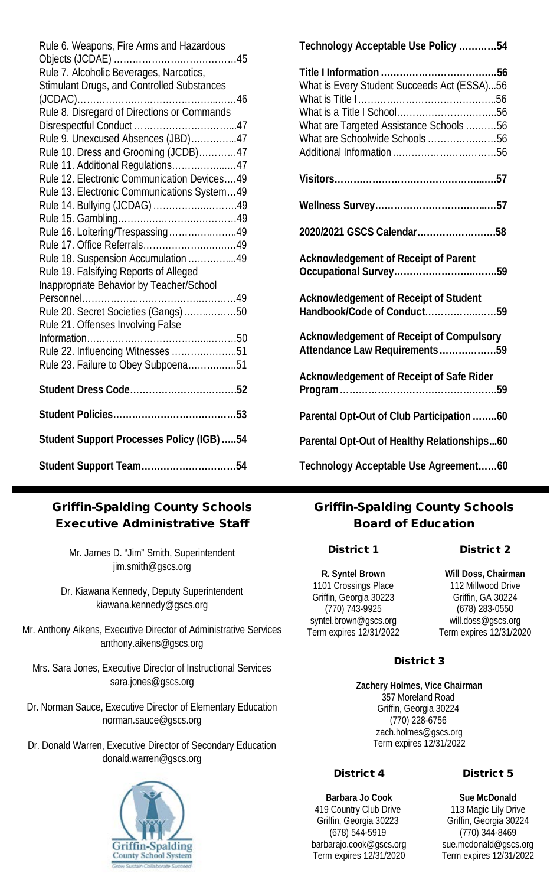Rule 6. Weapons, Fire Arms and Hazardous Objects (JCDAE) ....................................45
Rule 7. Alcoholic Beverages, Narcotics, Stimulant Drugs, and Controlled Substances (JCDAC)................................................46
Rule 8. Disregard of Directions or Commands Disrespectful Conduct ..............................47
Rule 9. Unexcused Absences (JBD)...............47
Rule 10. Dress and Grooming (JCDB)............47
Rule 11. Additional Regulations....................47
Rule 12. Electronic Communication Devices....49
Rule 13. Electronic Communications System...49
Rule 14. Bullying (JCDAG) ...........................49
Rule 15. Gambling.......................................49
Rule 16. Loitering/Trespassing......................49
Rule 17. Office Referrals..............................49
Rule 18. Suspension Accumulation ...............49
Rule 19. Falsifying Reports of Alleged Inappropriate Behavior by Teacher/School Personnel.................................................49
Rule 20. Secret Societies (Gangs).................50
Rule 21. Offenses Involving False Information.............................................50
Rule 22. Influencing Witnesses .....................51
Rule 23. Failure to Obey Subpoena...............51

**Student Dress Code.................................52**

**Student Policies......................................53**

**Student Support Processes Policy (IGB) .....54**

**Student Support Team..............................54**

**Technology Acceptable Use Policy ............54**

**Title I Information .....................................56**
What is Every Student Succeeds Act (ESSA)...56
What is Title I...........................................56
What is a Title I School................................56
What are Targeted Assistance Schools ..........56
What are Schoolwide Schools ......................56
Additional Information .................................56

**Visitors....................................................57**

**Wellness Survey.......................................57**

**2020/2021 GSCS Calendar.........................58**

**Acknowledgement of Receipt of Parent Occupational Survey...................................59**

**Acknowledgement of Receipt of Student Handbook/Code of Conduct........................59**

**Acknowledgement of Receipt of Compulsory Attendance Law Requirements..................59**

**Acknowledgement of Receipt of Safe Rider Program...................................................59**

**Parental Opt-Out of Club Participation ........60**

**Parental Opt-Out of Healthy Relationships...60**

**Technology Acceptable Use Agreement......60**

## Griffin-Spalding County Schools Executive Administrative Staff

Mr. James D. "Jim" Smith, Superintendent
jim.smith@gscs.org

Dr. Kiawana Kennedy, Deputy Superintendent
kiawana.kennedy@gscs.org

Mr. Anthony Aikens, Executive Director of Administrative Services
anthony.aikens@gscs.org

Mrs. Sara Jones, Executive Director of Instructional Services
sara.jones@gscs.org

Dr. Norman Sauce, Executive Director of Elementary Education
norman.sauce@gscs.org

Dr. Donald Warren, Executive Director of Secondary Education
donald.warren@gscs.org

Griffin-Spalding County School System
Grow Sustain Collaborate Succeed

## Griffin-Spalding County Schools Board of Education

### District 1

**R. Syntel Brown**
1101 Crossings Place
Griffin, Georgia 30223
(770) 743-9925
syntel.brown@gscs.org
Term expires 12/31/2022

### District 2

**Will Doss, Chairman**
112 Millwood Drive
Griffin, GA 30224
(678) 283-0550
will.doss@gscs.org
Term expires 12/31/2020

### District 3

**Zachery Holmes, Vice Chairman**
357 Moreland Road
Griffin, Georgia 30224
(770) 228-6756
zach.holmes@gscs.org
Term expires 12/31/2022

### District 4

**Barbara Jo Cook**
419 Country Club Drive
Griffin, Georgia 30223
(678) 544-5919
barbarajo.cook@gscs.org
Term expires 12/31/2020

### District 5

**Sue McDonald**
113 Magic Lily Drive
Griffin, Georgia 30224
(770) 344-8469
sue.mcdonald@gscs.org
Term expires 12/31/2022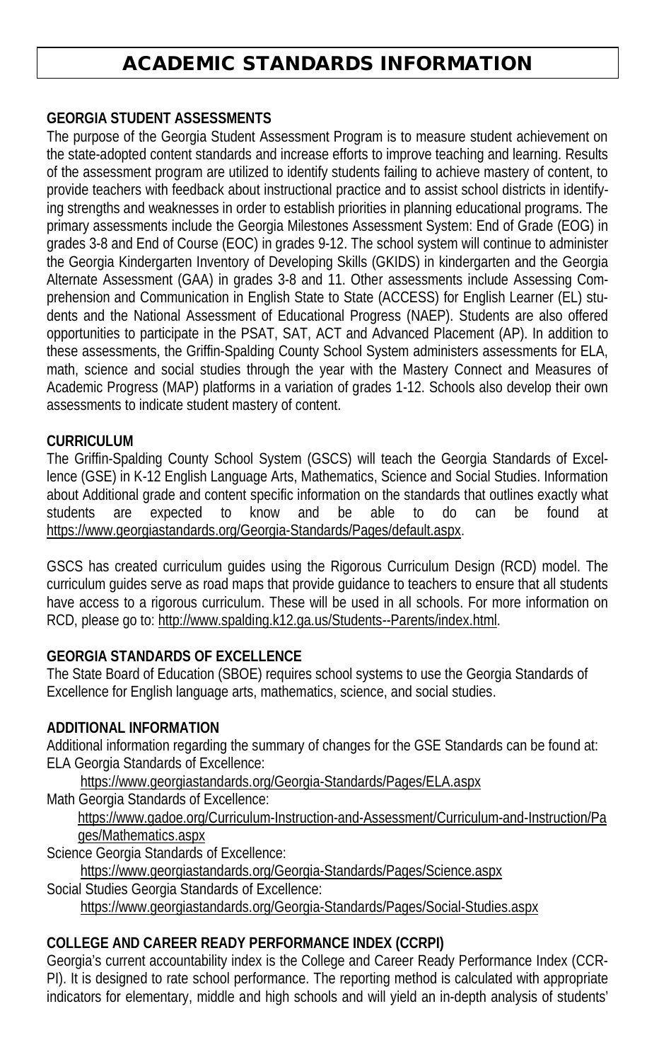# ACADEMIC STANDARDS INFORMATION

## GEORGIA STUDENT ASSESSMENTS

The purpose of the Georgia Student Assessment Program is to measure student achievement on the state-adopted content standards and increase efforts to improve teaching and learning. Results of the assessment program are utilized to identify students failing to achieve mastery of content, to provide teachers with feedback about instructional practice and to assist school districts in identifying strengths and weaknesses in order to establish priorities in planning educational programs. The primary assessments include the Georgia Milestones Assessment System: End of Grade (EOG) in grades 3-8 and End of Course (EOC) in grades 9-12. The school system will continue to administer the Georgia Kindergarten Inventory of Developing Skills (GKIDS) in kindergarten and the Georgia Alternate Assessment (GAA) in grades 3-8 and 11. Other assessments include Assessing Comprehension and Communication in English State to State (ACCESS) for English Learner (EL) students and the National Assessment of Educational Progress (NAEP). Students are also offered opportunities to participate in the PSAT, SAT, ACT and Advanced Placement (AP). In addition to these assessments, the Griffin-Spalding County School System administers assessments for ELA, math, science and social studies through the year with the Mastery Connect and Measures of Academic Progress (MAP) platforms in a variation of grades 1-12. Schools also develop their own assessments to indicate student mastery of content.

## CURRICULUM

The Griffin-Spalding County School System (GSCS) will teach the Georgia Standards of Excellence (GSE) in K-12 English Language Arts, Mathematics, Science and Social Studies. Information about Additional grade and content specific information on the standards that outlines exactly what students are expected to know and be able to do can be found at https://www.georgiastandards.org/Georgia-Standards/Pages/default.aspx.

GSCS has created curriculum guides using the Rigorous Curriculum Design (RCD) model. The curriculum guides serve as road maps that provide guidance to teachers to ensure that all students have access to a rigorous curriculum. These will be used in all schools. For more information on RCD, please go to: http://www.spalding.k12.ga.us/Students--Parents/index.html.

## GEORGIA STANDARDS OF EXCELLENCE

The State Board of Education (SBOE) requires school systems to use the Georgia Standards of Excellence for English language arts, mathematics, science, and social studies.

## ADDITIONAL INFORMATION

Additional information regarding the summary of changes for the GSE Standards can be found at:

ELA Georgia Standards of Excellence:
https://www.georgiastandards.org/Georgia-Standards/Pages/ELA.aspx

Math Georgia Standards of Excellence:
https://www.gadoe.org/Curriculum-Instruction-and-Assessment/Curriculum-and-Instruction/Pages/Mathematics.aspx

Science Georgia Standards of Excellence:
https://www.georgiastandards.org/Georgia-Standards/Pages/Science.aspx

Social Studies Georgia Standards of Excellence:
https://www.georgiastandards.org/Georgia-Standards/Pages/Social-Studies.aspx

## COLLEGE AND CAREER READY PERFORMANCE INDEX (CCRPI)

Georgia's current accountability index is the College and Career Ready Performance Index (CCRPI). It is designed to rate school performance. The reporting method is calculated with appropriate indicators for elementary, middle and high schools and will yield an in-depth analysis of students'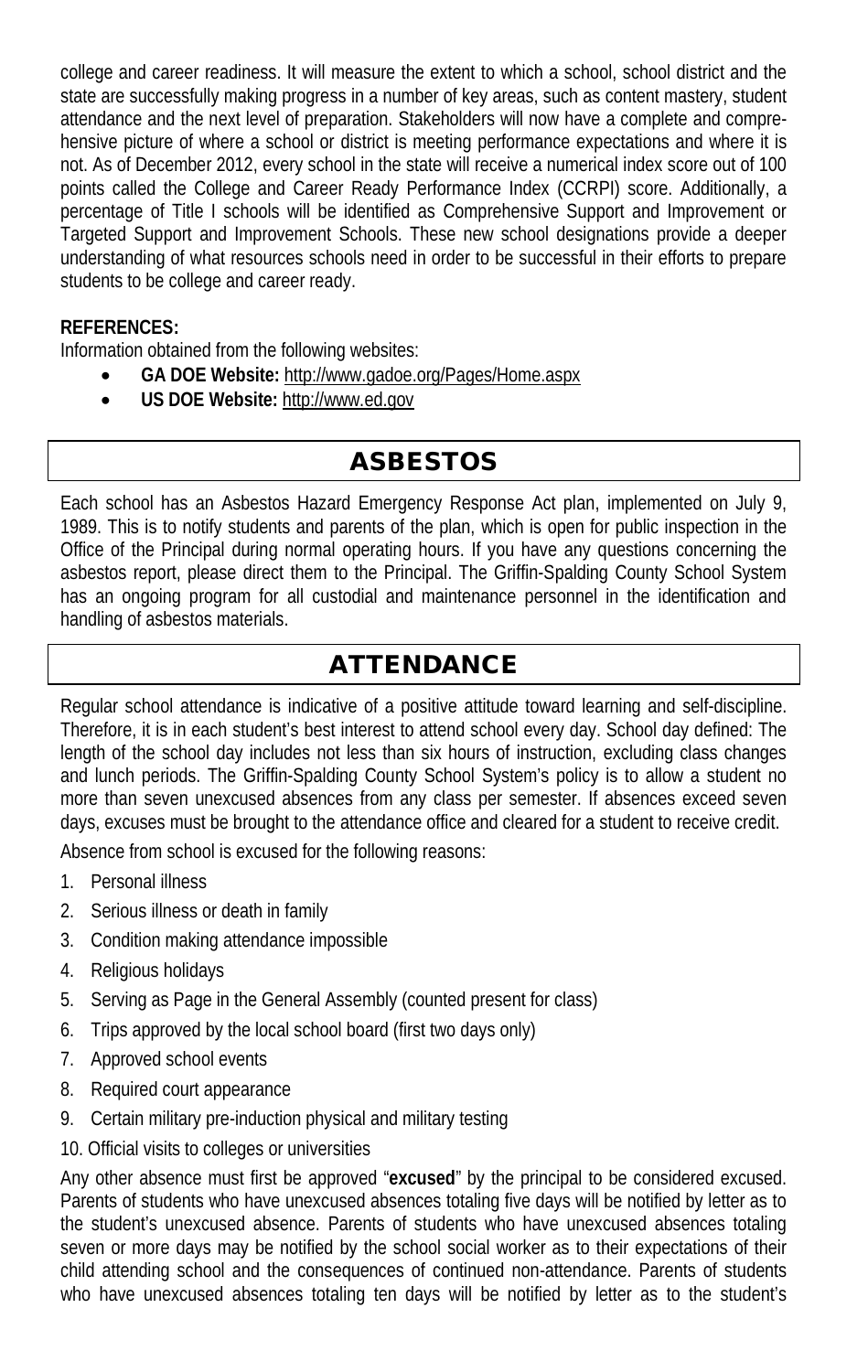college and career readiness. It will measure the extent to which a school, school district and the state are successfully making progress in a number of key areas, such as content mastery, student attendance and the next level of preparation. Stakeholders will now have a complete and comprehensive picture of where a school or district is meeting performance expectations and where it is not. As of December 2012, every school in the state will receive a numerical index score out of 100 points called the College and Career Ready Performance Index (CCRPI) score. Additionally, a percentage of Title I schools will be identified as Comprehensive Support and Improvement or Targeted Support and Improvement Schools. These new school designations provide a deeper understanding of what resources schools need in order to be successful in their efforts to prepare students to be college and career ready.

**REFERENCES:**
Information obtained from the following websites:

- **GA DOE Website:** http://www.gadoe.org/Pages/Home.aspx
- **US DOE Website:** http://www.ed.gov

## ASBESTOS

Each school has an Asbestos Hazard Emergency Response Act plan, implemented on July 9, 1989. This is to notify students and parents of the plan, which is open for public inspection in the Office of the Principal during normal operating hours. If you have any questions concerning the asbestos report, please direct them to the Principal. The Griffin-Spalding County School System has an ongoing program for all custodial and maintenance personnel in the identification and handling of asbestos materials.

## ATTENDANCE

Regular school attendance is indicative of a positive attitude toward learning and self-discipline. Therefore, it is in each student's best interest to attend school every day. School day defined: The length of the school day includes not less than six hours of instruction, excluding class changes and lunch periods. The Griffin-Spalding County School System's policy is to allow a student no more than seven unexcused absences from any class per semester. If absences exceed seven days, excuses must be brought to the attendance office and cleared for a student to receive credit.

Absence from school is excused for the following reasons:

1. Personal illness
2. Serious illness or death in family
3. Condition making attendance impossible
4. Religious holidays
5. Serving as Page in the General Assembly (counted present for class)
6. Trips approved by the local school board (first two days only)
7. Approved school events
8. Required court appearance
9. Certain military pre-induction physical and military testing
10. Official visits to colleges or universities

Any other absence must first be approved "**excused**" by the principal to be considered excused. Parents of students who have unexcused absences totaling five days will be notified by letter as to the student's unexcused absence. Parents of students who have unexcused absences totaling seven or more days may be notified by the school social worker as to their expectations of their child attending school and the consequences of continued non-attendance. Parents of students who have unexcused absences totaling ten days will be notified by letter as to the student's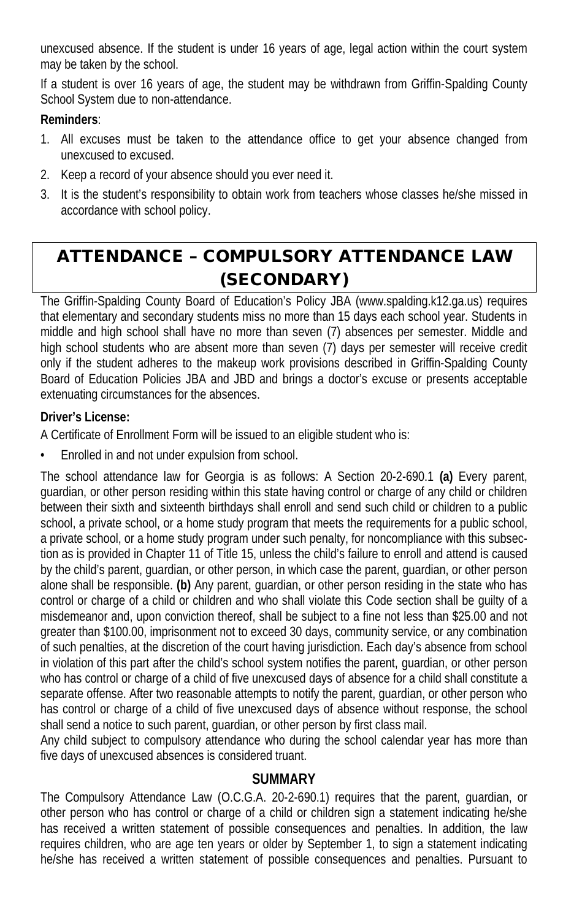unexcused absence. If the student is under 16 years of age, legal action within the court system may be taken by the school.

If a student is over 16 years of age, the student may be withdrawn from Griffin-Spalding County School System due to non-attendance.

**Reminders**:

1. All excuses must be taken to the attendance office to get your absence changed from unexcused to excused.
2. Keep a record of your absence should you ever need it.
3. It is the student's responsibility to obtain work from teachers whose classes he/she missed in accordance with school policy.

## ATTENDANCE – COMPULSORY ATTENDANCE LAW (SECONDARY)

The Griffin-Spalding County Board of Education's Policy JBA (www.spalding.k12.ga.us) requires that elementary and secondary students miss no more than 15 days each school year. Students in middle and high school shall have no more than seven (7) absences per semester. Middle and high school students who are absent more than seven (7) days per semester will receive credit only if the student adheres to the makeup work provisions described in Griffin-Spalding County Board of Education Policies JBA and JBD and brings a doctor's excuse or presents acceptable extenuating circumstances for the absences.

**Driver's License:**

A Certificate of Enrollment Form will be issued to an eligible student who is:

- Enrolled in and not under expulsion from school.

The school attendance law for Georgia is as follows: A Section 20-2-690.1 **(a)** Every parent, guardian, or other person residing within this state having control or charge of any child or children between their sixth and sixteenth birthdays shall enroll and send such child or children to a public school, a private school, or a home study program that meets the requirements for a public school, a private school, or a home study program under such penalty, for noncompliance with this subsection as is provided in Chapter 11 of Title 15, unless the child's failure to enroll and attend is caused by the child's parent, guardian, or other person, in which case the parent, guardian, or other person alone shall be responsible. **(b)** Any parent, guardian, or other person residing in the state who has control or charge of a child or children and who shall violate this Code section shall be guilty of a misdemeanor and, upon conviction thereof, shall be subject to a fine not less than $25.00 and not greater than $100.00, imprisonment not to exceed 30 days, community service, or any combination of such penalties, at the discretion of the court having jurisdiction. Each day's absence from school in violation of this part after the child's school system notifies the parent, guardian, or other person who has control or charge of a child of five unexcused days of absence for a child shall constitute a separate offense. After two reasonable attempts to notify the parent, guardian, or other person who has control or charge of a child of five unexcused days of absence without response, the school shall send a notice to such parent, guardian, or other person by first class mail.

Any child subject to compulsory attendance who during the school calendar year has more than five days of unexcused absences is considered truant.

### SUMMARY

The Compulsory Attendance Law (O.C.G.A. 20-2-690.1) requires that the parent, guardian, or other person who has control or charge of a child or children sign a statement indicating he/she has received a written statement of possible consequences and penalties. In addition, the law requires children, who are age ten years or older by September 1, to sign a statement indicating he/she has received a written statement of possible consequences and penalties. Pursuant to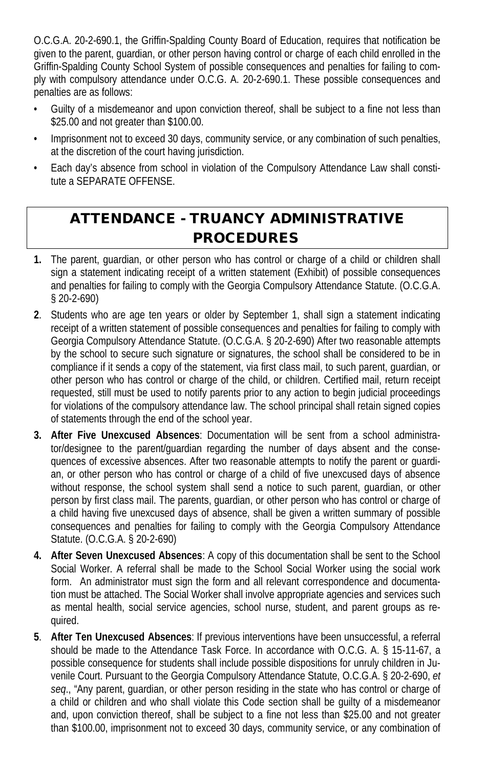O.C.G.A. 20-2-690.1, the Griffin-Spalding County Board of Education, requires that notification be given to the parent, guardian, or other person having control or charge of each child enrolled in the Griffin-Spalding County School System of possible consequences and penalties for failing to comply with compulsory attendance under O.C.G. A. 20-2-690.1. These possible consequences and penalties are as follows:

- Guilty of a misdemeanor and upon conviction thereof, shall be subject to a fine not less than $25.00 and not greater than $100.00.
- Imprisonment not to exceed 30 days, community service, or any combination of such penalties, at the discretion of the court having jurisdiction.
- Each day's absence from school in violation of the Compulsory Attendance Law shall constitute a SEPARATE OFFENSE.

## ATTENDANCE - TRUANCY ADMINISTRATIVE PROCEDURES

**1.** The parent, guardian, or other person who has control or charge of a child or children shall sign a statement indicating receipt of a written statement (Exhibit) of possible consequences and penalties for failing to comply with the Georgia Compulsory Attendance Statute. (O.C.G.A. § 20-2-690)

**2**. Students who are age ten years or older by September 1, shall sign a statement indicating receipt of a written statement of possible consequences and penalties for failing to comply with Georgia Compulsory Attendance Statute. (O.C.G.A. § 20-2-690) After two reasonable attempts by the school to secure such signature or signatures, the school shall be considered to be in compliance if it sends a copy of the statement, via first class mail, to such parent, guardian, or other person who has control or charge of the child, or children. Certified mail, return receipt requested, still must be used to notify parents prior to any action to begin judicial proceedings for violations of the compulsory attendance law. The school principal shall retain signed copies of statements through the end of the school year.

**3. After Five Unexcused Absences**: Documentation will be sent from a school administrator/designee to the parent/guardian regarding the number of days absent and the consequences of excessive absences. After two reasonable attempts to notify the parent or guardian, or other person who has control or charge of a child of five unexcused days of absence without response, the school system shall send a notice to such parent, guardian, or other person by first class mail. The parents, guardian, or other person who has control or charge of a child having five unexcused days of absence, shall be given a written summary of possible consequences and penalties for failing to comply with the Georgia Compulsory Attendance Statute. (O.C.G.A. § 20-2-690)

**4. After Seven Unexcused Absences**: A copy of this documentation shall be sent to the School Social Worker. A referral shall be made to the School Social Worker using the social work form. An administrator must sign the form and all relevant correspondence and documentation must be attached. The Social Worker shall involve appropriate agencies and services such as mental health, social service agencies, school nurse, student, and parent groups as required.

**5**. **After Ten Unexcused Absences**: If previous interventions have been unsuccessful, a referral should be made to the Attendance Task Force. In accordance with O.C.G. A. § 15-11-67, a possible consequence for students shall include possible dispositions for unruly children in Juvenile Court. Pursuant to the Georgia Compulsory Attendance Statute, O.C.G.A. § 20-2-690, *et seq*., "Any parent, guardian, or other person residing in the state who has control or charge of a child or children and who shall violate this Code section shall be guilty of a misdemeanor and, upon conviction thereof, shall be subject to a fine not less than $25.00 and not greater than $100.00, imprisonment not to exceed 30 days, community service, or any combination of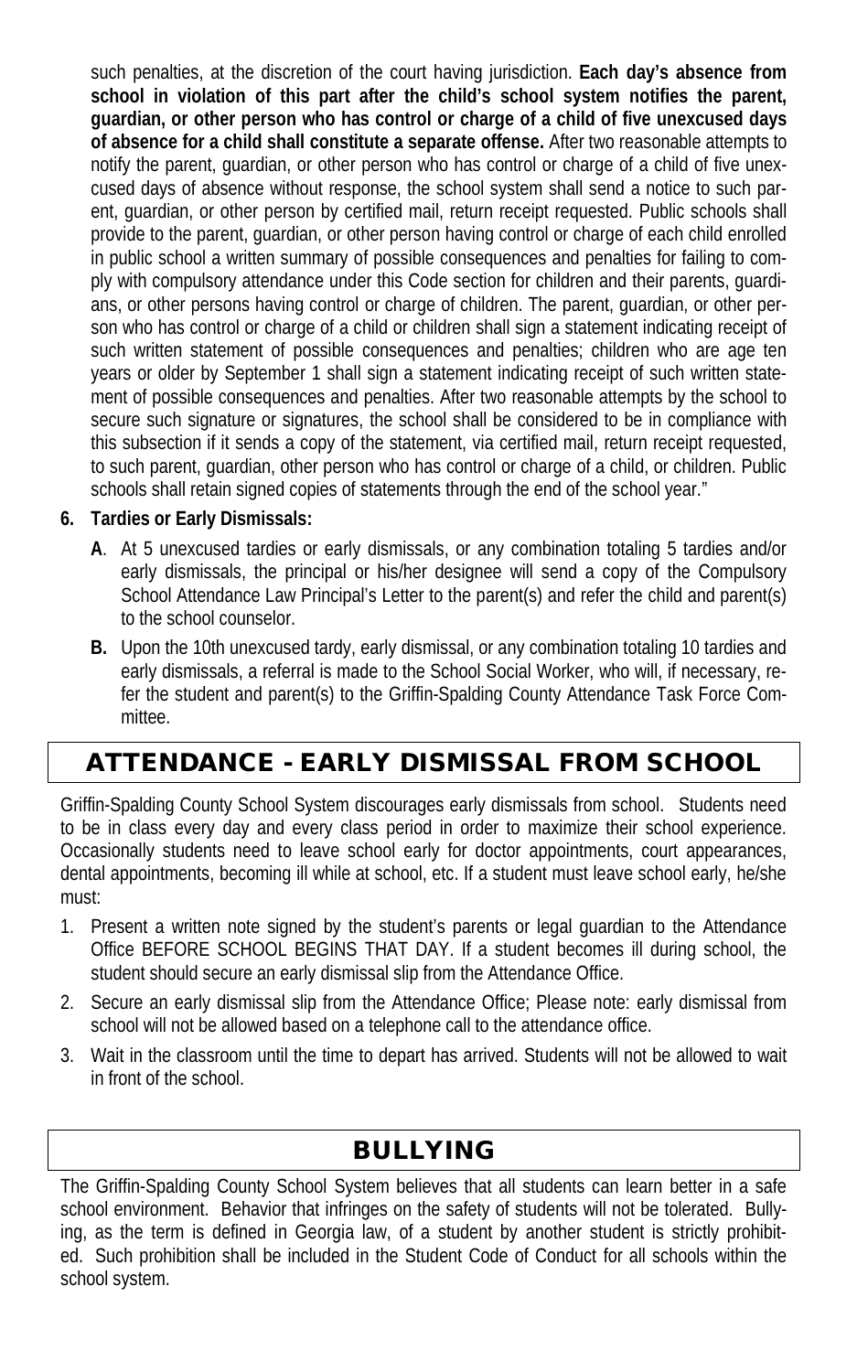such penalties, at the discretion of the court having jurisdiction. **Each day's absence from school in violation of this part after the child's school system notifies the parent, guardian, or other person who has control or charge of a child of five unexcused days of absence for a child shall constitute a separate offense.** After two reasonable attempts to notify the parent, guardian, or other person who has control or charge of a child of five unexcused days of absence without response, the school system shall send a notice to such parent, guardian, or other person by certified mail, return receipt requested. Public schools shall provide to the parent, guardian, or other person having control or charge of each child enrolled in public school a written summary of possible consequences and penalties for failing to comply with compulsory attendance under this Code section for children and their parents, guardians, or other persons having control or charge of children. The parent, guardian, or other person who has control or charge of a child or children shall sign a statement indicating receipt of such written statement of possible consequences and penalties; children who are age ten years or older by September 1 shall sign a statement indicating receipt of such written statement of possible consequences and penalties. After two reasonable attempts by the school to secure such signature or signatures, the school shall be considered to be in compliance with this subsection if it sends a copy of the statement, via certified mail, return receipt requested, to such parent, guardian, other person who has control or charge of a child, or children. Public schools shall retain signed copies of statements through the end of the school year."

**6. Tardies or Early Dismissals:**

- **A**. At 5 unexcused tardies or early dismissals, or any combination totaling 5 tardies and/or early dismissals, the principal or his/her designee will send a copy of the Compulsory School Attendance Law Principal's Letter to the parent(s) and refer the child and parent(s) to the school counselor.
- **B.** Upon the 10th unexcused tardy, early dismissal, or any combination totaling 10 tardies and early dismissals, a referral is made to the School Social Worker, who will, if necessary, refer the student and parent(s) to the Griffin-Spalding County Attendance Task Force Committee.

## ATTENDANCE - EARLY DISMISSAL FROM SCHOOL

Griffin-Spalding County School System discourages early dismissals from school. Students need to be in class every day and every class period in order to maximize their school experience. Occasionally students need to leave school early for doctor appointments, court appearances, dental appointments, becoming ill while at school, etc. If a student must leave school early, he/she must:

1. Present a written note signed by the student's parents or legal guardian to the Attendance Office BEFORE SCHOOL BEGINS THAT DAY. If a student becomes ill during school, the student should secure an early dismissal slip from the Attendance Office.
2. Secure an early dismissal slip from the Attendance Office; Please note: early dismissal from school will not be allowed based on a telephone call to the attendance office.
3. Wait in the classroom until the time to depart has arrived. Students will not be allowed to wait in front of the school.

## BULLYING

The Griffin-Spalding County School System believes that all students can learn better in a safe school environment. Behavior that infringes on the safety of students will not be tolerated. Bullying, as the term is defined in Georgia law, of a student by another student is strictly prohibited. Such prohibition shall be included in the Student Code of Conduct for all schools within the school system.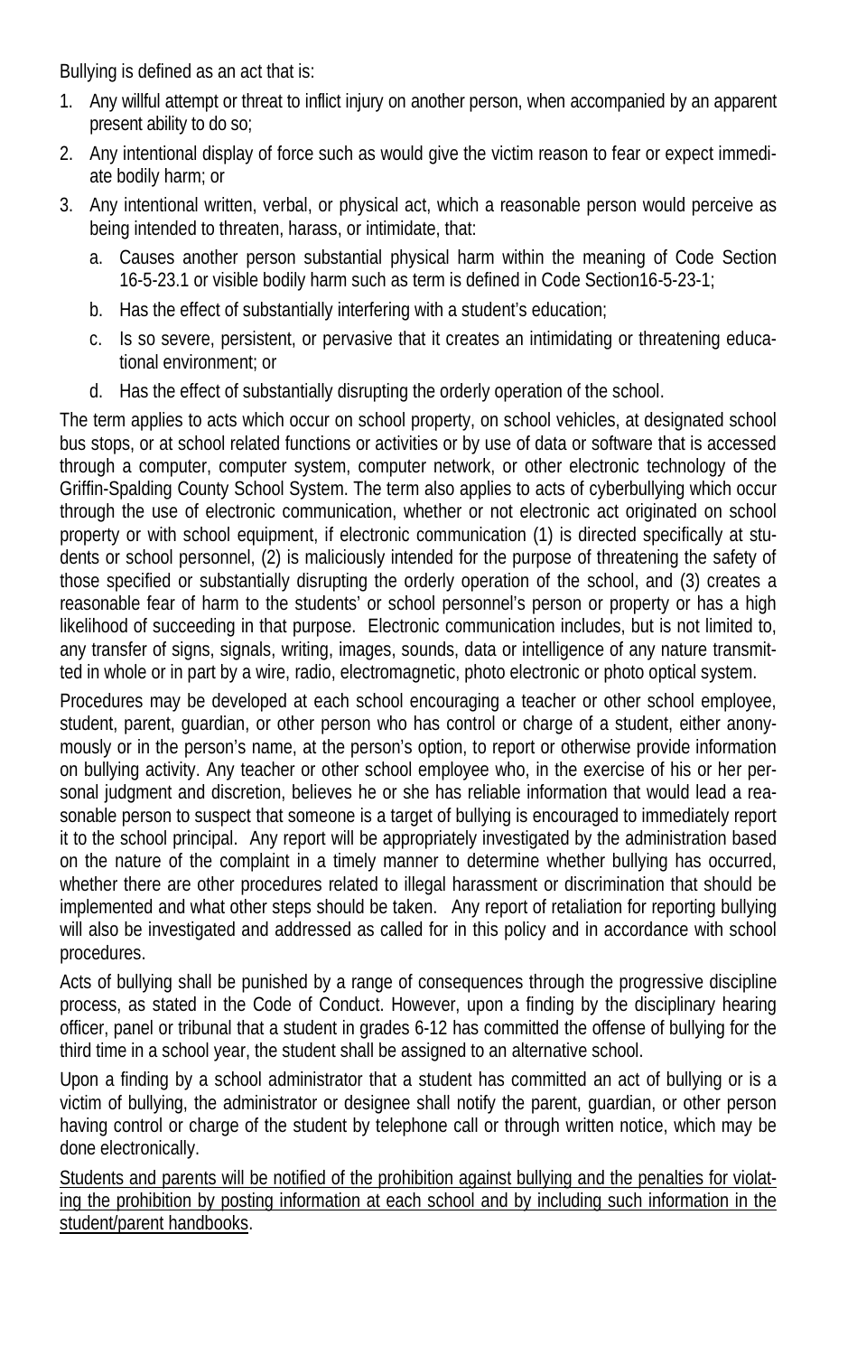Bullying is defined as an act that is:

1. Any willful attempt or threat to inflict injury on another person, when accompanied by an apparent present ability to do so;
2. Any intentional display of force such as would give the victim reason to fear or expect immediate bodily harm; or
3. Any intentional written, verbal, or physical act, which a reasonable person would perceive as being intended to threaten, harass, or intimidate, that:
   a. Causes another person substantial physical harm within the meaning of Code Section 16-5-23.1 or visible bodily harm such as term is defined in Code Section16-5-23-1;
   b. Has the effect of substantially interfering with a student's education;
   c. Is so severe, persistent, or pervasive that it creates an intimidating or threatening educational environment; or
   d. Has the effect of substantially disrupting the orderly operation of the school.

The term applies to acts which occur on school property, on school vehicles, at designated school bus stops, or at school related functions or activities or by use of data or software that is accessed through a computer, computer system, computer network, or other electronic technology of the Griffin-Spalding County School System. The term also applies to acts of cyberbullying which occur through the use of electronic communication, whether or not electronic act originated on school property or with school equipment, if electronic communication (1) is directed specifically at students or school personnel, (2) is maliciously intended for the purpose of threatening the safety of those specified or substantially disrupting the orderly operation of the school, and (3) creates a reasonable fear of harm to the students' or school personnel's person or property or has a high likelihood of succeeding in that purpose. Electronic communication includes, but is not limited to, any transfer of signs, signals, writing, images, sounds, data or intelligence of any nature transmitted in whole or in part by a wire, radio, electromagnetic, photo electronic or photo optical system.

Procedures may be developed at each school encouraging a teacher or other school employee, student, parent, guardian, or other person who has control or charge of a student, either anonymously or in the person's name, at the person's option, to report or otherwise provide information on bullying activity. Any teacher or other school employee who, in the exercise of his or her personal judgment and discretion, believes he or she has reliable information that would lead a reasonable person to suspect that someone is a target of bullying is encouraged to immediately report it to the school principal. Any report will be appropriately investigated by the administration based on the nature of the complaint in a timely manner to determine whether bullying has occurred, whether there are other procedures related to illegal harassment or discrimination that should be implemented and what other steps should be taken. Any report of retaliation for reporting bullying will also be investigated and addressed as called for in this policy and in accordance with school procedures.

Acts of bullying shall be punished by a range of consequences through the progressive discipline process, as stated in the Code of Conduct. However, upon a finding by the disciplinary hearing officer, panel or tribunal that a student in grades 6-12 has committed the offense of bullying for the third time in a school year, the student shall be assigned to an alternative school.

Upon a finding by a school administrator that a student has committed an act of bullying or is a victim of bullying, the administrator or designee shall notify the parent, guardian, or other person having control or charge of the student by telephone call or through written notice, which may be done electronically.

<u>Students and parents will be notified of the prohibition against bullying and the penalties for violating the prohibition by posting information at each school and by including such information in the student/parent handbooks</u>.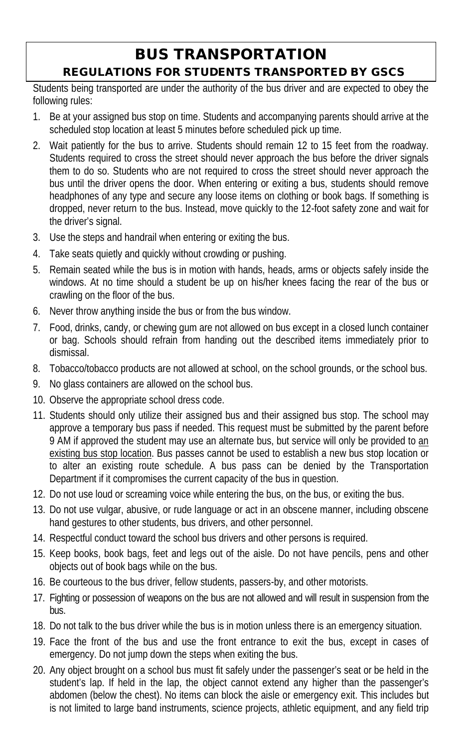# BUS TRANSPORTATION

## REGULATIONS FOR STUDENTS TRANSPORTED BY GSCS

Students being transported are under the authority of the bus driver and are expected to obey the following rules:

1. Be at your assigned bus stop on time. Students and accompanying parents should arrive at the scheduled stop location at least 5 minutes before scheduled pick up time.
2. Wait patiently for the bus to arrive. Students should remain 12 to 15 feet from the roadway. Students required to cross the street should never approach the bus before the driver signals them to do so. Students who are not required to cross the street should never approach the bus until the driver opens the door. When entering or exiting a bus, students should remove headphones of any type and secure any loose items on clothing or book bags. If something is dropped, never return to the bus. Instead, move quickly to the 12-foot safety zone and wait for the driver's signal.
3. Use the steps and handrail when entering or exiting the bus.
4. Take seats quietly and quickly without crowding or pushing.
5. Remain seated while the bus is in motion with hands, heads, arms or objects safely inside the windows. At no time should a student be up on his/her knees facing the rear of the bus or crawling on the floor of the bus.
6. Never throw anything inside the bus or from the bus window.
7. Food, drinks, candy, or chewing gum are not allowed on bus except in a closed lunch container or bag. Schools should refrain from handing out the described items immediately prior to dismissal.
8. Tobacco/tobacco products are not allowed at school, on the school grounds, or the school bus.
9. No glass containers are allowed on the school bus.
10. Observe the appropriate school dress code.
11. Students should only utilize their assigned bus and their assigned bus stop. The school may approve a temporary bus pass if needed. This request must be submitted by the parent before 9 AM if approved the student may use an alternate bus, but service will only be provided to <u>an existing bus stop location</u>. Bus passes cannot be used to establish a new bus stop location or to alter an existing route schedule. A bus pass can be denied by the Transportation Department if it compromises the current capacity of the bus in question.
12. Do not use loud or screaming voice while entering the bus, on the bus, or exiting the bus.
13. Do not use vulgar, abusive, or rude language or act in an obscene manner, including obscene hand gestures to other students, bus drivers, and other personnel.
14. Respectful conduct toward the school bus drivers and other persons is required.
15. Keep books, book bags, feet and legs out of the aisle. Do not have pencils, pens and other objects out of book bags while on the bus.
16. Be courteous to the bus driver, fellow students, passers-by, and other motorists.
17. Fighting or possession of weapons on the bus are not allowed and will result in suspension from the bus.
18. Do not talk to the bus driver while the bus is in motion unless there is an emergency situation.
19. Face the front of the bus and use the front entrance to exit the bus, except in cases of emergency. Do not jump down the steps when exiting the bus.
20. Any object brought on a school bus must fit safely under the passenger's seat or be held in the student's lap. If held in the lap, the object cannot extend any higher than the passenger's abdomen (below the chest). No items can block the aisle or emergency exit. This includes but is not limited to large band instruments, science projects, athletic equipment, and any field trip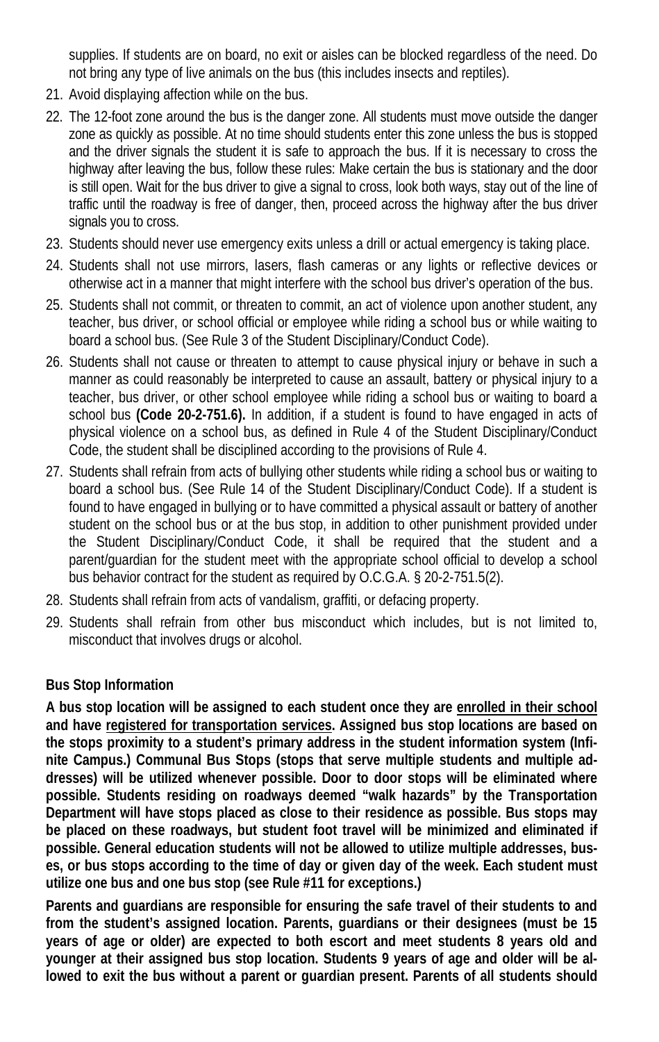supplies. If students are on board, no exit or aisles can be blocked regardless of the need. Do not bring any type of live animals on the bus (this includes insects and reptiles).

21. Avoid displaying affection while on the bus.
22. The 12-foot zone around the bus is the danger zone. All students must move outside the danger zone as quickly as possible. At no time should students enter this zone unless the bus is stopped and the driver signals the student it is safe to approach the bus. If it is necessary to cross the highway after leaving the bus, follow these rules: Make certain the bus is stationary and the door is still open. Wait for the bus driver to give a signal to cross, look both ways, stay out of the line of traffic until the roadway is free of danger, then, proceed across the highway after the bus driver signals you to cross.
23. Students should never use emergency exits unless a drill or actual emergency is taking place.
24. Students shall not use mirrors, lasers, flash cameras or any lights or reflective devices or otherwise act in a manner that might interfere with the school bus driver's operation of the bus.
25. Students shall not commit, or threaten to commit, an act of violence upon another student, any teacher, bus driver, or school official or employee while riding a school bus or while waiting to board a school bus. (See Rule 3 of the Student Disciplinary/Conduct Code).
26. Students shall not cause or threaten to attempt to cause physical injury or behave in such a manner as could reasonably be interpreted to cause an assault, battery or physical injury to a teacher, bus driver, or other school employee while riding a school bus or waiting to board a school bus **(Code 20-2-751.6).** In addition, if a student is found to have engaged in acts of physical violence on a school bus, as defined in Rule 4 of the Student Disciplinary/Conduct Code, the student shall be disciplined according to the provisions of Rule 4.
27. Students shall refrain from acts of bullying other students while riding a school bus or waiting to board a school bus. (See Rule 14 of the Student Disciplinary/Conduct Code). If a student is found to have engaged in bullying or to have committed a physical assault or battery of another student on the school bus or at the bus stop, in addition to other punishment provided under the Student Disciplinary/Conduct Code, it shall be required that the student and a parent/guardian for the student meet with the appropriate school official to develop a school bus behavior contract for the student as required by O.C.G.A. § 20-2-751.5(2).
28. Students shall refrain from acts of vandalism, graffiti, or defacing property.
29. Students shall refrain from other bus misconduct which includes, but is not limited to, misconduct that involves drugs or alcohol.

**Bus Stop Information**

**A bus stop location will be assigned to each student once they are <u>enrolled in their school</u> and have <u>registered for transportation services</u>. Assigned bus stop locations are based on the stops proximity to a student's primary address in the student information system (Infinite Campus.) Communal Bus Stops (stops that serve multiple students and multiple addresses) will be utilized whenever possible. Door to door stops will be eliminated where possible. Students residing on roadways deemed "walk hazards" by the Transportation Department will have stops placed as close to their residence as possible. Bus stops may be placed on these roadways, but student foot travel will be minimized and eliminated if possible. General education students will not be allowed to utilize multiple addresses, buses, or bus stops according to the time of day or given day of the week. Each student must utilize one bus and one bus stop (see Rule #11 for exceptions.)**

**Parents and guardians are responsible for ensuring the safe travel of their students to and from the student's assigned location. Parents, guardians or their designees (must be 15 years of age or older) are expected to both escort and meet students 8 years old and younger at their assigned bus stop location. Students 9 years of age and older will be allowed to exit the bus without a parent or guardian present. Parents of all students should**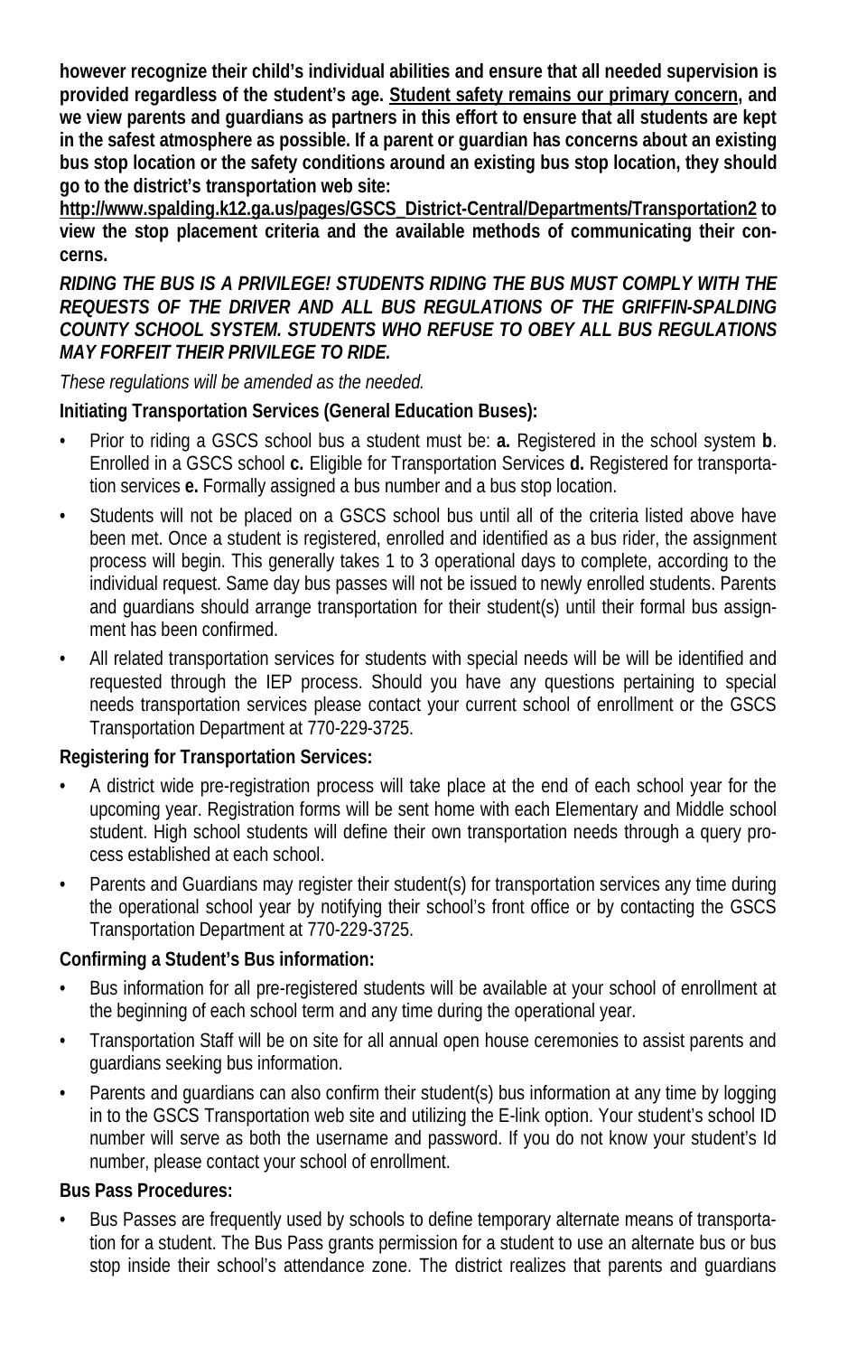**however recognize their child's individual abilities and ensure that all needed supervision is provided regardless of the student's age. Student safety remains our primary concern, and we view parents and guardians as partners in this effort to ensure that all students are kept in the safest atmosphere as possible. If a parent or guardian has concerns about an existing bus stop location or the safety conditions around an existing bus stop location, they should go to the district's transportation web site: http://www.spalding.k12.ga.us/pages/GSCS_District-Central/Departments/Transportation2 to view the stop placement criteria and the available methods of communicating their concerns.**

***RIDING THE BUS IS A PRIVILEGE! STUDENTS RIDING THE BUS MUST COMPLY WITH THE REQUESTS OF THE DRIVER AND ALL BUS REGULATIONS OF THE GRIFFIN-SPALDING COUNTY SCHOOL SYSTEM. STUDENTS WHO REFUSE TO OBEY ALL BUS REGULATIONS MAY FORFEIT THEIR PRIVILEGE TO RIDE.***

*These regulations will be amended as the needed.*

**Initiating Transportation Services (General Education Buses):**

- Prior to riding a GSCS school bus a student must be: **a.** Registered in the school system **b**. Enrolled in a GSCS school **c.** Eligible for Transportation Services **d.** Registered for transportation services **e.** Formally assigned a bus number and a bus stop location.
- Students will not be placed on a GSCS school bus until all of the criteria listed above have been met. Once a student is registered, enrolled and identified as a bus rider, the assignment process will begin. This generally takes 1 to 3 operational days to complete, according to the individual request. Same day bus passes will not be issued to newly enrolled students. Parents and guardians should arrange transportation for their student(s) until their formal bus assignment has been confirmed.
- All related transportation services for students with special needs will be will be identified and requested through the IEP process. Should you have any questions pertaining to special needs transportation services please contact your current school of enrollment or the GSCS Transportation Department at 770-229-3725.

**Registering for Transportation Services:**

- A district wide pre-registration process will take place at the end of each school year for the upcoming year. Registration forms will be sent home with each Elementary and Middle school student. High school students will define their own transportation needs through a query process established at each school.
- Parents and Guardians may register their student(s) for transportation services any time during the operational school year by notifying their school's front office or by contacting the GSCS Transportation Department at 770-229-3725.

**Confirming a Student's Bus information:**

- Bus information for all pre-registered students will be available at your school of enrollment at the beginning of each school term and any time during the operational year.
- Transportation Staff will be on site for all annual open house ceremonies to assist parents and guardians seeking bus information.
- Parents and guardians can also confirm their student(s) bus information at any time by logging in to the GSCS Transportation web site and utilizing the E-link option. Your student's school ID number will serve as both the username and password. If you do not know your student's Id number, please contact your school of enrollment.

**Bus Pass Procedures:**

- Bus Passes are frequently used by schools to define temporary alternate means of transportation for a student. The Bus Pass grants permission for a student to use an alternate bus or bus stop inside their school's attendance zone. The district realizes that parents and guardians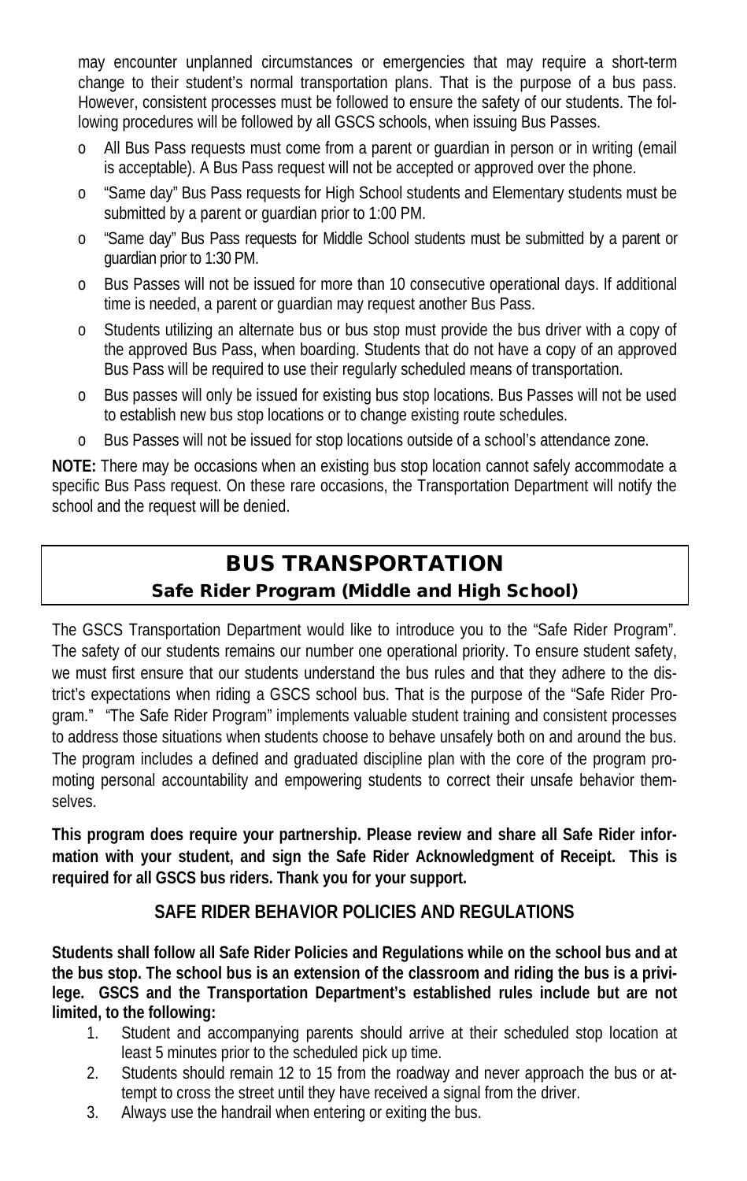may encounter unplanned circumstances or emergencies that may require a short-term change to their student's normal transportation plans. That is the purpose of a bus pass. However, consistent processes must be followed to ensure the safety of our students. The following procedures will be followed by all GSCS schools, when issuing Bus Passes.

- All Bus Pass requests must come from a parent or guardian in person or in writing (email is acceptable). A Bus Pass request will not be accepted or approved over the phone.
- "Same day" Bus Pass requests for High School students and Elementary students must be submitted by a parent or guardian prior to 1:00 PM.
- "Same day" Bus Pass requests for Middle School students must be submitted by a parent or guardian prior to 1:30 PM.
- Bus Passes will not be issued for more than 10 consecutive operational days. If additional time is needed, a parent or guardian may request another Bus Pass.
- Students utilizing an alternate bus or bus stop must provide the bus driver with a copy of the approved Bus Pass, when boarding. Students that do not have a copy of an approved Bus Pass will be required to use their regularly scheduled means of transportation.
- Bus passes will only be issued for existing bus stop locations. Bus Passes will not be used to establish new bus stop locations or to change existing route schedules.
- Bus Passes will not be issued for stop locations outside of a school's attendance zone.

**NOTE:** There may be occasions when an existing bus stop location cannot safely accommodate a specific Bus Pass request. On these rare occasions, the Transportation Department will notify the school and the request will be denied.

## BUS TRANSPORTATION

### Safe Rider Program (Middle and High School)

The GSCS Transportation Department would like to introduce you to the "Safe Rider Program". The safety of our students remains our number one operational priority. To ensure student safety, we must first ensure that our students understand the bus rules and that they adhere to the district's expectations when riding a GSCS school bus. That is the purpose of the "Safe Rider Program." "The Safe Rider Program" implements valuable student training and consistent processes to address those situations when students choose to behave unsafely both on and around the bus. The program includes a defined and graduated discipline plan with the core of the program promoting personal accountability and empowering students to correct their unsafe behavior themselves.

**This program does require your partnership. Please review and share all Safe Rider information with your student, and sign the Safe Rider Acknowledgment of Receipt. This is required for all GSCS bus riders. Thank you for your support.**

### SAFE RIDER BEHAVIOR POLICIES AND REGULATIONS

**Students shall follow all Safe Rider Policies and Regulations while on the school bus and at the bus stop. The school bus is an extension of the classroom and riding the bus is a privilege. GSCS and the Transportation Department's established rules include but are not limited, to the following:**

1. Student and accompanying parents should arrive at their scheduled stop location at least 5 minutes prior to the scheduled pick up time.
2. Students should remain 12 to 15 from the roadway and never approach the bus or attempt to cross the street until they have received a signal from the driver.
3. Always use the handrail when entering or exiting the bus.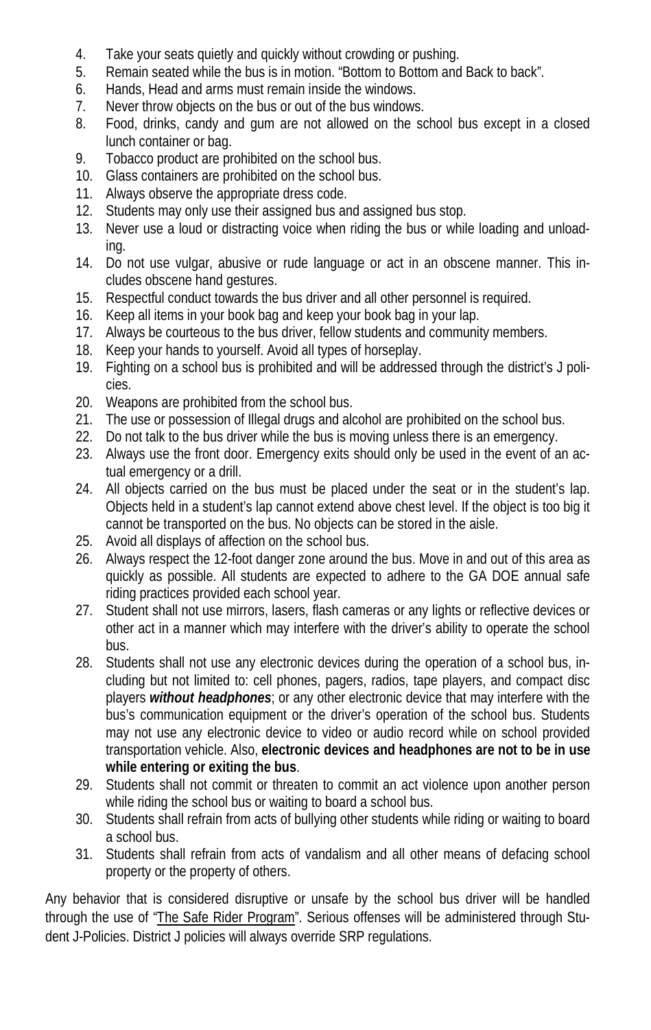4. Take your seats quietly and quickly without crowding or pushing.
5. Remain seated while the bus is in motion. "Bottom to Bottom and Back to back".
6. Hands, Head and arms must remain inside the windows.
7. Never throw objects on the bus or out of the bus windows.
8. Food, drinks, candy and gum are not allowed on the school bus except in a closed lunch container or bag.
9. Tobacco product are prohibited on the school bus.
10. Glass containers are prohibited on the school bus.
11. Always observe the appropriate dress code.
12. Students may only use their assigned bus and assigned bus stop.
13. Never use a loud or distracting voice when riding the bus or while loading and unloading.
14. Do not use vulgar, abusive or rude language or act in an obscene manner. This includes obscene hand gestures.
15. Respectful conduct towards the bus driver and all other personnel is required.
16. Keep all items in your book bag and keep your book bag in your lap.
17. Always be courteous to the bus driver, fellow students and community members.
18. Keep your hands to yourself. Avoid all types of horseplay.
19. Fighting on a school bus is prohibited and will be addressed through the district's J policies.
20. Weapons are prohibited from the school bus.
21. The use or possession of Illegal drugs and alcohol are prohibited on the school bus.
22. Do not talk to the bus driver while the bus is moving unless there is an emergency.
23. Always use the front door. Emergency exits should only be used in the event of an actual emergency or a drill.
24. All objects carried on the bus must be placed under the seat or in the student's lap. Objects held in a student's lap cannot extend above chest level. If the object is too big it cannot be transported on the bus. No objects can be stored in the aisle.
25. Avoid all displays of affection on the school bus.
26. Always respect the 12-foot danger zone around the bus. Move in and out of this area as quickly as possible. All students are expected to adhere to the GA DOE annual safe riding practices provided each school year.
27. Student shall not use mirrors, lasers, flash cameras or any lights or reflective devices or other act in a manner which may interfere with the driver's ability to operate the school bus.
28. Students shall not use any electronic devices during the operation of a school bus, including but not limited to: cell phones, pagers, radios, tape players, and compact disc players ***without headphones***; or any other electronic device that may interfere with the bus's communication equipment or the driver's operation of the school bus. Students may not use any electronic device to video or audio record while on school provided transportation vehicle. Also, **electronic devices and headphones are not to be in use while entering or exiting the bus**.
29. Students shall not commit or threaten to commit an act violence upon another person while riding the school bus or waiting to board a school bus.
30. Students shall refrain from acts of bullying other students while riding or waiting to board a school bus.
31. Students shall refrain from acts of vandalism and all other means of defacing school property or the property of others.

Any behavior that is considered disruptive or unsafe by the school bus driver will be handled through the use of "The Safe Rider Program". Serious offenses will be administered through Student J-Policies. District J policies will always override SRP regulations.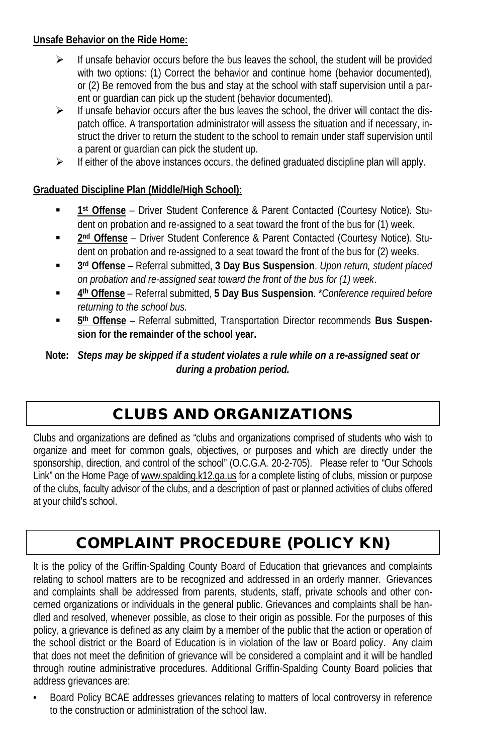**Unsafe Behavior on the Ride Home:**

- If unsafe behavior occurs before the bus leaves the school, the student will be provided with two options: (1) Correct the behavior and continue home (behavior documented), or (2) Be removed from the bus and stay at the school with staff supervision until a parent or guardian can pick up the student (behavior documented).
- If unsafe behavior occurs after the bus leaves the school, the driver will contact the dispatch office. A transportation administrator will assess the situation and if necessary, instruct the driver to return the student to the school to remain under staff supervision until a parent or guardian can pick the student up.
- If either of the above instances occurs, the defined graduated discipline plan will apply.

**Graduated Discipline Plan (Middle/High School):**

- **1st Offense** – Driver Student Conference & Parent Contacted (Courtesy Notice). Student on probation and re-assigned to a seat toward the front of the bus for (1) week.
- **2nd Offense** – Driver Student Conference & Parent Contacted (Courtesy Notice). Student on probation and re-assigned to a seat toward the front of the bus for (2) weeks.
- **3rd Offense** – Referral submitted, **3 Day Bus Suspension**. *Upon return, student placed on probation and re-assigned seat toward the front of the bus for (1) week*.
- **4th Offense** – Referral submitted, **5 Day Bus Suspension**. \**Conference required before returning to the school bus.*
- **5th Offense** – Referral submitted, Transportation Director recommends **Bus Suspension for the remainder of the school year.**

**Note:** ***Steps may be skipped if a student violates a rule while on a re-assigned seat or during a probation period.***

# CLUBS AND ORGANIZATIONS

Clubs and organizations are defined as "clubs and organizations comprised of students who wish to organize and meet for common goals, objectives, or purposes and which are directly under the sponsorship, direction, and control of the school" (O.C.G.A. 20-2-705). Please refer to "Our Schools Link" on the Home Page of www.spalding.k12.ga.us for a complete listing of clubs, mission or purpose of the clubs, faculty advisor of the clubs, and a description of past or planned activities of clubs offered at your child's school.

# COMPLAINT PROCEDURE (POLICY KN)

It is the policy of the Griffin-Spalding County Board of Education that grievances and complaints relating to school matters are to be recognized and addressed in an orderly manner. Grievances and complaints shall be addressed from parents, students, staff, private schools and other concerned organizations or individuals in the general public. Grievances and complaints shall be handled and resolved, whenever possible, as close to their origin as possible. For the purposes of this policy, a grievance is defined as any claim by a member of the public that the action or operation of the school district or the Board of Education is in violation of the law or Board policy. Any claim that does not meet the definition of grievance will be considered a complaint and it will be handled through routine administrative procedures. Additional Griffin-Spalding County Board policies that address grievances are:

- Board Policy BCAE addresses grievances relating to matters of local controversy in reference to the construction or administration of the school law.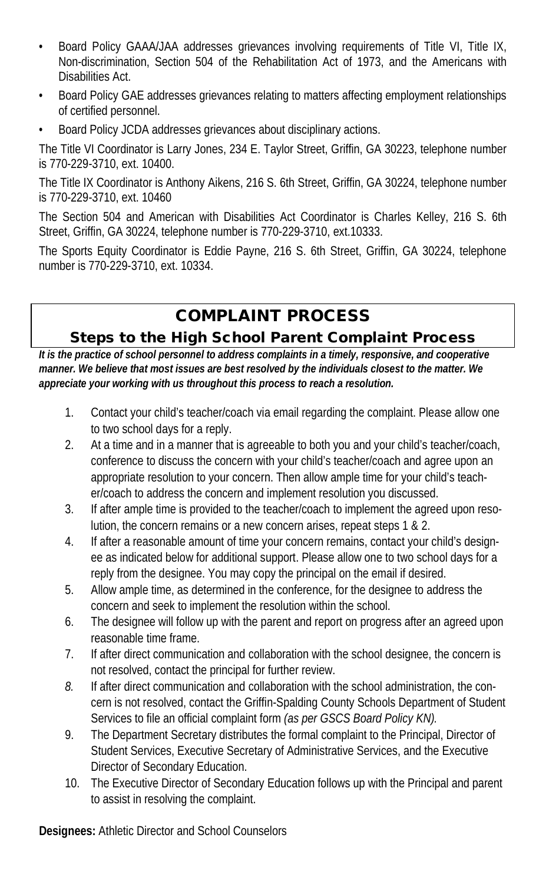- Board Policy GAAA/JAA addresses grievances involving requirements of Title VI, Title IX, Non-discrimination, Section 504 of the Rehabilitation Act of 1973, and the Americans with Disabilities Act.
- Board Policy GAE addresses grievances relating to matters affecting employment relationships of certified personnel.
- Board Policy JCDA addresses grievances about disciplinary actions.

The Title VI Coordinator is Larry Jones, 234 E. Taylor Street, Griffin, GA 30223, telephone number is 770-229-3710, ext. 10400.

The Title IX Coordinator is Anthony Aikens, 216 S. 6th Street, Griffin, GA 30224, telephone number is 770-229-3710, ext. 10460

The Section 504 and American with Disabilities Act Coordinator is Charles Kelley, 216 S. 6th Street, Griffin, GA 30224, telephone number is 770-229-3710, ext.10333.

The Sports Equity Coordinator is Eddie Payne, 216 S. 6th Street, Griffin, GA 30224, telephone number is 770-229-3710, ext. 10334.

# COMPLAINT PROCESS

## Steps to the High School Parent Complaint Process

***It is the practice of school personnel to address complaints in a timely, responsive, and cooperative manner. We believe that most issues are best resolved by the individuals closest to the matter. We appreciate your working with us throughout this process to reach a resolution.***

1. Contact your child's teacher/coach via email regarding the complaint. Please allow one to two school days for a reply.
2. At a time and in a manner that is agreeable to both you and your child's teacher/coach, conference to discuss the concern with your child's teacher/coach and agree upon an appropriate resolution to your concern. Then allow ample time for your child's teacher/coach to address the concern and implement resolution you discussed.
3. If after ample time is provided to the teacher/coach to implement the agreed upon resolution, the concern remains or a new concern arises, repeat steps 1 & 2.
4. If after a reasonable amount of time your concern remains, contact your child's designee as indicated below for additional support. Please allow one to two school days for a reply from the designee. You may copy the principal on the email if desired.
5. Allow ample time, as determined in the conference, for the designee to address the concern and seek to implement the resolution within the school.
6. The designee will follow up with the parent and report on progress after an agreed upon reasonable time frame.
7. If after direct communication and collaboration with the school designee, the concern is not resolved, contact the principal for further review.
8. If after direct communication and collaboration with the school administration, the concern is not resolved, contact the Griffin-Spalding County Schools Department of Student Services to file an official complaint form *(as per GSCS Board Policy KN).*
9. The Department Secretary distributes the formal complaint to the Principal, Director of Student Services, Executive Secretary of Administrative Services, and the Executive Director of Secondary Education.
10. The Executive Director of Secondary Education follows up with the Principal and parent to assist in resolving the complaint.

**Designees:** Athletic Director and School Counselors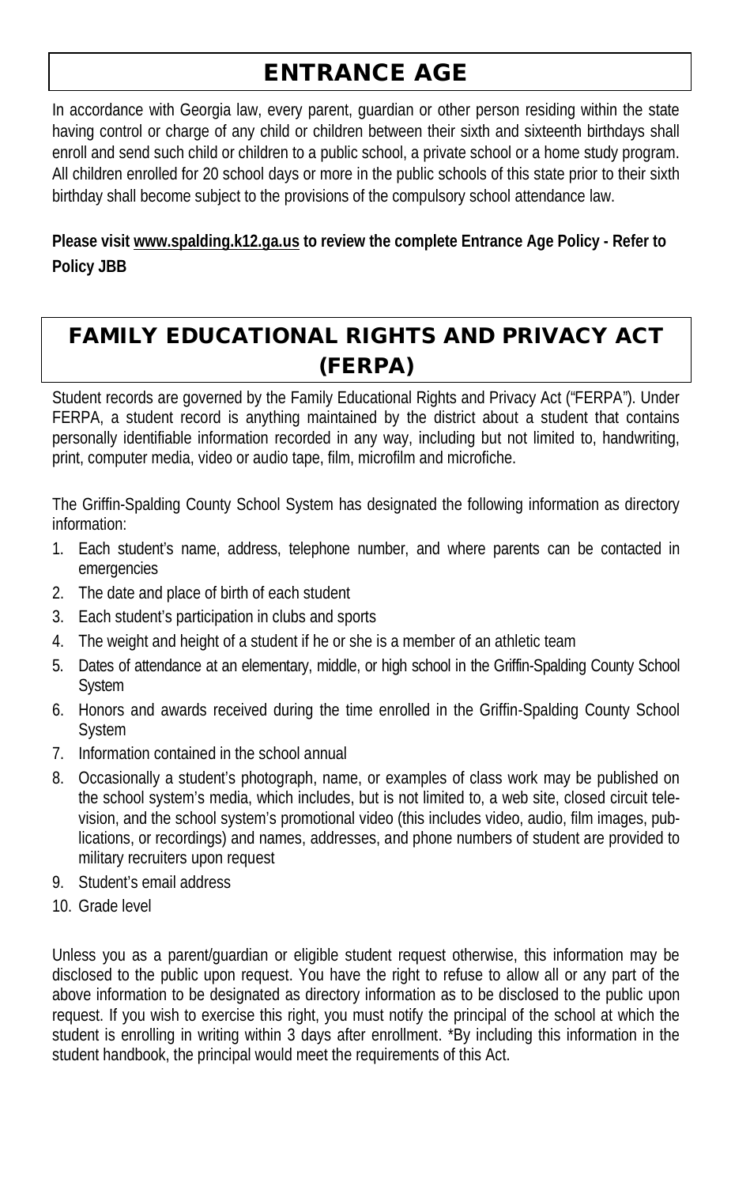# ENTRANCE AGE

In accordance with Georgia law, every parent, guardian or other person residing within the state having control or charge of any child or children between their sixth and sixteenth birthdays shall enroll and send such child or children to a public school, a private school or a home study program. All children enrolled for 20 school days or more in the public schools of this state prior to their sixth birthday shall become subject to the provisions of the compulsory school attendance law.

**Please visit www.spalding.k12.ga.us to review the complete Entrance Age Policy - Refer to Policy JBB**

# FAMILY EDUCATIONAL RIGHTS AND PRIVACY ACT (FERPA)

Student records are governed by the Family Educational Rights and Privacy Act ("FERPA"). Under FERPA, a student record is anything maintained by the district about a student that contains personally identifiable information recorded in any way, including but not limited to, handwriting, print, computer media, video or audio tape, film, microfilm and microfiche.

The Griffin-Spalding County School System has designated the following information as directory information:

1. Each student's name, address, telephone number, and where parents can be contacted in emergencies
2. The date and place of birth of each student
3. Each student's participation in clubs and sports
4. The weight and height of a student if he or she is a member of an athletic team
5. Dates of attendance at an elementary, middle, or high school in the Griffin-Spalding County School System
6. Honors and awards received during the time enrolled in the Griffin-Spalding County School System
7. Information contained in the school annual
8. Occasionally a student's photograph, name, or examples of class work may be published on the school system's media, which includes, but is not limited to, a web site, closed circuit television, and the school system's promotional video (this includes video, audio, film images, publications, or recordings) and names, addresses, and phone numbers of student are provided to military recruiters upon request
9. Student's email address
10. Grade level

Unless you as a parent/guardian or eligible student request otherwise, this information may be disclosed to the public upon request. You have the right to refuse to allow all or any part of the above information to be designated as directory information as to be disclosed to the public upon request. If you wish to exercise this right, you must notify the principal of the school at which the student is enrolling in writing within 3 days after enrollment. *By including this information in the student handbook, the principal would meet the requirements of this Act.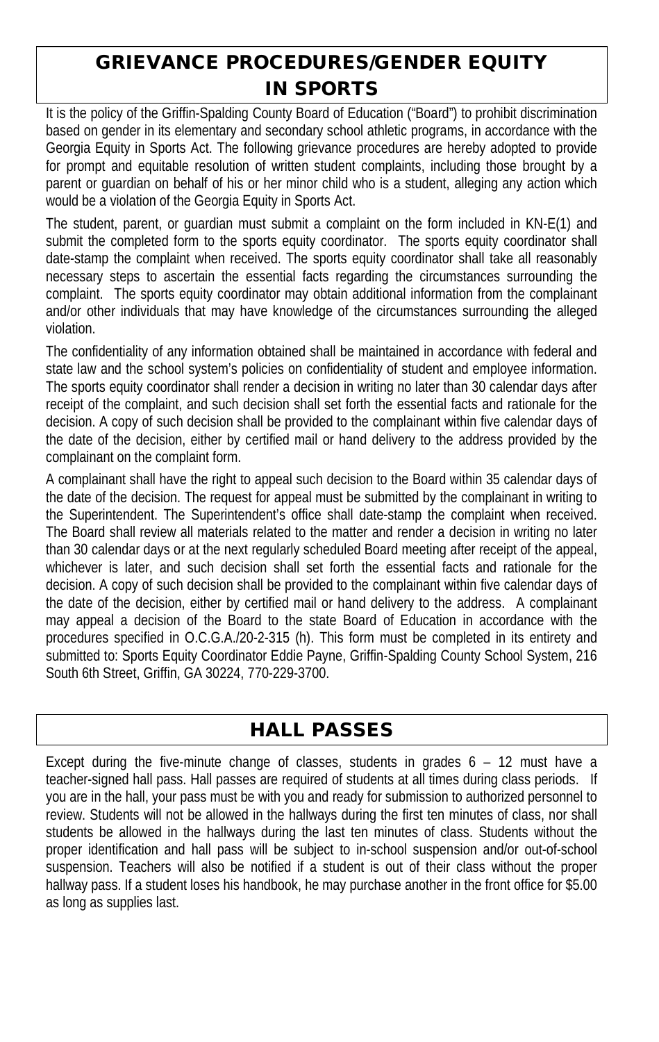## GRIEVANCE PROCEDURES/GENDER EQUITY IN SPORTS

It is the policy of the Griffin-Spalding County Board of Education ("Board") to prohibit discrimination based on gender in its elementary and secondary school athletic programs, in accordance with the Georgia Equity in Sports Act. The following grievance procedures are hereby adopted to provide for prompt and equitable resolution of written student complaints, including those brought by a parent or guardian on behalf of his or her minor child who is a student, alleging any action which would be a violation of the Georgia Equity in Sports Act.

The student, parent, or guardian must submit a complaint on the form included in KN-E(1) and submit the completed form to the sports equity coordinator. The sports equity coordinator shall date-stamp the complaint when received. The sports equity coordinator shall take all reasonably necessary steps to ascertain the essential facts regarding the circumstances surrounding the complaint. The sports equity coordinator may obtain additional information from the complainant and/or other individuals that may have knowledge of the circumstances surrounding the alleged violation.

The confidentiality of any information obtained shall be maintained in accordance with federal and state law and the school system's policies on confidentiality of student and employee information. The sports equity coordinator shall render a decision in writing no later than 30 calendar days after receipt of the complaint, and such decision shall set forth the essential facts and rationale for the decision. A copy of such decision shall be provided to the complainant within five calendar days of the date of the decision, either by certified mail or hand delivery to the address provided by the complainant on the complaint form.

A complainant shall have the right to appeal such decision to the Board within 35 calendar days of the date of the decision. The request for appeal must be submitted by the complainant in writing to the Superintendent. The Superintendent's office shall date-stamp the complaint when received. The Board shall review all materials related to the matter and render a decision in writing no later than 30 calendar days or at the next regularly scheduled Board meeting after receipt of the appeal, whichever is later, and such decision shall set forth the essential facts and rationale for the decision. A copy of such decision shall be provided to the complainant within five calendar days of the date of the decision, either by certified mail or hand delivery to the address. A complainant may appeal a decision of the Board to the state Board of Education in accordance with the procedures specified in O.C.G.A./20-2-315 (h). This form must be completed in its entirety and submitted to: Sports Equity Coordinator Eddie Payne, Griffin-Spalding County School System, 216 South 6th Street, Griffin, GA 30224, 770-229-3700.

## HALL PASSES

Except during the five-minute change of classes, students in grades 6 – 12 must have a teacher-signed hall pass. Hall passes are required of students at all times during class periods. If you are in the hall, your pass must be with you and ready for submission to authorized personnel to review. Students will not be allowed in the hallways during the first ten minutes of class, nor shall students be allowed in the hallways during the last ten minutes of class. Students without the proper identification and hall pass will be subject to in-school suspension and/or out-of-school suspension. Teachers will also be notified if a student is out of their class without the proper hallway pass. If a student loses his handbook, he may purchase another in the front office for $5.00 as long as supplies last.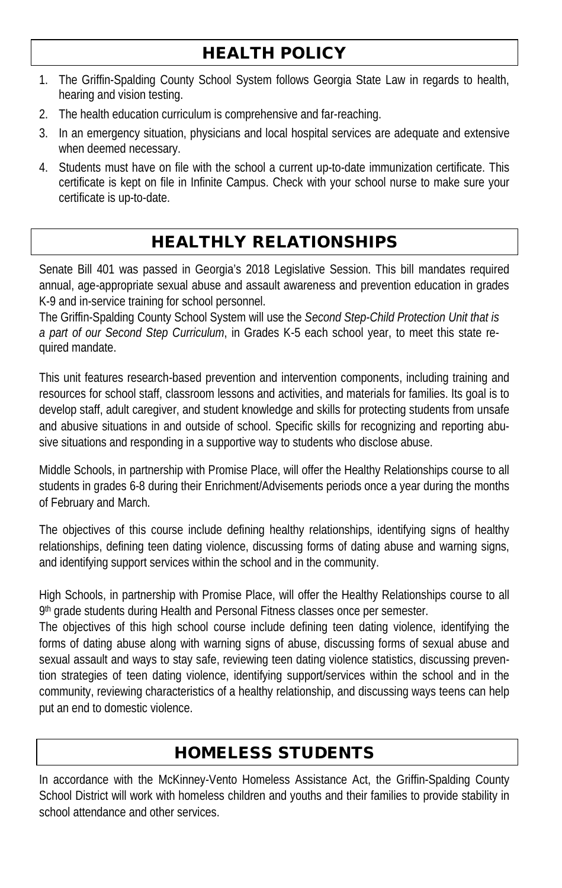## HEALTH POLICY

1. The Griffin-Spalding County School System follows Georgia State Law in regards to health, hearing and vision testing.
2. The health education curriculum is comprehensive and far-reaching.
3. In an emergency situation, physicians and local hospital services are adequate and extensive when deemed necessary.
4. Students must have on file with the school a current up-to-date immunization certificate. This certificate is kept on file in Infinite Campus. Check with your school nurse to make sure your certificate is up-to-date.

## HEALTHLY RELATIONSHIPS

Senate Bill 401 was passed in Georgia's 2018 Legislative Session. This bill mandates required annual, age-appropriate sexual abuse and assault awareness and prevention education in grades K-9 and in-service training for school personnel.
The Griffin-Spalding County School System will use the *Second Step-Child Protection Unit that is a part of our Second Step Curriculum*, in Grades K-5 each school year, to meet this state required mandate.

This unit features research-based prevention and intervention components, including training and resources for school staff, classroom lessons and activities, and materials for families. Its goal is to develop staff, adult caregiver, and student knowledge and skills for protecting students from unsafe and abusive situations in and outside of school. Specific skills for recognizing and reporting abusive situations and responding in a supportive way to students who disclose abuse.

Middle Schools, in partnership with Promise Place, will offer the Healthy Relationships course to all students in grades 6-8 during their Enrichment/Advisements periods once a year during the months of February and March.

The objectives of this course include defining healthy relationships, identifying signs of healthy relationships, defining teen dating violence, discussing forms of dating abuse and warning signs, and identifying support services within the school and in the community.

High Schools, in partnership with Promise Place, will offer the Healthy Relationships course to all 9th grade students during Health and Personal Fitness classes once per semester.
The objectives of this high school course include defining teen dating violence, identifying the forms of dating abuse along with warning signs of abuse, discussing forms of sexual abuse and sexual assault and ways to stay safe, reviewing teen dating violence statistics, discussing prevention strategies of teen dating violence, identifying support/services within the school and in the community, reviewing characteristics of a healthy relationship, and discussing ways teens can help put an end to domestic violence.

## HOMELESS STUDENTS

In accordance with the McKinney-Vento Homeless Assistance Act, the Griffin-Spalding County School District will work with homeless children and youths and their families to provide stability in school attendance and other services.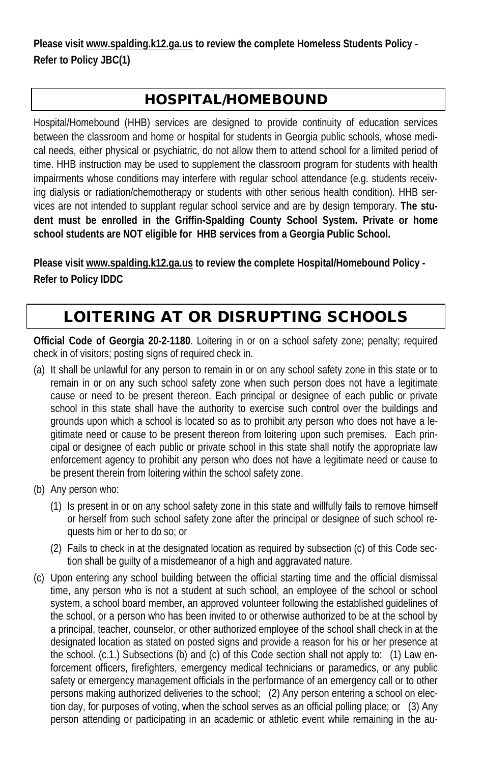**Please visit www.spalding.k12.ga.us to review the complete Homeless Students Policy - Refer to Policy JBC(1)**

## HOSPITAL/HOMEBOUND

Hospital/Homebound (HHB) services are designed to provide continuity of education services between the classroom and home or hospital for students in Georgia public schools, whose medical needs, either physical or psychiatric, do not allow them to attend school for a limited period of time. HHB instruction may be used to supplement the classroom program for students with health impairments whose conditions may interfere with regular school attendance (e.g. students receiving dialysis or radiation/chemotherapy or students with other serious health condition). HHB services are not intended to supplant regular school service and are by design temporary. **The student must be enrolled in the Griffin-Spalding County School System. Private or home school students are NOT eligible for HHB services from a Georgia Public School.**

**Please visit www.spalding.k12.ga.us to review the complete Hospital/Homebound Policy - Refer to Policy IDDC**

## LOITERING AT OR DISRUPTING SCHOOLS

**Official Code of Georgia 20-2-1180**. Loitering in or on a school safety zone; penalty; required check in of visitors; posting signs of required check in.

(a) It shall be unlawful for any person to remain in or on any school safety zone in this state or to remain in or on any such school safety zone when such person does not have a legitimate cause or need to be present thereon. Each principal or designee of each public or private school in this state shall have the authority to exercise such control over the buildings and grounds upon which a school is located so as to prohibit any person who does not have a legitimate need or cause to be present thereon from loitering upon such premises. Each principal or designee of each public or private school in this state shall notify the appropriate law enforcement agency to prohibit any person who does not have a legitimate need or cause to be present therein from loitering within the school safety zone.

(b) Any person who:

   (1) Is present in or on any school safety zone in this state and willfully fails to remove himself or herself from such school safety zone after the principal or designee of such school requests him or her to do so; or

   (2) Fails to check in at the designated location as required by subsection (c) of this Code section shall be guilty of a misdemeanor of a high and aggravated nature.

(c) Upon entering any school building between the official starting time and the official dismissal time, any person who is not a student at such school, an employee of the school or school system, a school board member, an approved volunteer following the established guidelines of the school, or a person who has been invited to or otherwise authorized to be at the school by a principal, teacher, counselor, or other authorized employee of the school shall check in at the designated location as stated on posted signs and provide a reason for his or her presence at the school. (c.1.) Subsections (b) and (c) of this Code section shall not apply to: (1) Law enforcement officers, firefighters, emergency medical technicians or paramedics, or any public safety or emergency management officials in the performance of an emergency call or to other persons making authorized deliveries to the school; (2) Any person entering a school on election day, for purposes of voting, when the school serves as an official polling place; or (3) Any person attending or participating in an academic or athletic event while remaining in the au-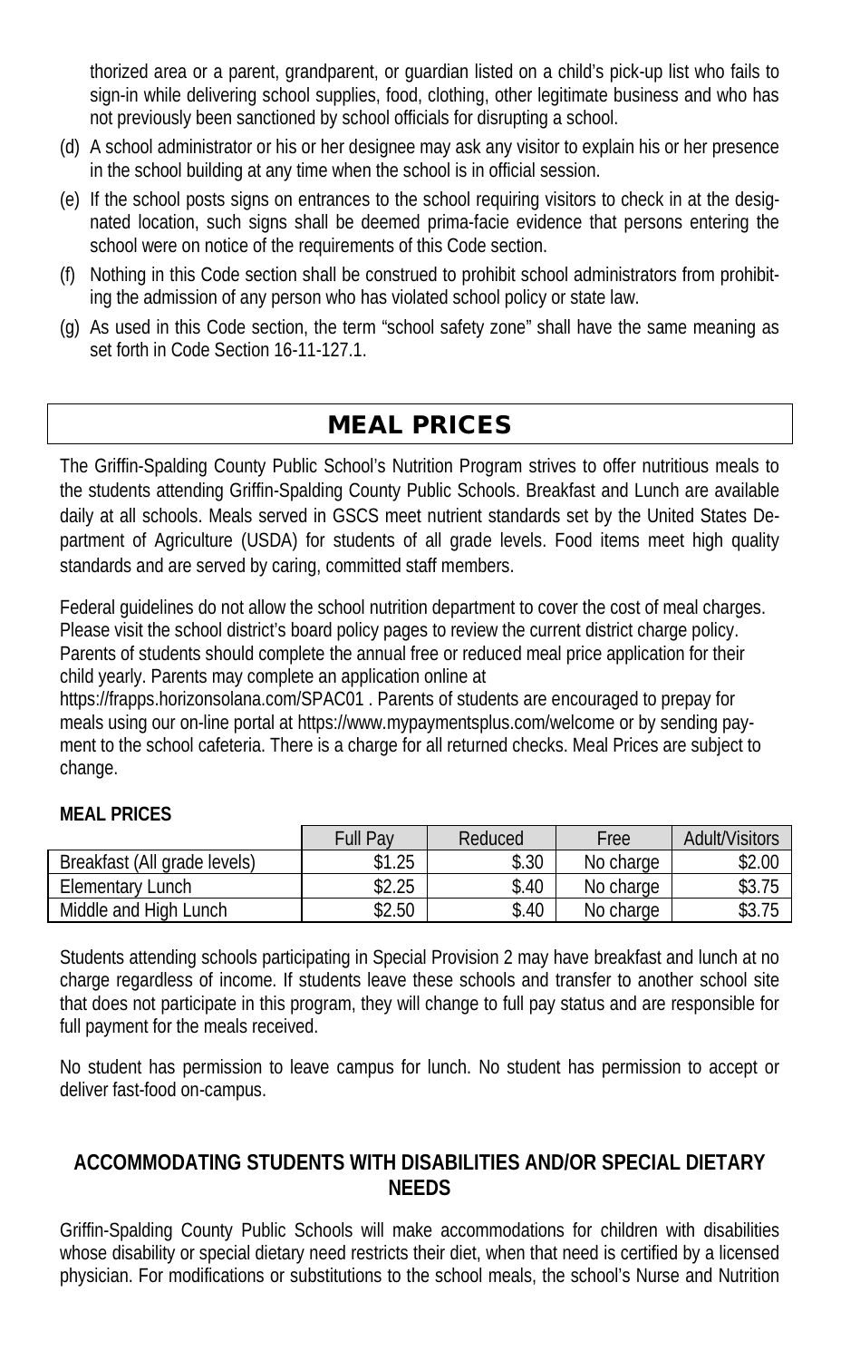thorized area or a parent, grandparent, or guardian listed on a child's pick-up list who fails to sign-in while delivering school supplies, food, clothing, other legitimate business and who has not previously been sanctioned by school officials for disrupting a school.

(d) A school administrator or his or her designee may ask any visitor to explain his or her presence in the school building at any time when the school is in official session.

(e) If the school posts signs on entrances to the school requiring visitors to check in at the designated location, such signs shall be deemed prima-facie evidence that persons entering the school were on notice of the requirements of this Code section.

(f) Nothing in this Code section shall be construed to prohibit school administrators from prohibiting the admission of any person who has violated school policy or state law.

(g) As used in this Code section, the term "school safety zone" shall have the same meaning as set forth in Code Section 16-11-127.1.

## MEAL PRICES

The Griffin-Spalding County Public School's Nutrition Program strives to offer nutritious meals to the students attending Griffin-Spalding County Public Schools. Breakfast and Lunch are available daily at all schools. Meals served in GSCS meet nutrient standards set by the United States Department of Agriculture (USDA) for students of all grade levels. Food items meet high quality standards and are served by caring, committed staff members.

Federal guidelines do not allow the school nutrition department to cover the cost of meal charges. Please visit the school district's board policy pages to review the current district charge policy. Parents of students should complete the annual free or reduced meal price application for their child yearly. Parents may complete an application online at https://frapps.horizonsolana.com/SPAC01 . Parents of students are encouraged to prepay for meals using our on-line portal at https://www.mypaymentsplus.com/welcome or by sending payment to the school cafeteria. There is a charge for all returned checks. Meal Prices are subject to change.

**MEAL PRICES**

| | Full Pay | Reduced | Free | Adult/Visitors |
|---|---|---|---|---|
| Breakfast (All grade levels) | $1.25 | $.30 | No charge | $2.00 |
| Elementary Lunch | $2.25 | $.40 | No charge | $3.75 |
| Middle and High Lunch | $2.50 | $.40 | No charge | $3.75 |

Students attending schools participating in Special Provision 2 may have breakfast and lunch at no charge regardless of income. If students leave these schools and transfer to another school site that does not participate in this program, they will change to full pay status and are responsible for full payment for the meals received.

No student has permission to leave campus for lunch. No student has permission to accept or deliver fast-food on-campus.

### ACCOMMODATING STUDENTS WITH DISABILITIES AND/OR SPECIAL DIETARY NEEDS

Griffin-Spalding County Public Schools will make accommodations for children with disabilities whose disability or special dietary need restricts their diet, when that need is certified by a licensed physician. For modifications or substitutions to the school meals, the school's Nurse and Nutrition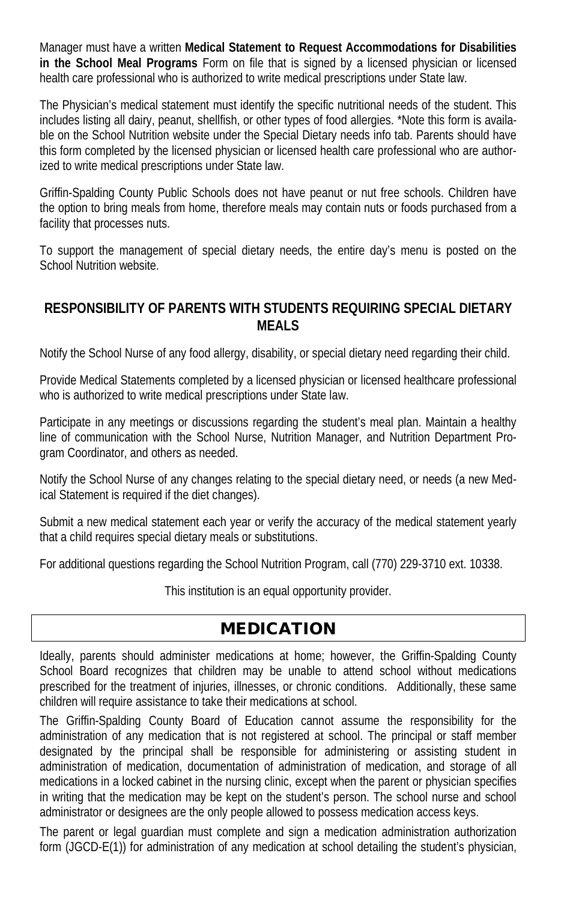Manager must have a written **Medical Statement to Request Accommodations for Disabilities in the School Meal Programs** Form on file that is signed by a licensed physician or licensed health care professional who is authorized to write medical prescriptions under State law.

The Physician's medical statement must identify the specific nutritional needs of the student. This includes listing all dairy, peanut, shellfish, or other types of food allergies. *Note this form is available on the School Nutrition website under the Special Dietary needs info tab. Parents should have this form completed by the licensed physician or licensed health care professional who are authorized to write medical prescriptions under State law.

Griffin-Spalding County Public Schools does not have peanut or nut free schools. Children have the option to bring meals from home, therefore meals may contain nuts or foods purchased from a facility that processes nuts.

To support the management of special dietary needs, the entire day's menu is posted on the School Nutrition website.

### RESPONSIBILITY OF PARENTS WITH STUDENTS REQUIRING SPECIAL DIETARY MEALS

Notify the School Nurse of any food allergy, disability, or special dietary need regarding their child.

Provide Medical Statements completed by a licensed physician or licensed healthcare professional who is authorized to write medical prescriptions under State law.

Participate in any meetings or discussions regarding the student's meal plan. Maintain a healthy line of communication with the School Nurse, Nutrition Manager, and Nutrition Department Program Coordinator, and others as needed.

Notify the School Nurse of any changes relating to the special dietary need, or needs (a new Medical Statement is required if the diet changes).

Submit a new medical statement each year or verify the accuracy of the medical statement yearly that a child requires special dietary meals or substitutions.

For additional questions regarding the School Nutrition Program, call (770) 229-3710 ext. 10338.

This institution is an equal opportunity provider.

## MEDICATION

Ideally, parents should administer medications at home; however, the Griffin-Spalding County School Board recognizes that children may be unable to attend school without medications prescribed for the treatment of injuries, illnesses, or chronic conditions. Additionally, these same children will require assistance to take their medications at school.

The Griffin-Spalding County Board of Education cannot assume the responsibility for the administration of any medication that is not registered at school. The principal or staff member designated by the principal shall be responsible for administering or assisting student in administration of medication, documentation of administration of medication, and storage of all medications in a locked cabinet in the nursing clinic, except when the parent or physician specifies in writing that the medication may be kept on the student's person. The school nurse and school administrator or designees are the only people allowed to possess medication access keys.

The parent or legal guardian must complete and sign a medication administration authorization form (JGCD-E(1)) for administration of any medication at school detailing the student's physician,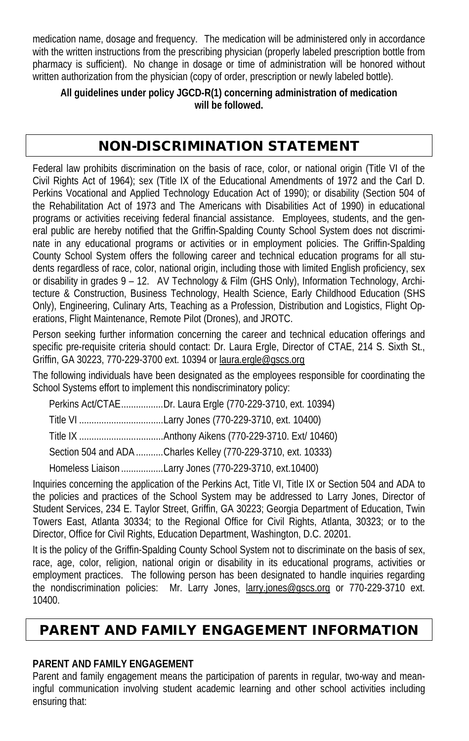medication name, dosage and frequency. The medication will be administered only in accordance with the written instructions from the prescribing physician (properly labeled prescription bottle from pharmacy is sufficient). No change in dosage or time of administration will be honored without written authorization from the physician (copy of order, prescription or newly labeled bottle).

**All guidelines under policy JGCD-R(1) concerning administration of medication will be followed.**

## NON-DISCRIMINATION STATEMENT

Federal law prohibits discrimination on the basis of race, color, or national origin (Title VI of the Civil Rights Act of 1964); sex (Title IX of the Educational Amendments of 1972 and the Carl D. Perkins Vocational and Applied Technology Education Act of 1990); or disability (Section 504 of the Rehabilitation Act of 1973 and The Americans with Disabilities Act of 1990) in educational programs or activities receiving federal financial assistance. Employees, students, and the general public are hereby notified that the Griffin-Spalding County School System does not discriminate in any educational programs or activities or in employment policies. The Griffin-Spalding County School System offers the following career and technical education programs for all students regardless of race, color, national origin, including those with limited English proficiency, sex or disability in grades 9 – 12. AV Technology & Film (GHS Only), Information Technology, Architecture & Construction, Business Technology, Health Science, Early Childhood Education (SHS Only), Engineering, Culinary Arts, Teaching as a Profession, Distribution and Logistics, Flight Operations, Flight Maintenance, Remote Pilot (Drones), and JROTC.

Person seeking further information concerning the career and technical education offerings and specific pre-requisite criteria should contact: Dr. Laura Ergle, Director of CTAE, 214 S. Sixth St., Griffin, GA 30223, 770-229-3700 ext. 10394 or laura.ergle@gscs.org

The following individuals have been designated as the employees responsible for coordinating the School Systems effort to implement this nondiscriminatory policy:

Perkins Act/CTAE................Dr. Laura Ergle (770-229-3710, ext. 10394)

Title VI .................................Larry Jones (770-229-3710, ext. 10400)

Title IX .................................Anthony Aikens (770-229-3710. Ext/ 10460)

Section 504 and ADA ...........Charles Kelley (770-229-3710, ext. 10333)

Homeless Liaison ................Larry Jones (770-229-3710, ext.10400)

Inquiries concerning the application of the Perkins Act, Title VI, Title IX or Section 504 and ADA to the policies and practices of the School System may be addressed to Larry Jones, Director of Student Services, 234 E. Taylor Street, Griffin, GA 30223; Georgia Department of Education, Twin Towers East, Atlanta 30334; to the Regional Office for Civil Rights, Atlanta, 30323; or to the Director, Office for Civil Rights, Education Department, Washington, D.C. 20201.

It is the policy of the Griffin-Spalding County School System not to discriminate on the basis of sex, race, age, color, religion, national origin or disability in its educational programs, activities or employment practices. The following person has been designated to handle inquiries regarding the nondiscrimination policies: Mr. Larry Jones, larry.jones@gscs.org or 770-229-3710 ext. 10400.

## PARENT AND FAMILY ENGAGEMENT INFORMATION

**PARENT AND FAMILY ENGAGEMENT**

Parent and family engagement means the participation of parents in regular, two-way and meaningful communication involving student academic learning and other school activities including ensuring that: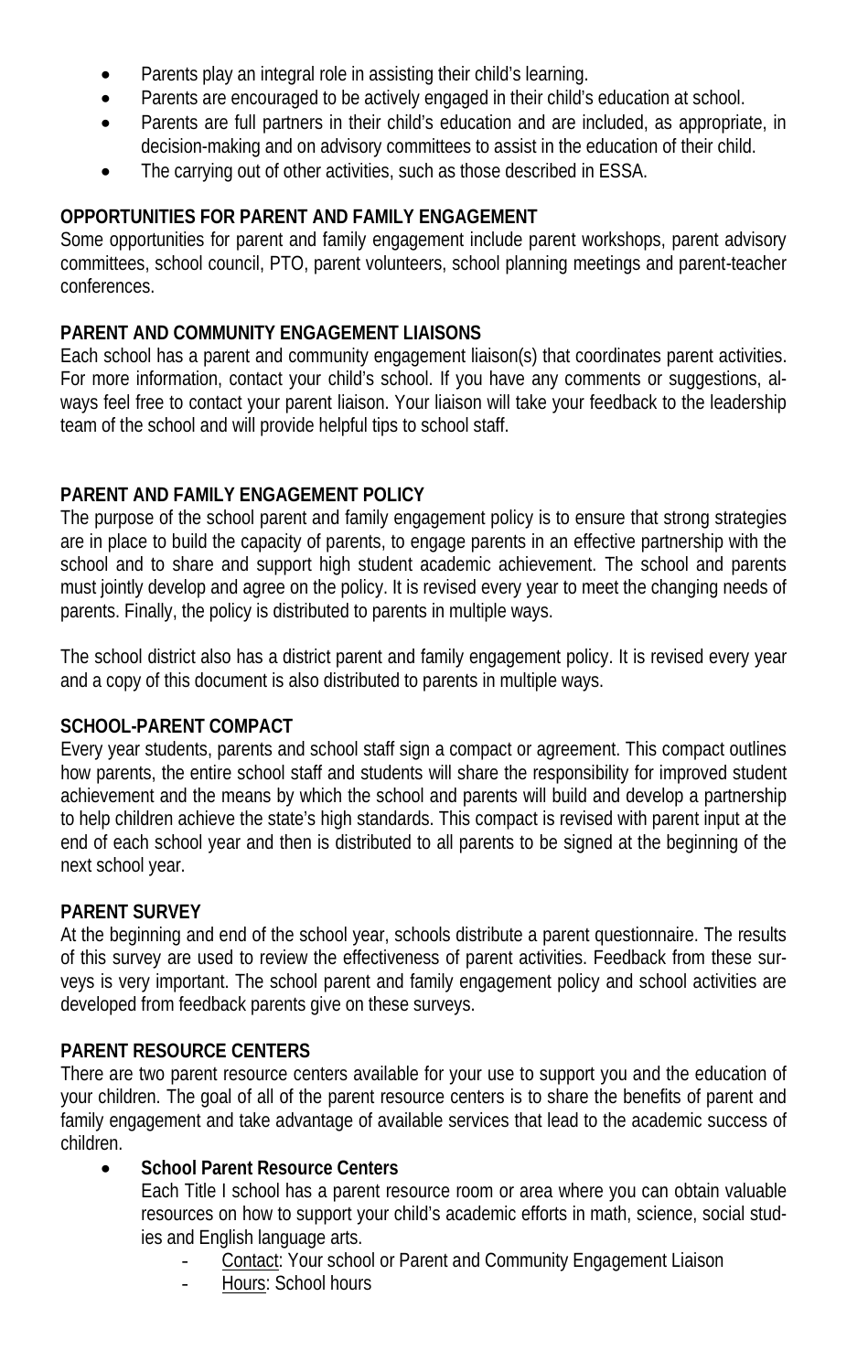- Parents play an integral role in assisting their child's learning.
- Parents are encouraged to be actively engaged in their child's education at school.
- Parents are full partners in their child's education and are included, as appropriate, in decision-making and on advisory committees to assist in the education of their child.
- The carrying out of other activities, such as those described in ESSA.

**OPPORTUNITIES FOR PARENT AND FAMILY ENGAGEMENT**

Some opportunities for parent and family engagement include parent workshops, parent advisory committees, school council, PTO, parent volunteers, school planning meetings and parent-teacher conferences.

**PARENT AND COMMUNITY ENGAGEMENT LIAISONS**

Each school has a parent and community engagement liaison(s) that coordinates parent activities. For more information, contact your child's school. If you have any comments or suggestions, always feel free to contact your parent liaison. Your liaison will take your feedback to the leadership team of the school and will provide helpful tips to school staff.

**PARENT AND FAMILY ENGAGEMENT POLICY**

The purpose of the school parent and family engagement policy is to ensure that strong strategies are in place to build the capacity of parents, to engage parents in an effective partnership with the school and to share and support high student academic achievement. The school and parents must jointly develop and agree on the policy. It is revised every year to meet the changing needs of parents. Finally, the policy is distributed to parents in multiple ways.

The school district also has a district parent and family engagement policy. It is revised every year and a copy of this document is also distributed to parents in multiple ways.

**SCHOOL-PARENT COMPACT**

Every year students, parents and school staff sign a compact or agreement. This compact outlines how parents, the entire school staff and students will share the responsibility for improved student achievement and the means by which the school and parents will build and develop a partnership to help children achieve the state's high standards. This compact is revised with parent input at the end of each school year and then is distributed to all parents to be signed at the beginning of the next school year.

**PARENT SURVEY**

At the beginning and end of the school year, schools distribute a parent questionnaire. The results of this survey are used to review the effectiveness of parent activities. Feedback from these surveys is very important. The school parent and family engagement policy and school activities are developed from feedback parents give on these surveys.

**PARENT RESOURCE CENTERS**

There are two parent resource centers available for your use to support you and the education of your children. The goal of all of the parent resource centers is to share the benefits of parent and family engagement and take advantage of available services that lead to the academic success of children.

- **School Parent Resource Centers**

  Each Title I school has a parent resource room or area where you can obtain valuable resources on how to support your child's academic efforts in math, science, social studies and English language arts.

  - Contact: Your school or Parent and Community Engagement Liaison
  - Hours: School hours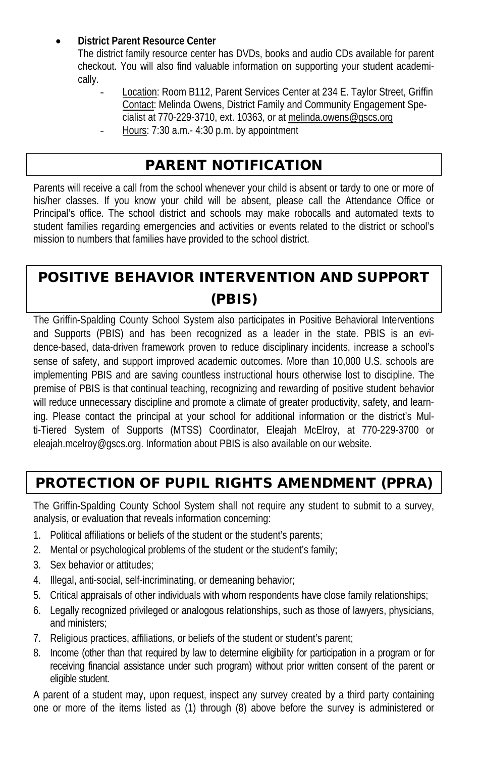- **District Parent Resource Center**

  The district family resource center has DVDs, books and audio CDs available for parent checkout. You will also find valuable information on supporting your student academically.

  - Location: Room B112, Parent Services Center at 234 E. Taylor Street, Griffin
    Contact: Melinda Owens, District Family and Community Engagement Specialist at 770-229-3710, ext. 10363, or at melinda.owens@gscs.org
  - Hours: 7:30 a.m.- 4:30 p.m. by appointment

## PARENT NOTIFICATION

Parents will receive a call from the school whenever your child is absent or tardy to one or more of his/her classes. If you know your child will be absent, please call the Attendance Office or Principal's office. The school district and schools may make robocalls and automated texts to student families regarding emergencies and activities or events related to the district or school's mission to numbers that families have provided to the school district.

## POSITIVE BEHAVIOR INTERVENTION AND SUPPORT (PBIS)

The Griffin-Spalding County School System also participates in Positive Behavioral Interventions and Supports (PBIS) and has been recognized as a leader in the state. PBIS is an evidence-based, data-driven framework proven to reduce disciplinary incidents, increase a school's sense of safety, and support improved academic outcomes. More than 10,000 U.S. schools are implementing PBIS and are saving countless instructional hours otherwise lost to discipline. The premise of PBIS is that continual teaching, recognizing and rewarding of positive student behavior will reduce unnecessary discipline and promote a climate of greater productivity, safety, and learning. Please contact the principal at your school for additional information or the district's Multi-Tiered System of Supports (MTSS) Coordinator, Eleajah McElroy, at 770-229-3700 or eleajah.mcelroy@gscs.org. Information about PBIS is also available on our website.

## PROTECTION OF PUPIL RIGHTS AMENDMENT (PPRA)

The Griffin-Spalding County School System shall not require any student to submit to a survey, analysis, or evaluation that reveals information concerning:

1. Political affiliations or beliefs of the student or the student's parents;
2. Mental or psychological problems of the student or the student's family;
3. Sex behavior or attitudes;
4. Illegal, anti-social, self-incriminating, or demeaning behavior;
5. Critical appraisals of other individuals with whom respondents have close family relationships;
6. Legally recognized privileged or analogous relationships, such as those of lawyers, physicians, and ministers;
7. Religious practices, affiliations, or beliefs of the student or student's parent;
8. Income (other than that required by law to determine eligibility for participation in a program or for receiving financial assistance under such program) without prior written consent of the parent or eligible student.

A parent of a student may, upon request, inspect any survey created by a third party containing one or more of the items listed as (1) through (8) above before the survey is administered or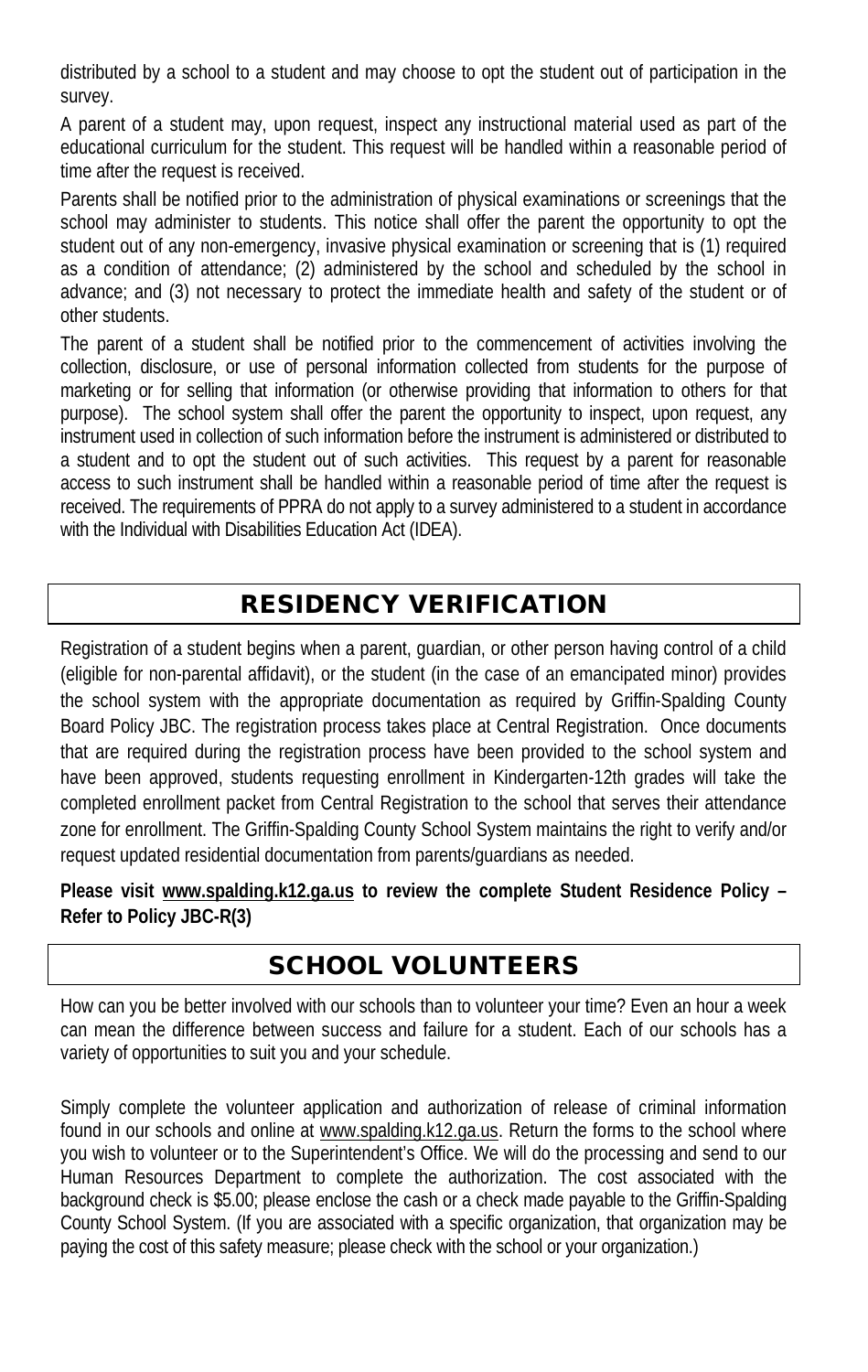distributed by a school to a student and may choose to opt the student out of participation in the survey.

A parent of a student may, upon request, inspect any instructional material used as part of the educational curriculum for the student. This request will be handled within a reasonable period of time after the request is received.

Parents shall be notified prior to the administration of physical examinations or screenings that the school may administer to students. This notice shall offer the parent the opportunity to opt the student out of any non-emergency, invasive physical examination or screening that is (1) required as a condition of attendance; (2) administered by the school and scheduled by the school in advance; and (3) not necessary to protect the immediate health and safety of the student or of other students.

The parent of a student shall be notified prior to the commencement of activities involving the collection, disclosure, or use of personal information collected from students for the purpose of marketing or for selling that information (or otherwise providing that information to others for that purpose). The school system shall offer the parent the opportunity to inspect, upon request, any instrument used in collection of such information before the instrument is administered or distributed to a student and to opt the student out of such activities. This request by a parent for reasonable access to such instrument shall be handled within a reasonable period of time after the request is received. The requirements of PPRA do not apply to a survey administered to a student in accordance with the Individual with Disabilities Education Act (IDEA).

## RESIDENCY VERIFICATION

Registration of a student begins when a parent, guardian, or other person having control of a child (eligible for non-parental affidavit), or the student (in the case of an emancipated minor) provides the school system with the appropriate documentation as required by Griffin-Spalding County Board Policy JBC. The registration process takes place at Central Registration. Once documents that are required during the registration process have been provided to the school system and have been approved, students requesting enrollment in Kindergarten-12th grades will take the completed enrollment packet from Central Registration to the school that serves their attendance zone for enrollment. The Griffin-Spalding County School System maintains the right to verify and/or request updated residential documentation from parents/guardians as needed.

**Please visit www.spalding.k12.ga.us to review the complete Student Residence Policy – Refer to Policy JBC-R(3)**

## SCHOOL VOLUNTEERS

How can you be better involved with our schools than to volunteer your time? Even an hour a week can mean the difference between success and failure for a student. Each of our schools has a variety of opportunities to suit you and your schedule.

Simply complete the volunteer application and authorization of release of criminal information found in our schools and online at www.spalding.k12.ga.us. Return the forms to the school where you wish to volunteer or to the Superintendent's Office. We will do the processing and send to our Human Resources Department to complete the authorization. The cost associated with the background check is $5.00; please enclose the cash or a check made payable to the Griffin-Spalding County School System. (If you are associated with a specific organization, that organization may be paying the cost of this safety measure; please check with the school or your organization.)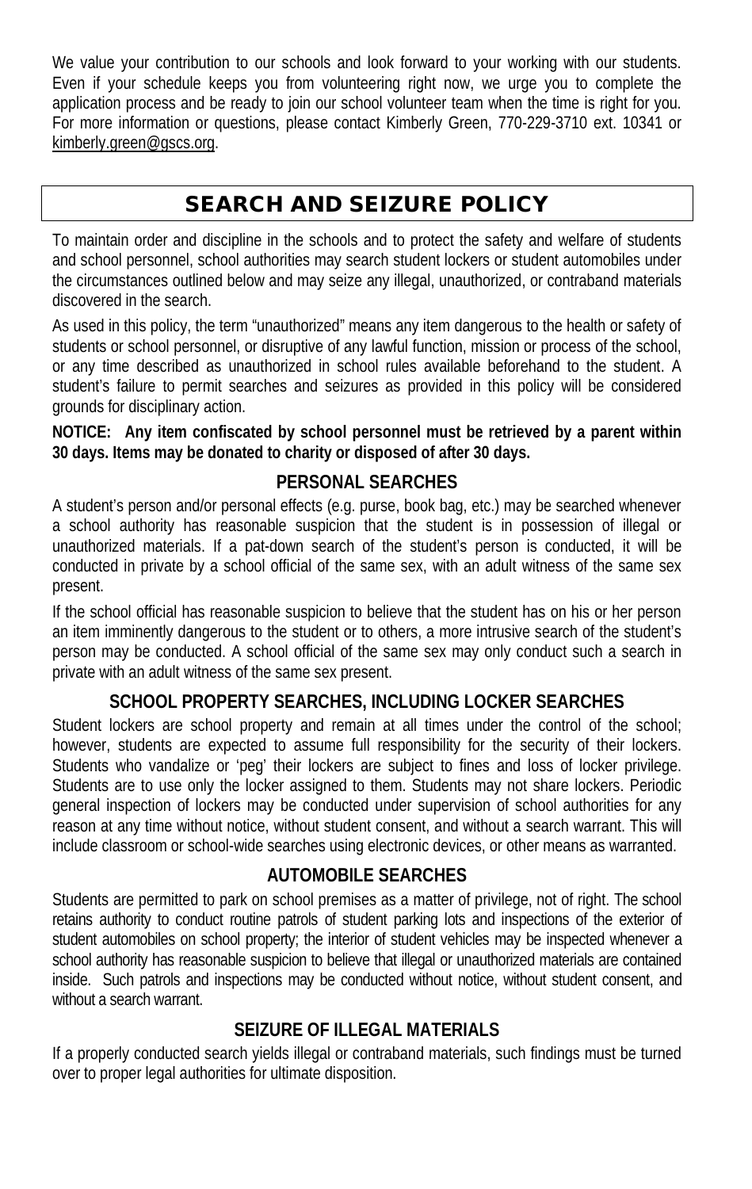We value your contribution to our schools and look forward to your working with our students. Even if your schedule keeps you from volunteering right now, we urge you to complete the application process and be ready to join our school volunteer team when the time is right for you. For more information or questions, please contact Kimberly Green, 770-229-3710 ext. 10341 or kimberly.green@gscs.org.

## SEARCH AND SEIZURE POLICY

To maintain order and discipline in the schools and to protect the safety and welfare of students and school personnel, school authorities may search student lockers or student automobiles under the circumstances outlined below and may seize any illegal, unauthorized, or contraband materials discovered in the search.

As used in this policy, the term "unauthorized" means any item dangerous to the health or safety of students or school personnel, or disruptive of any lawful function, mission or process of the school, or any time described as unauthorized in school rules available beforehand to the student. A student's failure to permit searches and seizures as provided in this policy will be considered grounds for disciplinary action.

**NOTICE: Any item confiscated by school personnel must be retrieved by a parent within 30 days. Items may be donated to charity or disposed of after 30 days.**

### PERSONAL SEARCHES

A student's person and/or personal effects (e.g. purse, book bag, etc.) may be searched whenever a school authority has reasonable suspicion that the student is in possession of illegal or unauthorized materials. If a pat-down search of the student's person is conducted, it will be conducted in private by a school official of the same sex, with an adult witness of the same sex present.

If the school official has reasonable suspicion to believe that the student has on his or her person an item imminently dangerous to the student or to others, a more intrusive search of the student's person may be conducted. A school official of the same sex may only conduct such a search in private with an adult witness of the same sex present.

### SCHOOL PROPERTY SEARCHES, INCLUDING LOCKER SEARCHES

Student lockers are school property and remain at all times under the control of the school; however, students are expected to assume full responsibility for the security of their lockers. Students who vandalize or 'peg' their lockers are subject to fines and loss of locker privilege. Students are to use only the locker assigned to them. Students may not share lockers. Periodic general inspection of lockers may be conducted under supervision of school authorities for any reason at any time without notice, without student consent, and without a search warrant. This will include classroom or school-wide searches using electronic devices, or other means as warranted.

### AUTOMOBILE SEARCHES

Students are permitted to park on school premises as a matter of privilege, not of right. The school retains authority to conduct routine patrols of student parking lots and inspections of the exterior of student automobiles on school property; the interior of student vehicles may be inspected whenever a school authority has reasonable suspicion to believe that illegal or unauthorized materials are contained inside. Such patrols and inspections may be conducted without notice, without student consent, and without a search warrant.

### SEIZURE OF ILLEGAL MATERIALS

If a properly conducted search yields illegal or contraband materials, such findings must be turned over to proper legal authorities for ultimate disposition.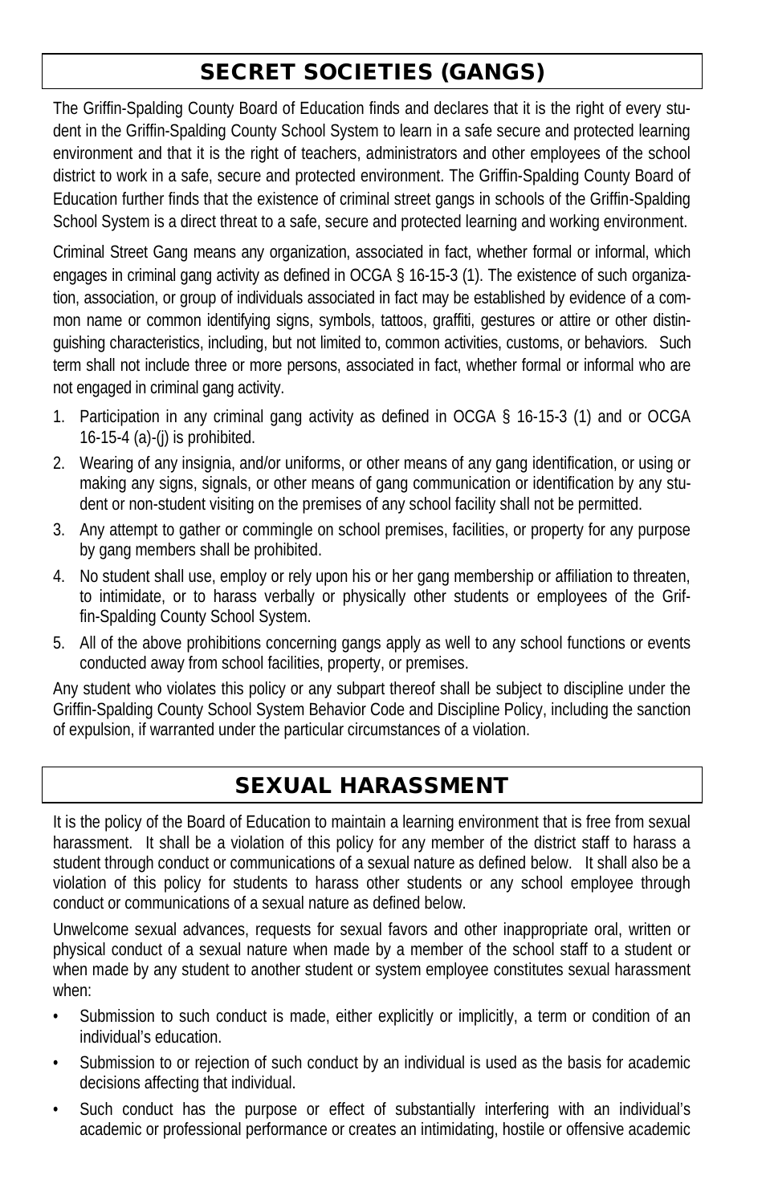## SECRET SOCIETIES (GANGS)

The Griffin-Spalding County Board of Education finds and declares that it is the right of every student in the Griffin-Spalding County School System to learn in a safe secure and protected learning environment and that it is the right of teachers, administrators and other employees of the school district to work in a safe, secure and protected environment. The Griffin-Spalding County Board of Education further finds that the existence of criminal street gangs in schools of the Griffin-Spalding School System is a direct threat to a safe, secure and protected learning and working environment.

Criminal Street Gang means any organization, associated in fact, whether formal or informal, which engages in criminal gang activity as defined in OCGA § 16-15-3 (1). The existence of such organization, association, or group of individuals associated in fact may be established by evidence of a common name or common identifying signs, symbols, tattoos, graffiti, gestures or attire or other distinguishing characteristics, including, but not limited to, common activities, customs, or behaviors. Such term shall not include three or more persons, associated in fact, whether formal or informal who are not engaged in criminal gang activity.

1. Participation in any criminal gang activity as defined in OCGA § 16-15-3 (1) and or OCGA 16-15-4 (a)-(j) is prohibited.
2. Wearing of any insignia, and/or uniforms, or other means of any gang identification, or using or making any signs, signals, or other means of gang communication or identification by any student or non-student visiting on the premises of any school facility shall not be permitted.
3. Any attempt to gather or commingle on school premises, facilities, or property for any purpose by gang members shall be prohibited.
4. No student shall use, employ or rely upon his or her gang membership or affiliation to threaten, to intimidate, or to harass verbally or physically other students or employees of the Griffin-Spalding County School System.
5. All of the above prohibitions concerning gangs apply as well to any school functions or events conducted away from school facilities, property, or premises.

Any student who violates this policy or any subpart thereof shall be subject to discipline under the Griffin-Spalding County School System Behavior Code and Discipline Policy, including the sanction of expulsion, if warranted under the particular circumstances of a violation.

## SEXUAL HARASSMENT

It is the policy of the Board of Education to maintain a learning environment that is free from sexual harassment. It shall be a violation of this policy for any member of the district staff to harass a student through conduct or communications of a sexual nature as defined below. It shall also be a violation of this policy for students to harass other students or any school employee through conduct or communications of a sexual nature as defined below.

Unwelcome sexual advances, requests for sexual favors and other inappropriate oral, written or physical conduct of a sexual nature when made by a member of the school staff to a student or when made by any student to another student or system employee constitutes sexual harassment when:

- Submission to such conduct is made, either explicitly or implicitly, a term or condition of an individual's education.
- Submission to or rejection of such conduct by an individual is used as the basis for academic decisions affecting that individual.
- Such conduct has the purpose or effect of substantially interfering with an individual's academic or professional performance or creates an intimidating, hostile or offensive academic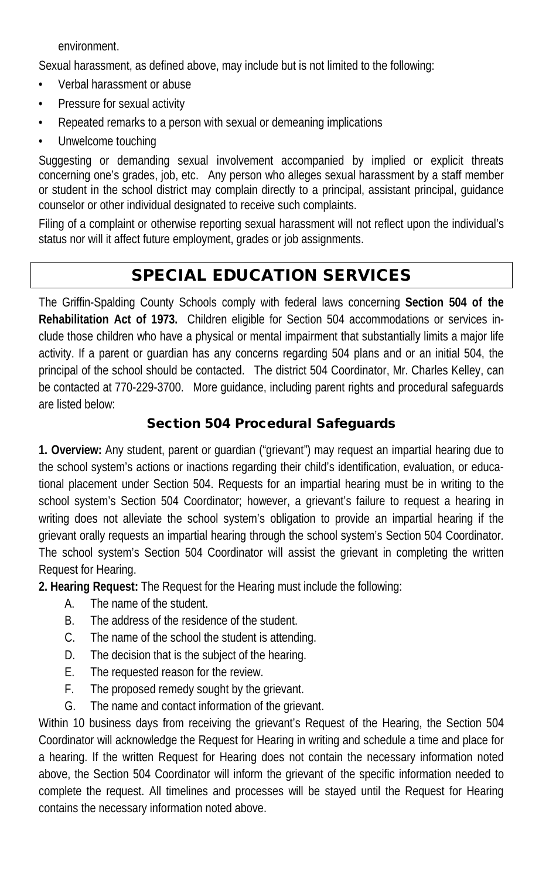environment.

Sexual harassment, as defined above, may include but is not limited to the following:

- Verbal harassment or abuse
- Pressure for sexual activity
- Repeated remarks to a person with sexual or demeaning implications
- Unwelcome touching

Suggesting or demanding sexual involvement accompanied by implied or explicit threats concerning one's grades, job, etc. Any person who alleges sexual harassment by a staff member or student in the school district may complain directly to a principal, assistant principal, guidance counselor or other individual designated to receive such complaints.

Filing of a complaint or otherwise reporting sexual harassment will not reflect upon the individual's status nor will it affect future employment, grades or job assignments.

## SPECIAL EDUCATION SERVICES

The Griffin-Spalding County Schools comply with federal laws concerning **Section 504 of the Rehabilitation Act of 1973.** Children eligible for Section 504 accommodations or services include those children who have a physical or mental impairment that substantially limits a major life activity. If a parent or guardian has any concerns regarding 504 plans and or an initial 504, the principal of the school should be contacted. The district 504 Coordinator, Mr. Charles Kelley, can be contacted at 770-229-3700. More guidance, including parent rights and procedural safeguards are listed below:

### Section 504 Procedural Safeguards

**1. Overview:** Any student, parent or guardian ("grievant") may request an impartial hearing due to the school system's actions or inactions regarding their child's identification, evaluation, or educational placement under Section 504. Requests for an impartial hearing must be in writing to the school system's Section 504 Coordinator; however, a grievant's failure to request a hearing in writing does not alleviate the school system's obligation to provide an impartial hearing if the grievant orally requests an impartial hearing through the school system's Section 504 Coordinator. The school system's Section 504 Coordinator will assist the grievant in completing the written Request for Hearing.

**2. Hearing Request:** The Request for the Hearing must include the following:

A. The name of the student.
B. The address of the residence of the student.
C. The name of the school the student is attending.
D. The decision that is the subject of the hearing.
E. The requested reason for the review.
F. The proposed remedy sought by the grievant.
G. The name and contact information of the grievant.

Within 10 business days from receiving the grievant's Request of the Hearing, the Section 504 Coordinator will acknowledge the Request for Hearing in writing and schedule a time and place for a hearing. If the written Request for Hearing does not contain the necessary information noted above, the Section 504 Coordinator will inform the grievant of the specific information needed to complete the request. All timelines and processes will be stayed until the Request for Hearing contains the necessary information noted above.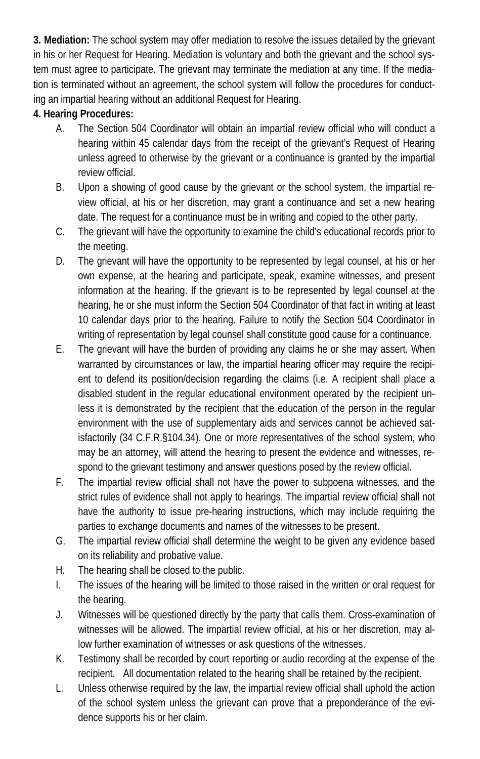**3. Mediation:** The school system may offer mediation to resolve the issues detailed by the grievant in his or her Request for Hearing. Mediation is voluntary and both the grievant and the school system must agree to participate. The grievant may terminate the mediation at any time. If the mediation is terminated without an agreement, the school system will follow the procedures for conducting an impartial hearing without an additional Request for Hearing.

**4. Hearing Procedures:**

A. The Section 504 Coordinator will obtain an impartial review official who will conduct a hearing within 45 calendar days from the receipt of the grievant's Request of Hearing unless agreed to otherwise by the grievant or a continuance is granted by the impartial review official.

B. Upon a showing of good cause by the grievant or the school system, the impartial review official, at his or her discretion, may grant a continuance and set a new hearing date. The request for a continuance must be in writing and copied to the other party.

C. The grievant will have the opportunity to examine the child's educational records prior to the meeting.

D. The grievant will have the opportunity to be represented by legal counsel, at his or her own expense, at the hearing and participate, speak, examine witnesses, and present information at the hearing. If the grievant is to be represented by legal counsel at the hearing, he or she must inform the Section 504 Coordinator of that fact in writing at least 10 calendar days prior to the hearing. Failure to notify the Section 504 Coordinator in writing of representation by legal counsel shall constitute good cause for a continuance.

E. The grievant will have the burden of providing any claims he or she may assert. When warranted by circumstances or law, the impartial hearing officer may require the recipient to defend its position/decision regarding the claims (i.e. A recipient shall place a disabled student in the regular educational environment operated by the recipient unless it is demonstrated by the recipient that the education of the person in the regular environment with the use of supplementary aids and services cannot be achieved satisfactorily (34 C.F.R.§104.34). One or more representatives of the school system, who may be an attorney, will attend the hearing to present the evidence and witnesses, respond to the grievant testimony and answer questions posed by the review official.

F. The impartial review official shall not have the power to subpoena witnesses, and the strict rules of evidence shall not apply to hearings. The impartial review official shall not have the authority to issue pre-hearing instructions, which may include requiring the parties to exchange documents and names of the witnesses to be present.

G. The impartial review official shall determine the weight to be given any evidence based on its reliability and probative value.

H. The hearing shall be closed to the public.

I. The issues of the hearing will be limited to those raised in the written or oral request for the hearing.

J. Witnesses will be questioned directly by the party that calls them. Cross-examination of witnesses will be allowed. The impartial review official, at his or her discretion, may allow further examination of witnesses or ask questions of the witnesses.

K. Testimony shall be recorded by court reporting or audio recording at the expense of the recipient. All documentation related to the hearing shall be retained by the recipient.

L. Unless otherwise required by the law, the impartial review official shall uphold the action of the school system unless the grievant can prove that a preponderance of the evidence supports his or her claim.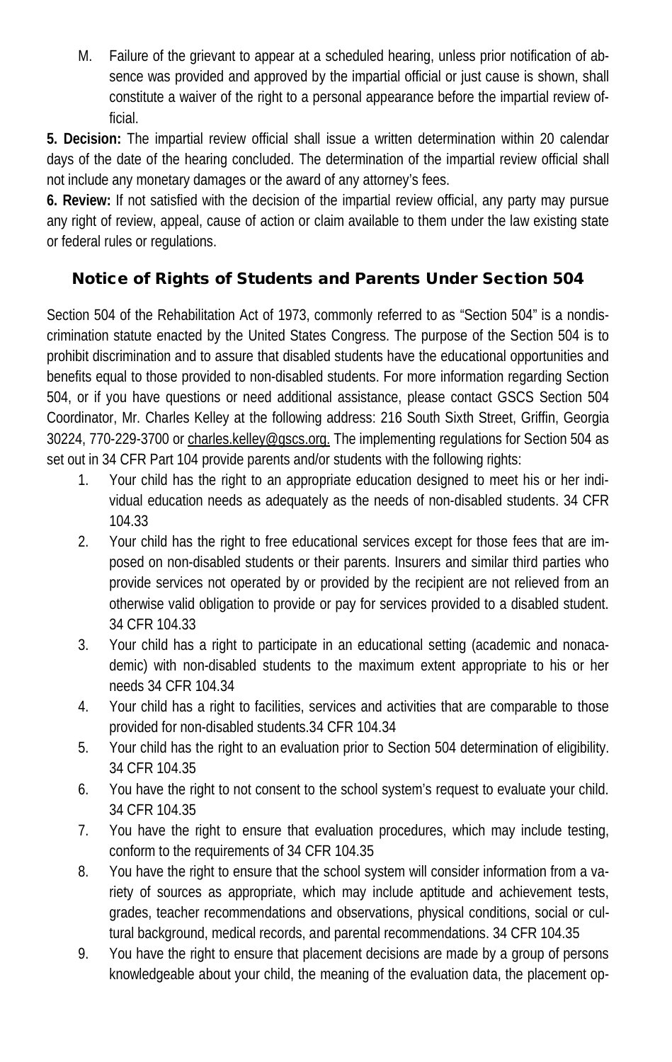M. Failure of the grievant to appear at a scheduled hearing, unless prior notification of absence was provided and approved by the impartial official or just cause is shown, shall constitute a waiver of the right to a personal appearance before the impartial review official.

**5. Decision:** The impartial review official shall issue a written determination within 20 calendar days of the date of the hearing concluded. The determination of the impartial review official shall not include any monetary damages or the award of any attorney's fees.

**6. Review:** If not satisfied with the decision of the impartial review official, any party may pursue any right of review, appeal, cause of action or claim available to them under the law existing state or federal rules or regulations.

## Notice of Rights of Students and Parents Under Section 504

Section 504 of the Rehabilitation Act of 1973, commonly referred to as "Section 504" is a nondiscrimination statute enacted by the United States Congress. The purpose of the Section 504 is to prohibit discrimination and to assure that disabled students have the educational opportunities and benefits equal to those provided to non-disabled students. For more information regarding Section 504, or if you have questions or need additional assistance, please contact GSCS Section 504 Coordinator, Mr. Charles Kelley at the following address: 216 South Sixth Street, Griffin, Georgia 30224, 770-229-3700 or charles.kelley@gscs.org. The implementing regulations for Section 504 as set out in 34 CFR Part 104 provide parents and/or students with the following rights:

1. Your child has the right to an appropriate education designed to meet his or her individual education needs as adequately as the needs of non-disabled students. 34 CFR 104.33
2. Your child has the right to free educational services except for those fees that are imposed on non-disabled students or their parents. Insurers and similar third parties who provide services not operated by or provided by the recipient are not relieved from an otherwise valid obligation to provide or pay for services provided to a disabled student. 34 CFR 104.33
3. Your child has a right to participate in an educational setting (academic and nonacademic) with non-disabled students to the maximum extent appropriate to his or her needs 34 CFR 104.34
4. Your child has a right to facilities, services and activities that are comparable to those provided for non-disabled students.34 CFR 104.34
5. Your child has the right to an evaluation prior to Section 504 determination of eligibility. 34 CFR 104.35
6. You have the right to not consent to the school system's request to evaluate your child. 34 CFR 104.35
7. You have the right to ensure that evaluation procedures, which may include testing, conform to the requirements of 34 CFR 104.35
8. You have the right to ensure that the school system will consider information from a variety of sources as appropriate, which may include aptitude and achievement tests, grades, teacher recommendations and observations, physical conditions, social or cultural background, medical records, and parental recommendations. 34 CFR 104.35
9. You have the right to ensure that placement decisions are made by a group of persons knowledgeable about your child, the meaning of the evaluation data, the placement op-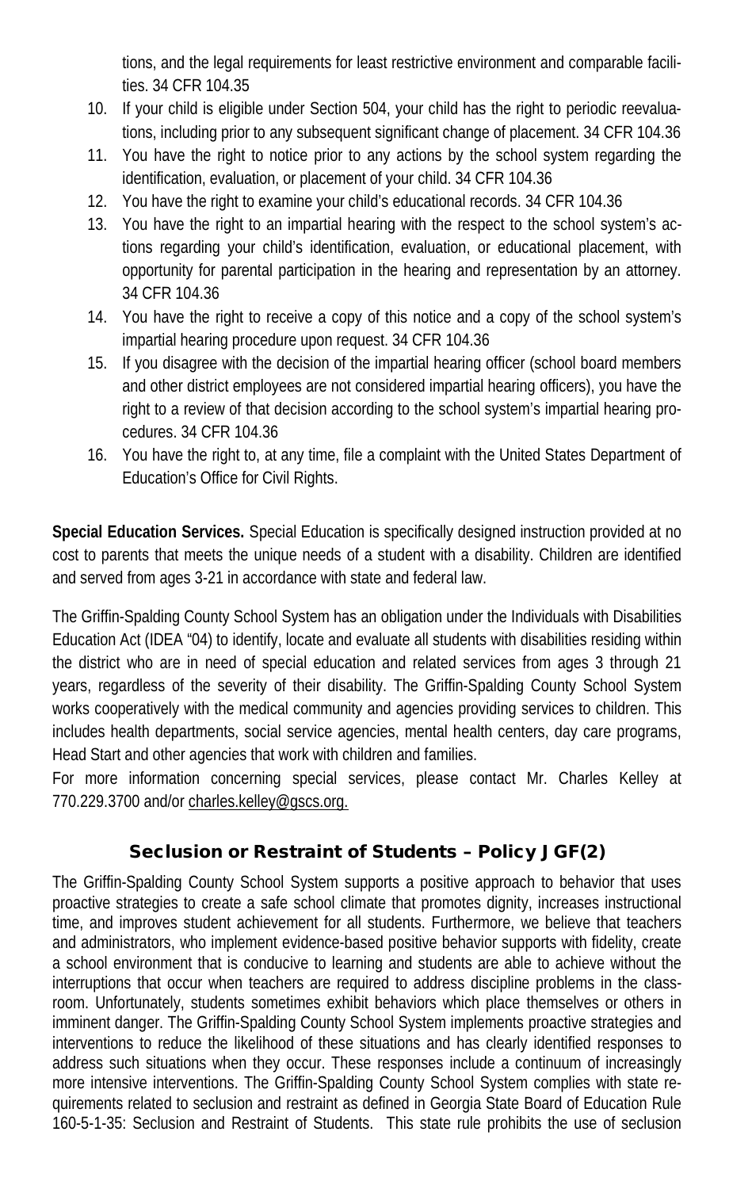tions, and the legal requirements for least restrictive environment and comparable facilities. 34 CFR 104.35

10. If your child is eligible under Section 504, your child has the right to periodic reevaluations, including prior to any subsequent significant change of placement. 34 CFR 104.36
11. You have the right to notice prior to any actions by the school system regarding the identification, evaluation, or placement of your child. 34 CFR 104.36
12. You have the right to examine your child's educational records. 34 CFR 104.36
13. You have the right to an impartial hearing with the respect to the school system's actions regarding your child's identification, evaluation, or educational placement, with opportunity for parental participation in the hearing and representation by an attorney. 34 CFR 104.36
14. You have the right to receive a copy of this notice and a copy of the school system's impartial hearing procedure upon request. 34 CFR 104.36
15. If you disagree with the decision of the impartial hearing officer (school board members and other district employees are not considered impartial hearing officers), you have the right to a review of that decision according to the school system's impartial hearing procedures. 34 CFR 104.36
16. You have the right to, at any time, file a complaint with the United States Department of Education's Office for Civil Rights.

**Special Education Services.** Special Education is specifically designed instruction provided at no cost to parents that meets the unique needs of a student with a disability. Children are identified and served from ages 3-21 in accordance with state and federal law.

The Griffin-Spalding County School System has an obligation under the Individuals with Disabilities Education Act (IDEA "04) to identify, locate and evaluate all students with disabilities residing within the district who are in need of special education and related services from ages 3 through 21 years, regardless of the severity of their disability. The Griffin-Spalding County School System works cooperatively with the medical community and agencies providing services to children. This includes health departments, social service agencies, mental health centers, day care programs, Head Start and other agencies that work with children and families.

For more information concerning special services, please contact Mr. Charles Kelley at 770.229.3700 and/or charles.kelley@gscs.org.

## Seclusion or Restraint of Students – Policy JGF(2)

The Griffin-Spalding County School System supports a positive approach to behavior that uses proactive strategies to create a safe school climate that promotes dignity, increases instructional time, and improves student achievement for all students. Furthermore, we believe that teachers and administrators, who implement evidence-based positive behavior supports with fidelity, create a school environment that is conducive to learning and students are able to achieve without the interruptions that occur when teachers are required to address discipline problems in the classroom. Unfortunately, students sometimes exhibit behaviors which place themselves or others in imminent danger. The Griffin-Spalding County School System implements proactive strategies and interventions to reduce the likelihood of these situations and has clearly identified responses to address such situations when they occur. These responses include a continuum of increasingly more intensive interventions. The Griffin-Spalding County School System complies with state requirements related to seclusion and restraint as defined in Georgia State Board of Education Rule 160-5-1-35: Seclusion and Restraint of Students. This state rule prohibits the use of seclusion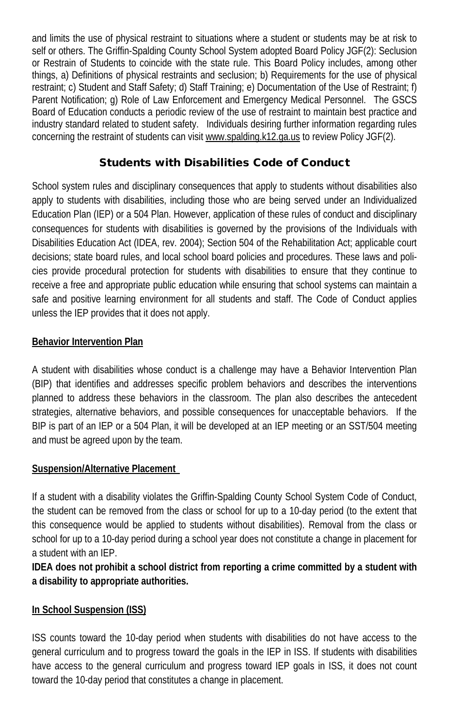and limits the use of physical restraint to situations where a student or students may be at risk to self or others. The Griffin-Spalding County School System adopted Board Policy JGF(2): Seclusion or Restrain of Students to coincide with the state rule. This Board Policy includes, among other things, a) Definitions of physical restraints and seclusion; b) Requirements for the use of physical restraint; c) Student and Staff Safety; d) Staff Training; e) Documentation of the Use of Restraint; f) Parent Notification; g) Role of Law Enforcement and Emergency Medical Personnel. The GSCS Board of Education conducts a periodic review of the use of restraint to maintain best practice and industry standard related to student safety. Individuals desiring further information regarding rules concerning the restraint of students can visit www.spalding.k12.ga.us to review Policy JGF(2).

## Students with Disabilities Code of Conduct

School system rules and disciplinary consequences that apply to students without disabilities also apply to students with disabilities, including those who are being served under an Individualized Education Plan (IEP) or a 504 Plan. However, application of these rules of conduct and disciplinary consequences for students with disabilities is governed by the provisions of the Individuals with Disabilities Education Act (IDEA, rev. 2004); Section 504 of the Rehabilitation Act; applicable court decisions; state board rules, and local school board policies and procedures. These laws and policies provide procedural protection for students with disabilities to ensure that they continue to receive a free and appropriate public education while ensuring that school systems can maintain a safe and positive learning environment for all students and staff. The Code of Conduct applies unless the IEP provides that it does not apply.

### Behavior Intervention Plan

A student with disabilities whose conduct is a challenge may have a Behavior Intervention Plan (BIP) that identifies and addresses specific problem behaviors and describes the interventions planned to address these behaviors in the classroom. The plan also describes the antecedent strategies, alternative behaviors, and possible consequences for unacceptable behaviors. If the BIP is part of an IEP or a 504 Plan, it will be developed at an IEP meeting or an SST/504 meeting and must be agreed upon by the team.

### Suspension/Alternative Placement

If a student with a disability violates the Griffin-Spalding County School System Code of Conduct, the student can be removed from the class or school for up to a 10-day period (to the extent that this consequence would be applied to students without disabilities). Removal from the class or school for up to a 10-day period during a school year does not constitute a change in placement for a student with an IEP.

**IDEA does not prohibit a school district from reporting a crime committed by a student with a disability to appropriate authorities.**

### In School Suspension (ISS)

ISS counts toward the 10-day period when students with disabilities do not have access to the general curriculum and to progress toward the goals in the IEP in ISS. If students with disabilities have access to the general curriculum and progress toward IEP goals in ISS, it does not count toward the 10-day period that constitutes a change in placement.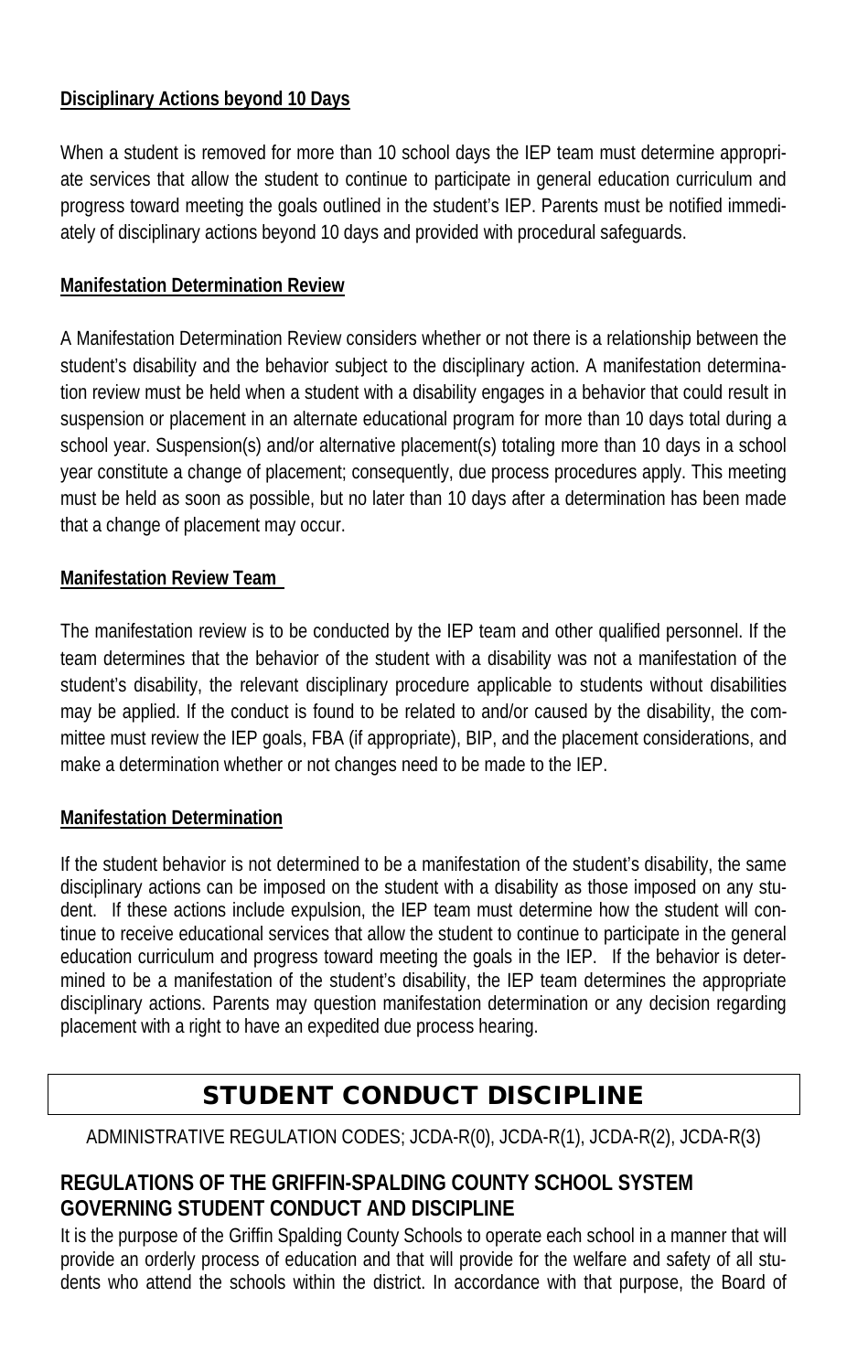**Disciplinary Actions beyond 10 Days**

When a student is removed for more than 10 school days the IEP team must determine appropriate services that allow the student to continue to participate in general education curriculum and progress toward meeting the goals outlined in the student's IEP. Parents must be notified immediately of disciplinary actions beyond 10 days and provided with procedural safeguards.

**Manifestation Determination Review**

A Manifestation Determination Review considers whether or not there is a relationship between the student's disability and the behavior subject to the disciplinary action. A manifestation determination review must be held when a student with a disability engages in a behavior that could result in suspension or placement in an alternate educational program for more than 10 days total during a school year. Suspension(s) and/or alternative placement(s) totaling more than 10 days in a school year constitute a change of placement; consequently, due process procedures apply. This meeting must be held as soon as possible, but no later than 10 days after a determination has been made that a change of placement may occur.

**Manifestation Review Team**

The manifestation review is to be conducted by the IEP team and other qualified personnel. If the team determines that the behavior of the student with a disability was not a manifestation of the student's disability, the relevant disciplinary procedure applicable to students without disabilities may be applied. If the conduct is found to be related to and/or caused by the disability, the committee must review the IEP goals, FBA (if appropriate), BIP, and the placement considerations, and make a determination whether or not changes need to be made to the IEP.

**Manifestation Determination**

If the student behavior is not determined to be a manifestation of the student's disability, the same disciplinary actions can be imposed on the student with a disability as those imposed on any student. If these actions include expulsion, the IEP team must determine how the student will continue to receive educational services that allow the student to continue to participate in the general education curriculum and progress toward meeting the goals in the IEP. If the behavior is determined to be a manifestation of the student's disability, the IEP team determines the appropriate disciplinary actions. Parents may question manifestation determination or any decision regarding placement with a right to have an expedited due process hearing.

# STUDENT CONDUCT DISCIPLINE

ADMINISTRATIVE REGULATION CODES; JCDA-R(0), JCDA-R(1), JCDA-R(2), JCDA-R(3)

## REGULATIONS OF THE GRIFFIN-SPALDING COUNTY SCHOOL SYSTEM GOVERNING STUDENT CONDUCT AND DISCIPLINE

It is the purpose of the Griffin Spalding County Schools to operate each school in a manner that will provide an orderly process of education and that will provide for the welfare and safety of all students who attend the schools within the district. In accordance with that purpose, the Board of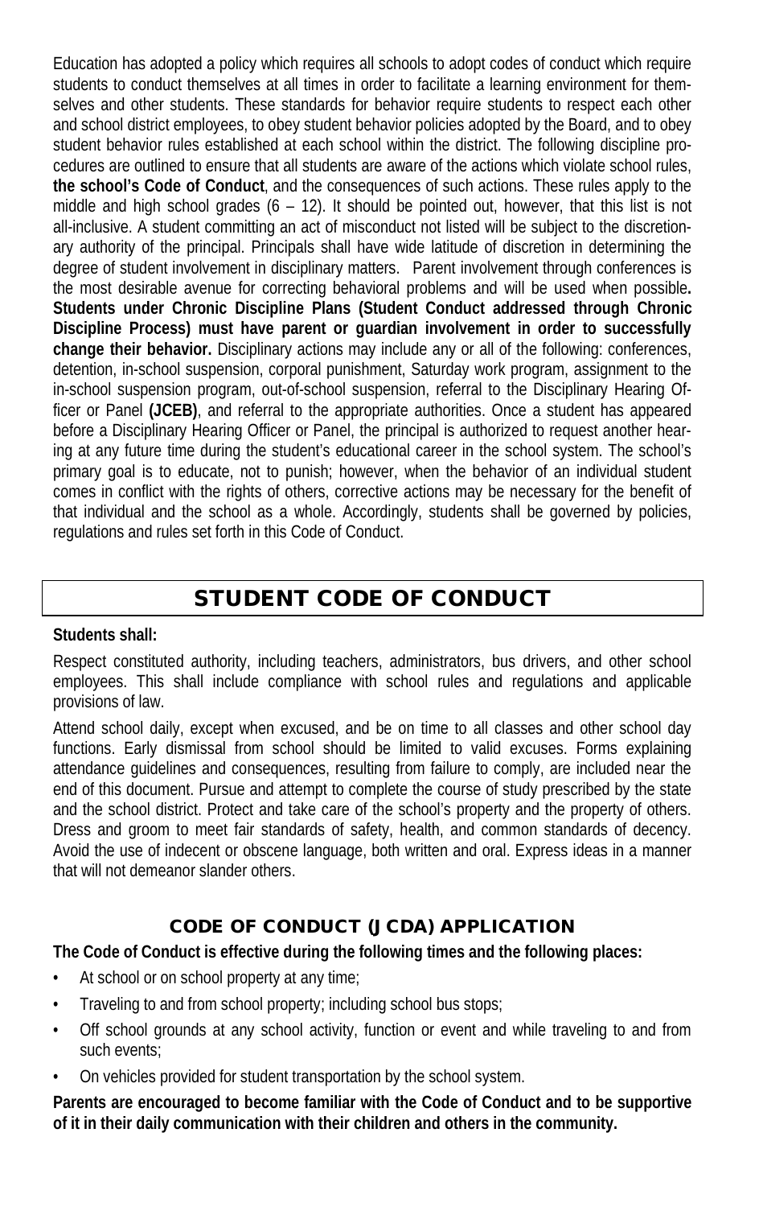Education has adopted a policy which requires all schools to adopt codes of conduct which require students to conduct themselves at all times in order to facilitate a learning environment for themselves and other students. These standards for behavior require students to respect each other and school district employees, to obey student behavior policies adopted by the Board, and to obey student behavior rules established at each school within the district. The following discipline procedures are outlined to ensure that all students are aware of the actions which violate school rules, **the school's Code of Conduct**, and the consequences of such actions. These rules apply to the middle and high school grades (6 – 12). It should be pointed out, however, that this list is not all-inclusive. A student committing an act of misconduct not listed will be subject to the discretionary authority of the principal. Principals shall have wide latitude of discretion in determining the degree of student involvement in disciplinary matters. Parent involvement through conferences is the most desirable avenue for correcting behavioral problems and will be used when possible**.** **Students under Chronic Discipline Plans (Student Conduct addressed through Chronic Discipline Process) must have parent or guardian involvement in order to successfully change their behavior.** Disciplinary actions may include any or all of the following: conferences, detention, in-school suspension, corporal punishment, Saturday work program, assignment to the in-school suspension program, out-of-school suspension, referral to the Disciplinary Hearing Officer or Panel **(JCEB)**, and referral to the appropriate authorities. Once a student has appeared before a Disciplinary Hearing Officer or Panel, the principal is authorized to request another hearing at any future time during the student's educational career in the school system. The school's primary goal is to educate, not to punish; however, when the behavior of an individual student comes in conflict with the rights of others, corrective actions may be necessary for the benefit of that individual and the school as a whole. Accordingly, students shall be governed by policies, regulations and rules set forth in this Code of Conduct.

# STUDENT CODE OF CONDUCT

**Students shall:**

Respect constituted authority, including teachers, administrators, bus drivers, and other school employees. This shall include compliance with school rules and regulations and applicable provisions of law.

Attend school daily, except when excused, and be on time to all classes and other school day functions. Early dismissal from school should be limited to valid excuses. Forms explaining attendance guidelines and consequences, resulting from failure to comply, are included near the end of this document. Pursue and attempt to complete the course of study prescribed by the state and the school district. Protect and take care of the school's property and the property of others. Dress and groom to meet fair standards of safety, health, and common standards of decency. Avoid the use of indecent or obscene language, both written and oral. Express ideas in a manner that will not demeanor slander others.

## CODE OF CONDUCT (JCDA) APPLICATION

**The Code of Conduct is effective during the following times and the following places:**

- At school or on school property at any time;
- Traveling to and from school property; including school bus stops;
- Off school grounds at any school activity, function or event and while traveling to and from such events;
- On vehicles provided for student transportation by the school system.

**Parents are encouraged to become familiar with the Code of Conduct and to be supportive of it in their daily communication with their children and others in the community.**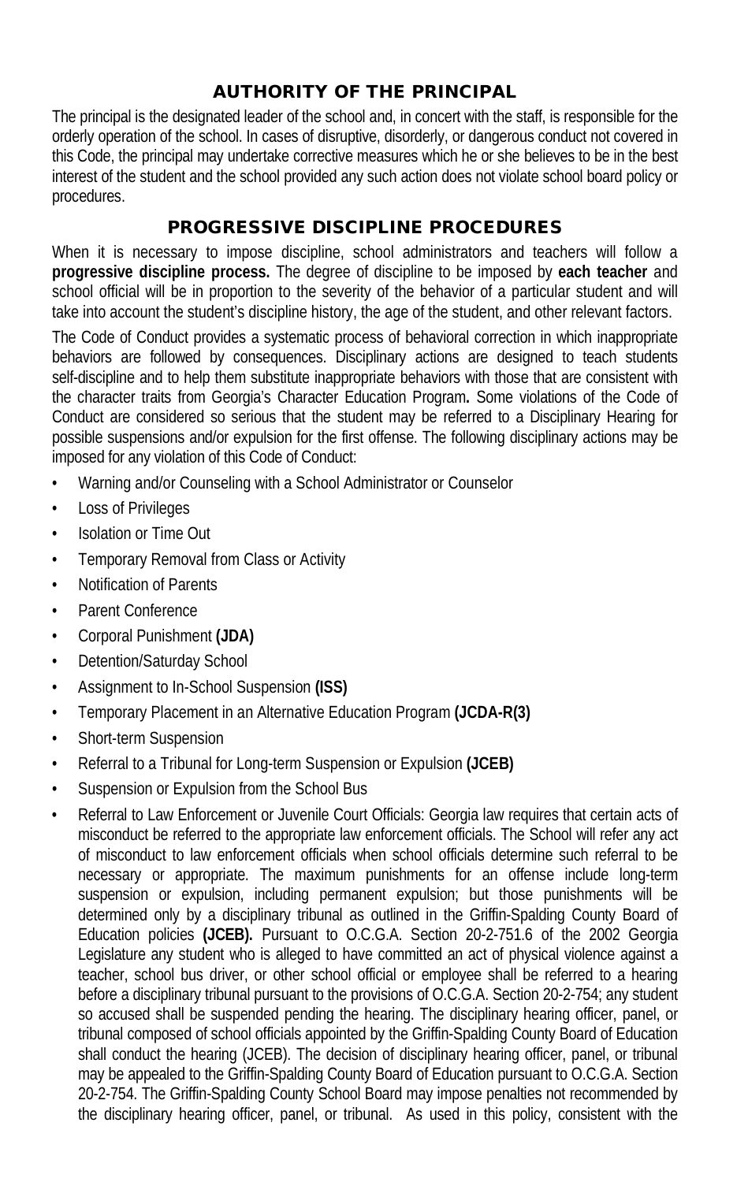## AUTHORITY OF THE PRINCIPAL

The principal is the designated leader of the school and, in concert with the staff, is responsible for the orderly operation of the school. In cases of disruptive, disorderly, or dangerous conduct not covered in this Code, the principal may undertake corrective measures which he or she believes to be in the best interest of the student and the school provided any such action does not violate school board policy or procedures.

## PROGRESSIVE DISCIPLINE PROCEDURES

When it is necessary to impose discipline, school administrators and teachers will follow a **progressive discipline process.** The degree of discipline to be imposed by **each teacher** and school official will be in proportion to the severity of the behavior of a particular student and will take into account the student's discipline history, the age of the student, and other relevant factors.

The Code of Conduct provides a systematic process of behavioral correction in which inappropriate behaviors are followed by consequences. Disciplinary actions are designed to teach students self-discipline and to help them substitute inappropriate behaviors with those that are consistent with the character traits from Georgia's Character Education Program**.** Some violations of the Code of Conduct are considered so serious that the student may be referred to a Disciplinary Hearing for possible suspensions and/or expulsion for the first offense. The following disciplinary actions may be imposed for any violation of this Code of Conduct:

- Warning and/or Counseling with a School Administrator or Counselor
- Loss of Privileges
- Isolation or Time Out
- Temporary Removal from Class or Activity
- Notification of Parents
- Parent Conference
- Corporal Punishment **(JDA)**
- Detention/Saturday School
- Assignment to In-School Suspension **(ISS)**
- Temporary Placement in an Alternative Education Program **(JCDA-R(3)**
- Short-term Suspension
- Referral to a Tribunal for Long-term Suspension or Expulsion **(JCEB)**
- Suspension or Expulsion from the School Bus
- Referral to Law Enforcement or Juvenile Court Officials: Georgia law requires that certain acts of misconduct be referred to the appropriate law enforcement officials. The School will refer any act of misconduct to law enforcement officials when school officials determine such referral to be necessary or appropriate. The maximum punishments for an offense include long-term suspension or expulsion, including permanent expulsion; but those punishments will be determined only by a disciplinary tribunal as outlined in the Griffin-Spalding County Board of Education policies **(JCEB).** Pursuant to O.C.G.A. Section 20-2-751.6 of the 2002 Georgia Legislature any student who is alleged to have committed an act of physical violence against a teacher, school bus driver, or other school official or employee shall be referred to a hearing before a disciplinary tribunal pursuant to the provisions of O.C.G.A. Section 20-2-754; any student so accused shall be suspended pending the hearing. The disciplinary hearing officer, panel, or tribunal composed of school officials appointed by the Griffin-Spalding County Board of Education shall conduct the hearing (JCEB). The decision of disciplinary hearing officer, panel, or tribunal may be appealed to the Griffin-Spalding County Board of Education pursuant to O.C.G.A. Section 20-2-754. The Griffin-Spalding County School Board may impose penalties not recommended by the disciplinary hearing officer, panel, or tribunal. As used in this policy, consistent with the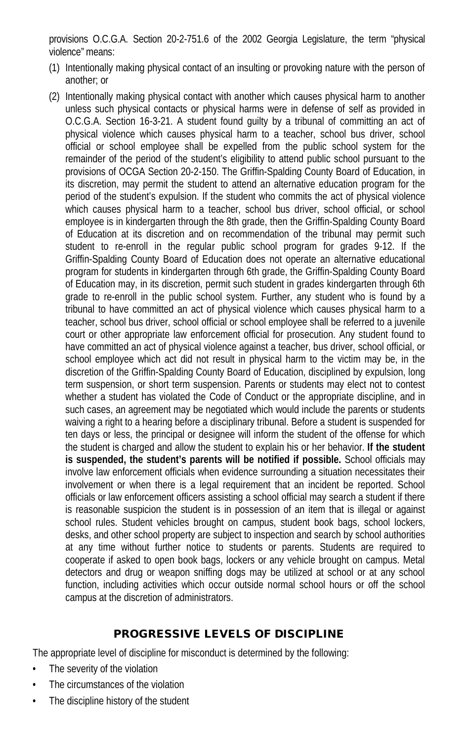provisions O.C.G.A. Section 20-2-751.6 of the 2002 Georgia Legislature, the term "physical violence" means:

(1) Intentionally making physical contact of an insulting or provoking nature with the person of another; or

(2) Intentionally making physical contact with another which causes physical harm to another unless such physical contacts or physical harms were in defense of self as provided in O.C.G.A. Section 16-3-21. A student found guilty by a tribunal of committing an act of physical violence which causes physical harm to a teacher, school bus driver, school official or school employee shall be expelled from the public school system for the remainder of the period of the student's eligibility to attend public school pursuant to the provisions of OCGA Section 20-2-150. The Griffin-Spalding County Board of Education, in its discretion, may permit the student to attend an alternative education program for the period of the student's expulsion. If the student who commits the act of physical violence which causes physical harm to a teacher, school bus driver, school official, or school employee is in kindergarten through the 8th grade, then the Griffin-Spalding County Board of Education at its discretion and on recommendation of the tribunal may permit such student to re-enroll in the regular public school program for grades 9-12. If the Griffin-Spalding County Board of Education does not operate an alternative educational program for students in kindergarten through 6th grade, the Griffin-Spalding County Board of Education may, in its discretion, permit such student in grades kindergarten through 6th grade to re-enroll in the public school system. Further, any student who is found by a tribunal to have committed an act of physical violence which causes physical harm to a teacher, school bus driver, school official or school employee shall be referred to a juvenile court or other appropriate law enforcement official for prosecution. Any student found to have committed an act of physical violence against a teacher, bus driver, school official, or school employee which act did not result in physical harm to the victim may be, in the discretion of the Griffin-Spalding County Board of Education, disciplined by expulsion, long term suspension, or short term suspension. Parents or students may elect not to contest whether a student has violated the Code of Conduct or the appropriate discipline, and in such cases, an agreement may be negotiated which would include the parents or students waiving a right to a hearing before a disciplinary tribunal. Before a student is suspended for ten days or less, the principal or designee will inform the student of the offense for which the student is charged and allow the student to explain his or her behavior. **If the student is suspended, the student's parents will be notified if possible.** School officials may involve law enforcement officials when evidence surrounding a situation necessitates their involvement or when there is a legal requirement that an incident be reported. School officials or law enforcement officers assisting a school official may search a student if there is reasonable suspicion the student is in possession of an item that is illegal or against school rules. Student vehicles brought on campus, student book bags, school lockers, desks, and other school property are subject to inspection and search by school authorities at any time without further notice to students or parents. Students are required to cooperate if asked to open book bags, lockers or any vehicle brought on campus. Metal detectors and drug or weapon sniffing dogs may be utilized at school or at any school function, including activities which occur outside normal school hours or off the school campus at the discretion of administrators.

## PROGRESSIVE LEVELS OF DISCIPLINE

The appropriate level of discipline for misconduct is determined by the following:

- The severity of the violation
- The circumstances of the violation
- The discipline history of the student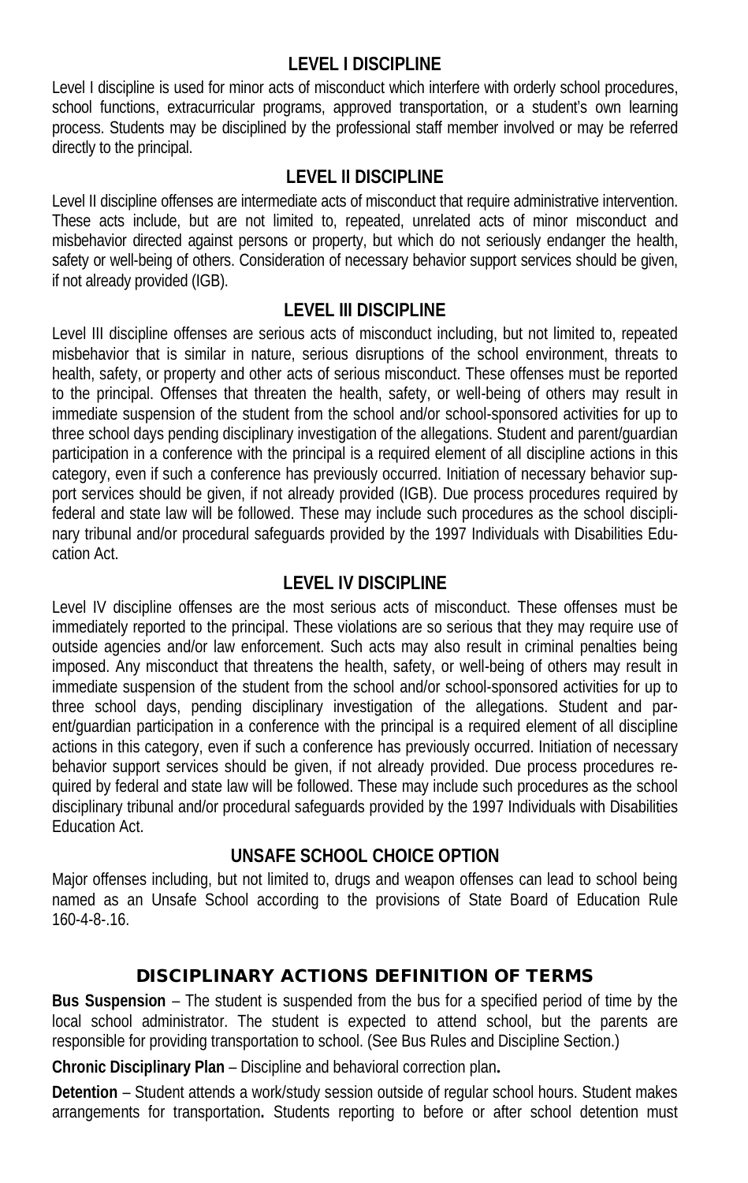## LEVEL I DISCIPLINE

Level I discipline is used for minor acts of misconduct which interfere with orderly school procedures, school functions, extracurricular programs, approved transportation, or a student's own learning process. Students may be disciplined by the professional staff member involved or may be referred directly to the principal.

## LEVEL II DISCIPLINE

Level II discipline offenses are intermediate acts of misconduct that require administrative intervention. These acts include, but are not limited to, repeated, unrelated acts of minor misconduct and misbehavior directed against persons or property, but which do not seriously endanger the health, safety or well-being of others. Consideration of necessary behavior support services should be given, if not already provided (IGB).

## LEVEL III DISCIPLINE

Level III discipline offenses are serious acts of misconduct including, but not limited to, repeated misbehavior that is similar in nature, serious disruptions of the school environment, threats to health, safety, or property and other acts of serious misconduct. These offenses must be reported to the principal. Offenses that threaten the health, safety, or well-being of others may result in immediate suspension of the student from the school and/or school-sponsored activities for up to three school days pending disciplinary investigation of the allegations. Student and parent/guardian participation in a conference with the principal is a required element of all discipline actions in this category, even if such a conference has previously occurred. Initiation of necessary behavior support services should be given, if not already provided (IGB). Due process procedures required by federal and state law will be followed. These may include such procedures as the school disciplinary tribunal and/or procedural safeguards provided by the 1997 Individuals with Disabilities Education Act.

## LEVEL IV DISCIPLINE

Level IV discipline offenses are the most serious acts of misconduct. These offenses must be immediately reported to the principal. These violations are so serious that they may require use of outside agencies and/or law enforcement. Such acts may also result in criminal penalties being imposed. Any misconduct that threatens the health, safety, or well-being of others may result in immediate suspension of the student from the school and/or school-sponsored activities for up to three school days, pending disciplinary investigation of the allegations. Student and parent/guardian participation in a conference with the principal is a required element of all discipline actions in this category, even if such a conference has previously occurred. Initiation of necessary behavior support services should be given, if not already provided. Due process procedures required by federal and state law will be followed. These may include such procedures as the school disciplinary tribunal and/or procedural safeguards provided by the 1997 Individuals with Disabilities Education Act.

## UNSAFE SCHOOL CHOICE OPTION

Major offenses including, but not limited to, drugs and weapon offenses can lead to school being named as an Unsafe School according to the provisions of State Board of Education Rule 160-4-8-.16.

## DISCIPLINARY ACTIONS DEFINITION OF TERMS

**Bus Suspension** – The student is suspended from the bus for a specified period of time by the local school administrator. The student is expected to attend school, but the parents are responsible for providing transportation to school. (See Bus Rules and Discipline Section.)

**Chronic Disciplinary Plan** – Discipline and behavioral correction plan**.**

**Detention** – Student attends a work/study session outside of regular school hours. Student makes arrangements for transportation**.** Students reporting to before or after school detention must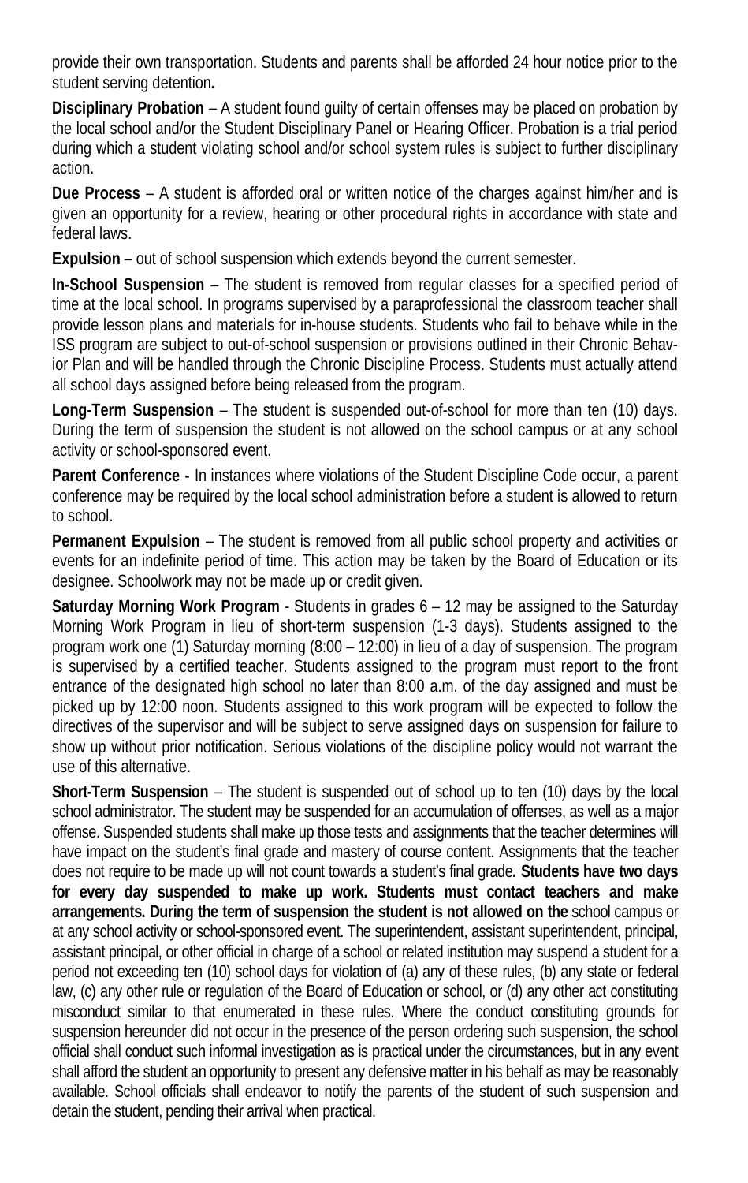provide their own transportation. Students and parents shall be afforded 24 hour notice prior to the student serving detention**.**

**Disciplinary Probation** – A student found guilty of certain offenses may be placed on probation by the local school and/or the Student Disciplinary Panel or Hearing Officer. Probation is a trial period during which a student violating school and/or school system rules is subject to further disciplinary action.

**Due Process** – A student is afforded oral or written notice of the charges against him/her and is given an opportunity for a review, hearing or other procedural rights in accordance with state and federal laws.

**Expulsion** – out of school suspension which extends beyond the current semester.

**In-School Suspension** – The student is removed from regular classes for a specified period of time at the local school. In programs supervised by a paraprofessional the classroom teacher shall provide lesson plans and materials for in-house students. Students who fail to behave while in the ISS program are subject to out-of-school suspension or provisions outlined in their Chronic Behavior Plan and will be handled through the Chronic Discipline Process. Students must actually attend all school days assigned before being released from the program.

**Long-Term Suspension** – The student is suspended out-of-school for more than ten (10) days. During the term of suspension the student is not allowed on the school campus or at any school activity or school-sponsored event.

**Parent Conference -** In instances where violations of the Student Discipline Code occur, a parent conference may be required by the local school administration before a student is allowed to return to school.

**Permanent Expulsion** – The student is removed from all public school property and activities or events for an indefinite period of time. This action may be taken by the Board of Education or its designee. Schoolwork may not be made up or credit given.

**Saturday Morning Work Program** - Students in grades 6 – 12 may be assigned to the Saturday Morning Work Program in lieu of short-term suspension (1-3 days). Students assigned to the program work one (1) Saturday morning (8:00 – 12:00) in lieu of a day of suspension. The program is supervised by a certified teacher. Students assigned to the program must report to the front entrance of the designated high school no later than 8:00 a.m. of the day assigned and must be picked up by 12:00 noon. Students assigned to this work program will be expected to follow the directives of the supervisor and will be subject to serve assigned days on suspension for failure to show up without prior notification. Serious violations of the discipline policy would not warrant the use of this alternative.

**Short-Term Suspension** – The student is suspended out of school up to ten (10) days by the local school administrator. The student may be suspended for an accumulation of offenses, as well as a major offense. Suspended students shall make up those tests and assignments that the teacher determines will have impact on the student's final grade and mastery of course content. Assignments that the teacher does not require to be made up will not count towards a student's final grade**. Students have two days for every day suspended to make up work. Students must contact teachers and make arrangements. During the term of suspension the student is not allowed on the** school campus or at any school activity or school-sponsored event. The superintendent, assistant superintendent, principal, assistant principal, or other official in charge of a school or related institution may suspend a student for a period not exceeding ten (10) school days for violation of (a) any of these rules, (b) any state or federal law, (c) any other rule or regulation of the Board of Education or school, or (d) any other act constituting misconduct similar to that enumerated in these rules. Where the conduct constituting grounds for suspension hereunder did not occur in the presence of the person ordering such suspension, the school official shall conduct such informal investigation as is practical under the circumstances, but in any event shall afford the student an opportunity to present any defensive matter in his behalf as may be reasonably available. School officials shall endeavor to notify the parents of the student of such suspension and detain the student, pending their arrival when practical.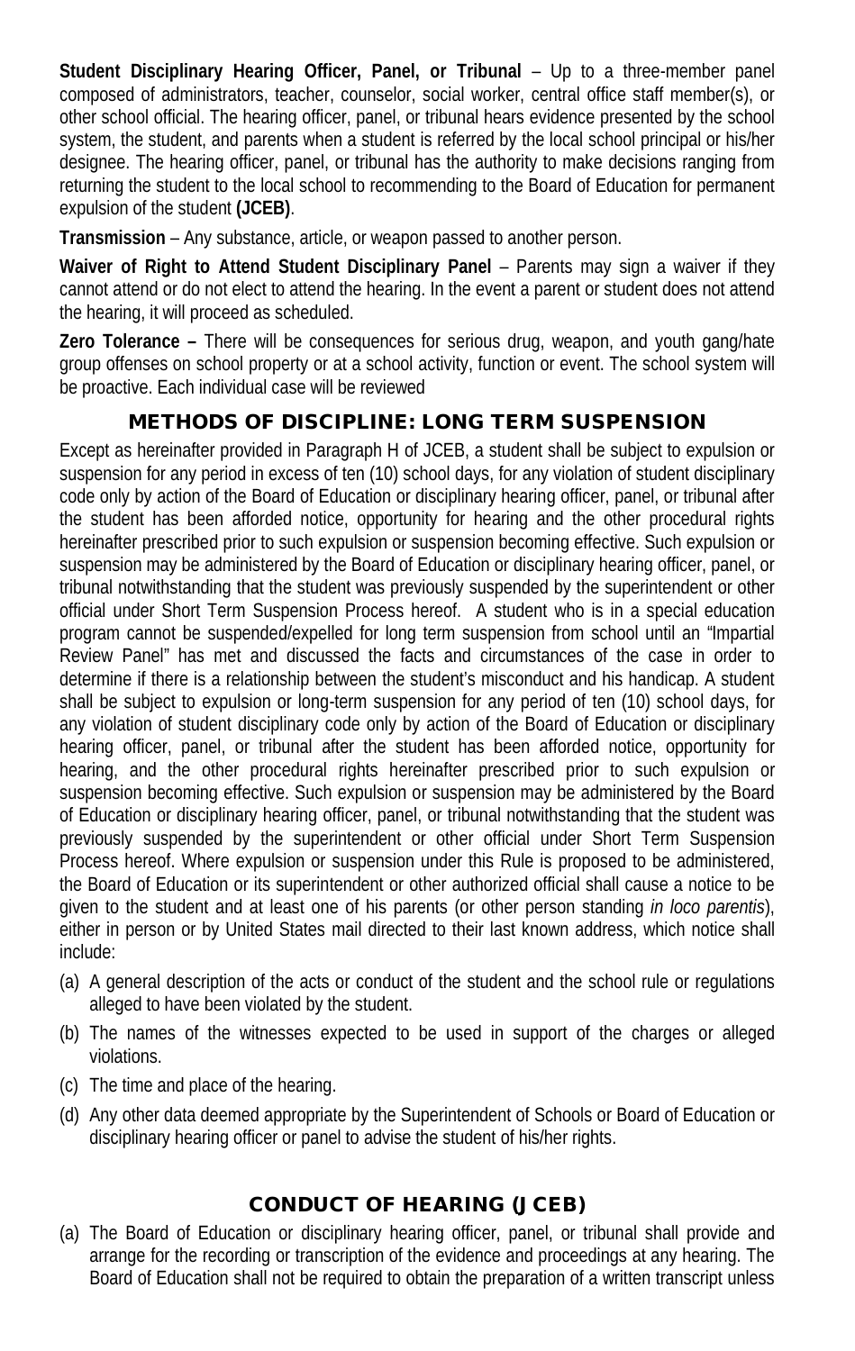**Student Disciplinary Hearing Officer, Panel, or Tribunal** – Up to a three-member panel composed of administrators, teacher, counselor, social worker, central office staff member(s), or other school official. The hearing officer, panel, or tribunal hears evidence presented by the school system, the student, and parents when a student is referred by the local school principal or his/her designee. The hearing officer, panel, or tribunal has the authority to make decisions ranging from returning the student to the local school to recommending to the Board of Education for permanent expulsion of the student **(JCEB)**.

**Transmission** – Any substance, article, or weapon passed to another person.

**Waiver of Right to Attend Student Disciplinary Panel** – Parents may sign a waiver if they cannot attend or do not elect to attend the hearing. In the event a parent or student does not attend the hearing, it will proceed as scheduled.

**Zero Tolerance –** There will be consequences for serious drug, weapon, and youth gang/hate group offenses on school property or at a school activity, function or event. The school system will be proactive. Each individual case will be reviewed

## METHODS OF DISCIPLINE: LONG TERM SUSPENSION

Except as hereinafter provided in Paragraph H of JCEB, a student shall be subject to expulsion or suspension for any period in excess of ten (10) school days, for any violation of student disciplinary code only by action of the Board of Education or disciplinary hearing officer, panel, or tribunal after the student has been afforded notice, opportunity for hearing and the other procedural rights hereinafter prescribed prior to such expulsion or suspension becoming effective. Such expulsion or suspension may be administered by the Board of Education or disciplinary hearing officer, panel, or tribunal notwithstanding that the student was previously suspended by the superintendent or other official under Short Term Suspension Process hereof. A student who is in a special education program cannot be suspended/expelled for long term suspension from school until an "Impartial Review Panel" has met and discussed the facts and circumstances of the case in order to determine if there is a relationship between the student's misconduct and his handicap. A student shall be subject to expulsion or long-term suspension for any period of ten (10) school days, for any violation of student disciplinary code only by action of the Board of Education or disciplinary hearing officer, panel, or tribunal after the student has been afforded notice, opportunity for hearing, and the other procedural rights hereinafter prescribed prior to such expulsion or suspension becoming effective. Such expulsion or suspension may be administered by the Board of Education or disciplinary hearing officer, panel, or tribunal notwithstanding that the student was previously suspended by the superintendent or other official under Short Term Suspension Process hereof. Where expulsion or suspension under this Rule is proposed to be administered, the Board of Education or its superintendent or other authorized official shall cause a notice to be given to the student and at least one of his parents (or other person standing *in loco parentis*), either in person or by United States mail directed to their last known address, which notice shall include:

(a) A general description of the acts or conduct of the student and the school rule or regulations alleged to have been violated by the student.

(b) The names of the witnesses expected to be used in support of the charges or alleged violations.

(c) The time and place of the hearing.

(d) Any other data deemed appropriate by the Superintendent of Schools or Board of Education or disciplinary hearing officer or panel to advise the student of his/her rights.

## CONDUCT OF HEARING (JCEB)

(a) The Board of Education or disciplinary hearing officer, panel, or tribunal shall provide and arrange for the recording or transcription of the evidence and proceedings at any hearing. The Board of Education shall not be required to obtain the preparation of a written transcript unless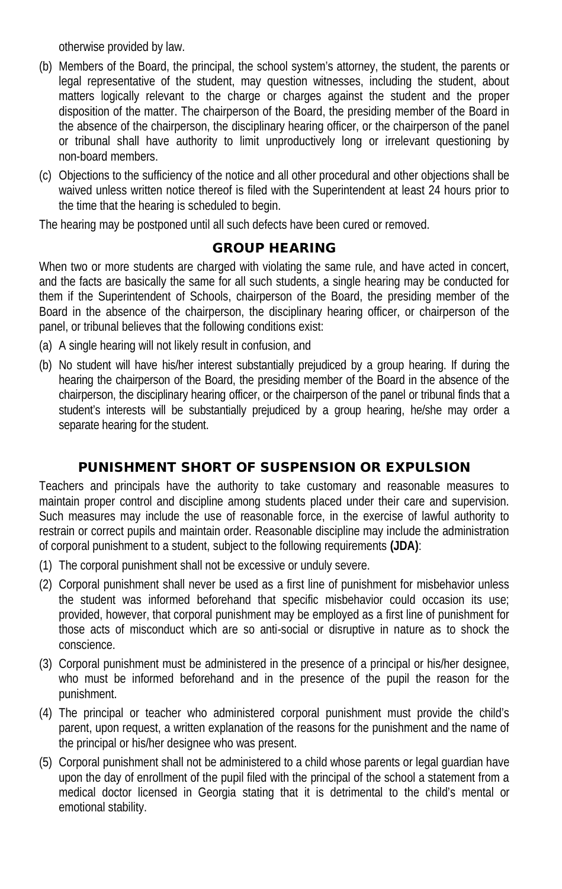otherwise provided by law.

(b) Members of the Board, the principal, the school system's attorney, the student, the parents or legal representative of the student, may question witnesses, including the student, about matters logically relevant to the charge or charges against the student and the proper disposition of the matter. The chairperson of the Board, the presiding member of the Board in the absence of the chairperson, the disciplinary hearing officer, or the chairperson of the panel or tribunal shall have authority to limit unproductively long or irrelevant questioning by non-board members.

(c) Objections to the sufficiency of the notice and all other procedural and other objections shall be waived unless written notice thereof is filed with the Superintendent at least 24 hours prior to the time that the hearing is scheduled to begin.

The hearing may be postponed until all such defects have been cured or removed.

## GROUP HEARING

When two or more students are charged with violating the same rule, and have acted in concert, and the facts are basically the same for all such students, a single hearing may be conducted for them if the Superintendent of Schools, chairperson of the Board, the presiding member of the Board in the absence of the chairperson, the disciplinary hearing officer, or chairperson of the panel, or tribunal believes that the following conditions exist:

(a) A single hearing will not likely result in confusion, and

(b) No student will have his/her interest substantially prejudiced by a group hearing. If during the hearing the chairperson of the Board, the presiding member of the Board in the absence of the chairperson, the disciplinary hearing officer, or the chairperson of the panel or tribunal finds that a student's interests will be substantially prejudiced by a group hearing, he/she may order a separate hearing for the student.

## PUNISHMENT SHORT OF SUSPENSION OR EXPULSION

Teachers and principals have the authority to take customary and reasonable measures to maintain proper control and discipline among students placed under their care and supervision. Such measures may include the use of reasonable force, in the exercise of lawful authority to restrain or correct pupils and maintain order. Reasonable discipline may include the administration of corporal punishment to a student, subject to the following requirements **(JDA)**:

(1) The corporal punishment shall not be excessive or unduly severe.

(2) Corporal punishment shall never be used as a first line of punishment for misbehavior unless the student was informed beforehand that specific misbehavior could occasion its use; provided, however, that corporal punishment may be employed as a first line of punishment for those acts of misconduct which are so anti-social or disruptive in nature as to shock the conscience.

(3) Corporal punishment must be administered in the presence of a principal or his/her designee, who must be informed beforehand and in the presence of the pupil the reason for the punishment.

(4) The principal or teacher who administered corporal punishment must provide the child's parent, upon request, a written explanation of the reasons for the punishment and the name of the principal or his/her designee who was present.

(5) Corporal punishment shall not be administered to a child whose parents or legal guardian have upon the day of enrollment of the pupil filed with the principal of the school a statement from a medical doctor licensed in Georgia stating that it is detrimental to the child's mental or emotional stability.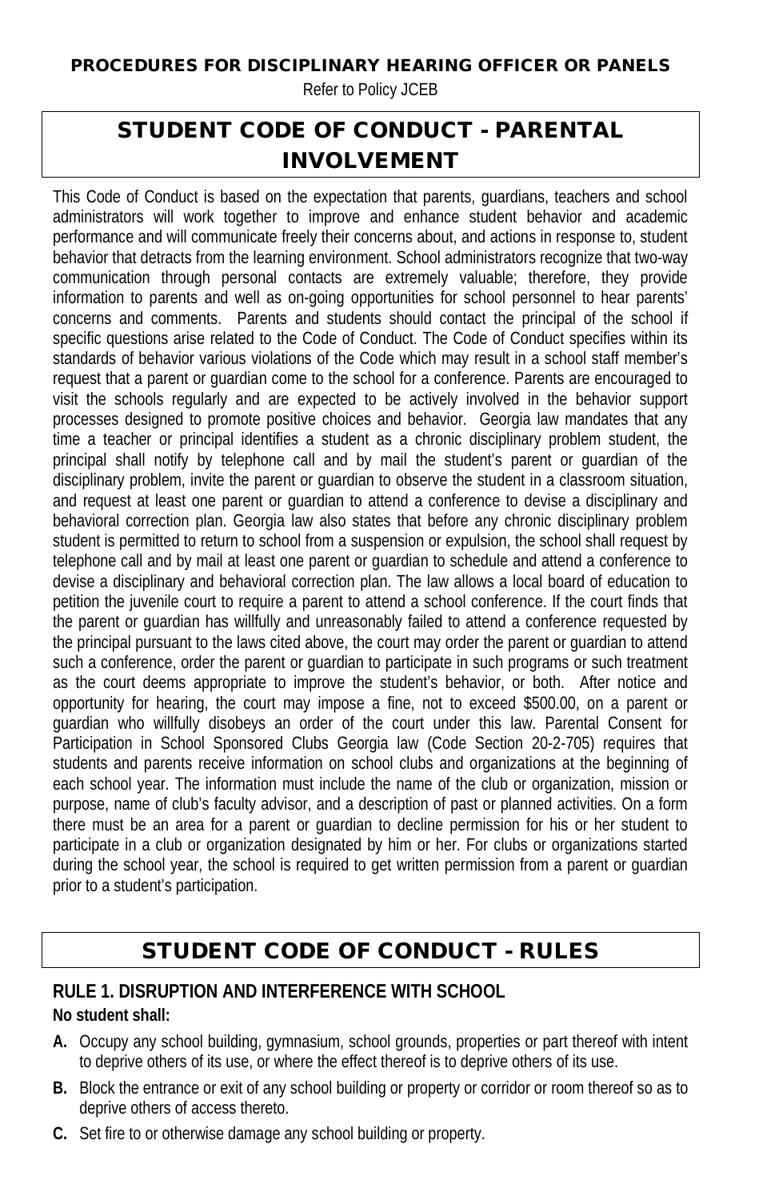**PROCEDURES FOR DISCIPLINARY HEARING OFFICER OR PANELS**

Refer to Policy JCEB

## STUDENT CODE OF CONDUCT - PARENTAL INVOLVEMENT

This Code of Conduct is based on the expectation that parents, guardians, teachers and school administrators will work together to improve and enhance student behavior and academic performance and will communicate freely their concerns about, and actions in response to, student behavior that detracts from the learning environment. School administrators recognize that two-way communication through personal contacts are extremely valuable; therefore, they provide information to parents and well as on-going opportunities for school personnel to hear parents' concerns and comments. Parents and students should contact the principal of the school if specific questions arise related to the Code of Conduct. The Code of Conduct specifies within its standards of behavior various violations of the Code which may result in a school staff member's request that a parent or guardian come to the school for a conference. Parents are encouraged to visit the schools regularly and are expected to be actively involved in the behavior support processes designed to promote positive choices and behavior. Georgia law mandates that any time a teacher or principal identifies a student as a chronic disciplinary problem student, the principal shall notify by telephone call and by mail the student's parent or guardian of the disciplinary problem, invite the parent or guardian to observe the student in a classroom situation, and request at least one parent or guardian to attend a conference to devise a disciplinary and behavioral correction plan. Georgia law also states that before any chronic disciplinary problem student is permitted to return to school from a suspension or expulsion, the school shall request by telephone call and by mail at least one parent or guardian to schedule and attend a conference to devise a disciplinary and behavioral correction plan. The law allows a local board of education to petition the juvenile court to require a parent to attend a school conference. If the court finds that the parent or guardian has willfully and unreasonably failed to attend a conference requested by the principal pursuant to the laws cited above, the court may order the parent or guardian to attend such a conference, order the parent or guardian to participate in such programs or such treatment as the court deems appropriate to improve the student's behavior, or both. After notice and opportunity for hearing, the court may impose a fine, not to exceed $500.00, on a parent or guardian who willfully disobeys an order of the court under this law. Parental Consent for Participation in School Sponsored Clubs Georgia law (Code Section 20-2-705) requires that students and parents receive information on school clubs and organizations at the beginning of each school year. The information must include the name of the club or organization, mission or purpose, name of club's faculty advisor, and a description of past or planned activities. On a form there must be an area for a parent or guardian to decline permission for his or her student to participate in a club or organization designated by him or her. For clubs or organizations started during the school year, the school is required to get written permission from a parent or guardian prior to a student's participation.

## STUDENT CODE OF CONDUCT - RULES

### RULE 1. DISRUPTION AND INTERFERENCE WITH SCHOOL

**No student shall:**

- **A.** Occupy any school building, gymnasium, school grounds, properties or part thereof with intent to deprive others of its use, or where the effect thereof is to deprive others of its use.
- **B.** Block the entrance or exit of any school building or property or corridor or room thereof so as to deprive others of access thereto.
- **C.** Set fire to or otherwise damage any school building or property.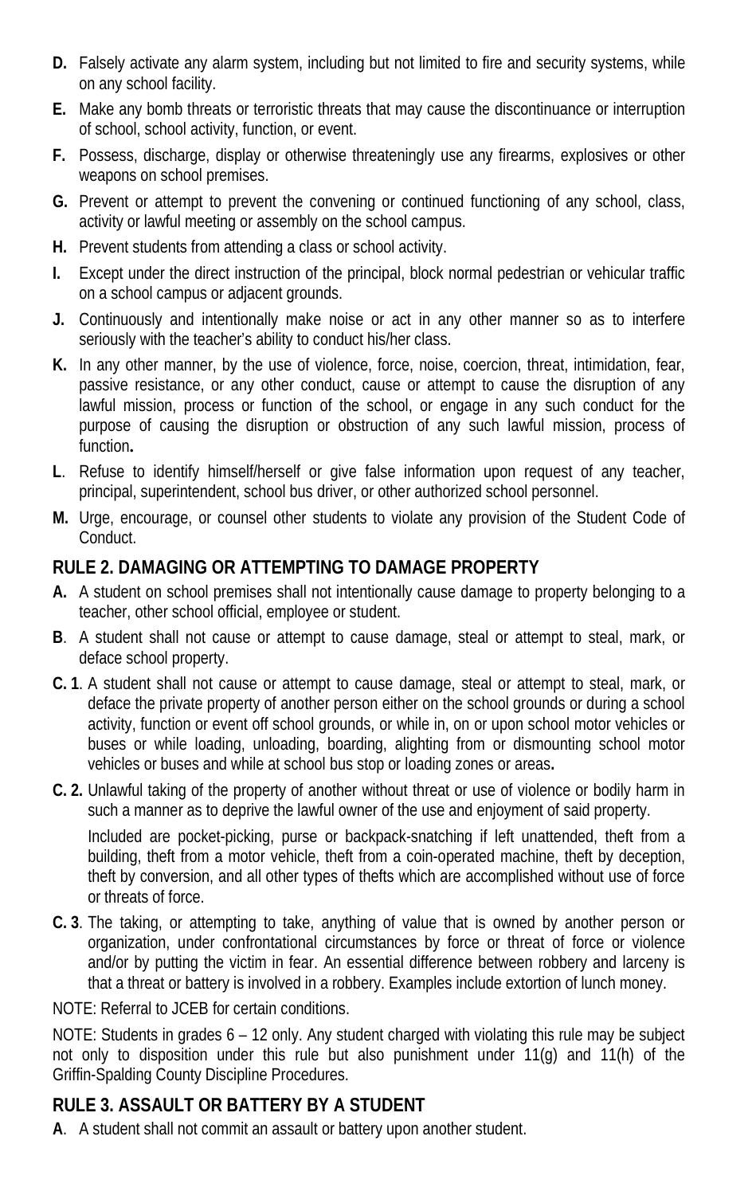**D.** Falsely activate any alarm system, including but not limited to fire and security systems, while on any school facility.

**E.** Make any bomb threats or terroristic threats that may cause the discontinuance or interruption of school, school activity, function, or event.

**F.** Possess, discharge, display or otherwise threateningly use any firearms, explosives or other weapons on school premises.

**G.** Prevent or attempt to prevent the convening or continued functioning of any school, class, activity or lawful meeting or assembly on the school campus.

**H.** Prevent students from attending a class or school activity.

**I.** Except under the direct instruction of the principal, block normal pedestrian or vehicular traffic on a school campus or adjacent grounds.

**J.** Continuously and intentionally make noise or act in any other manner so as to interfere seriously with the teacher's ability to conduct his/her class.

**K.** In any other manner, by the use of violence, force, noise, coercion, threat, intimidation, fear, passive resistance, or any other conduct, cause or attempt to cause the disruption of any lawful mission, process or function of the school, or engage in any such conduct for the purpose of causing the disruption or obstruction of any such lawful mission, process of function**.**

**L**. Refuse to identify himself/herself or give false information upon request of any teacher, principal, superintendent, school bus driver, or other authorized school personnel.

**M.** Urge, encourage, or counsel other students to violate any provision of the Student Code of Conduct.

## RULE 2. DAMAGING OR ATTEMPTING TO DAMAGE PROPERTY

**A.** A student on school premises shall not intentionally cause damage to property belonging to a teacher, other school official, employee or student.

**B**. A student shall not cause or attempt to cause damage, steal or attempt to steal, mark, or deface school property.

**C. 1**. A student shall not cause or attempt to cause damage, steal or attempt to steal, mark, or deface the private property of another person either on the school grounds or during a school activity, function or event off school grounds, or while in, on or upon school motor vehicles or buses or while loading, unloading, boarding, alighting from or dismounting school motor vehicles or buses and while at school bus stop or loading zones or areas**.**

**C. 2.** Unlawful taking of the property of another without threat or use of violence or bodily harm in such a manner as to deprive the lawful owner of the use and enjoyment of said property.

Included are pocket-picking, purse or backpack-snatching if left unattended, theft from a building, theft from a motor vehicle, theft from a coin-operated machine, theft by deception, theft by conversion, and all other types of thefts which are accomplished without use of force or threats of force.

**C. 3**. The taking, or attempting to take, anything of value that is owned by another person or organization, under confrontational circumstances by force or threat of force or violence and/or by putting the victim in fear. An essential difference between robbery and larceny is that a threat or battery is involved in a robbery. Examples include extortion of lunch money.

NOTE: Referral to JCEB for certain conditions.

NOTE: Students in grades 6 – 12 only. Any student charged with violating this rule may be subject not only to disposition under this rule but also punishment under 11(g) and 11(h) of the Griffin-Spalding County Discipline Procedures.

## RULE 3. ASSAULT OR BATTERY BY A STUDENT

**A**. A student shall not commit an assault or battery upon another student.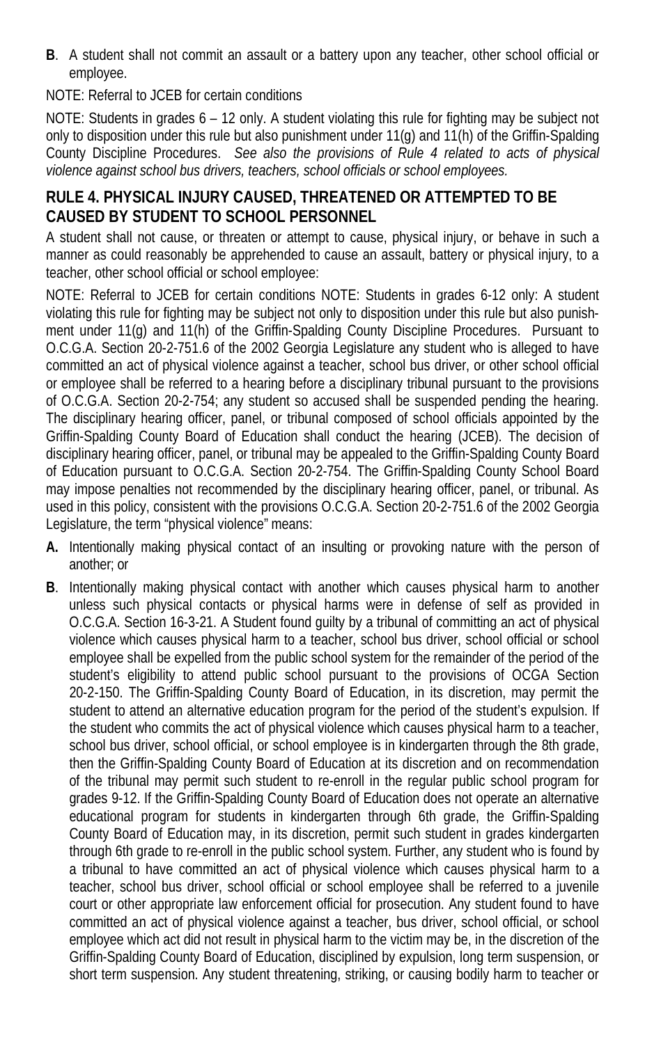**B**. A student shall not commit an assault or a battery upon any teacher, other school official or employee.

NOTE: Referral to JCEB for certain conditions

NOTE: Students in grades 6 – 12 only. A student violating this rule for fighting may be subject not only to disposition under this rule but also punishment under 11(g) and 11(h) of the Griffin-Spalding County Discipline Procedures. *See also the provisions of Rule 4 related to acts of physical violence against school bus drivers, teachers, school officials or school employees.*

## RULE 4. PHYSICAL INJURY CAUSED, THREATENED OR ATTEMPTED TO BE CAUSED BY STUDENT TO SCHOOL PERSONNEL

A student shall not cause, or threaten or attempt to cause, physical injury, or behave in such a manner as could reasonably be apprehended to cause an assault, battery or physical injury, to a teacher, other school official or school employee:

NOTE: Referral to JCEB for certain conditions NOTE: Students in grades 6-12 only: A student violating this rule for fighting may be subject not only to disposition under this rule but also punishment under 11(g) and 11(h) of the Griffin-Spalding County Discipline Procedures. Pursuant to O.C.G.A. Section 20-2-751.6 of the 2002 Georgia Legislature any student who is alleged to have committed an act of physical violence against a teacher, school bus driver, or other school official or employee shall be referred to a hearing before a disciplinary tribunal pursuant to the provisions of O.C.G.A. Section 20-2-754; any student so accused shall be suspended pending the hearing. The disciplinary hearing officer, panel, or tribunal composed of school officials appointed by the Griffin-Spalding County Board of Education shall conduct the hearing (JCEB). The decision of disciplinary hearing officer, panel, or tribunal may be appealed to the Griffin-Spalding County Board of Education pursuant to O.C.G.A. Section 20-2-754. The Griffin-Spalding County School Board may impose penalties not recommended by the disciplinary hearing officer, panel, or tribunal. As used in this policy, consistent with the provisions O.C.G.A. Section 20-2-751.6 of the 2002 Georgia Legislature, the term "physical violence" means:

**A.** Intentionally making physical contact of an insulting or provoking nature with the person of another; or

**B**. Intentionally making physical contact with another which causes physical harm to another unless such physical contacts or physical harms were in defense of self as provided in O.C.G.A. Section 16-3-21. A Student found guilty by a tribunal of committing an act of physical violence which causes physical harm to a teacher, school bus driver, school official or school employee shall be expelled from the public school system for the remainder of the period of the student's eligibility to attend public school pursuant to the provisions of OCGA Section 20-2-150. The Griffin-Spalding County Board of Education, in its discretion, may permit the student to attend an alternative education program for the period of the student's expulsion. If the student who commits the act of physical violence which causes physical harm to a teacher, school bus driver, school official, or school employee is in kindergarten through the 8th grade, then the Griffin-Spalding County Board of Education at its discretion and on recommendation of the tribunal may permit such student to re-enroll in the regular public school program for grades 9-12. If the Griffin-Spalding County Board of Education does not operate an alternative educational program for students in kindergarten through 6th grade, the Griffin-Spalding County Board of Education may, in its discretion, permit such student in grades kindergarten through 6th grade to re-enroll in the public school system. Further, any student who is found by a tribunal to have committed an act of physical violence which causes physical harm to a teacher, school bus driver, school official or school employee shall be referred to a juvenile court or other appropriate law enforcement official for prosecution. Any student found to have committed an act of physical violence against a teacher, bus driver, school official, or school employee which act did not result in physical harm to the victim may be, in the discretion of the Griffin-Spalding County Board of Education, disciplined by expulsion, long term suspension, or short term suspension. Any student threatening, striking, or causing bodily harm to teacher or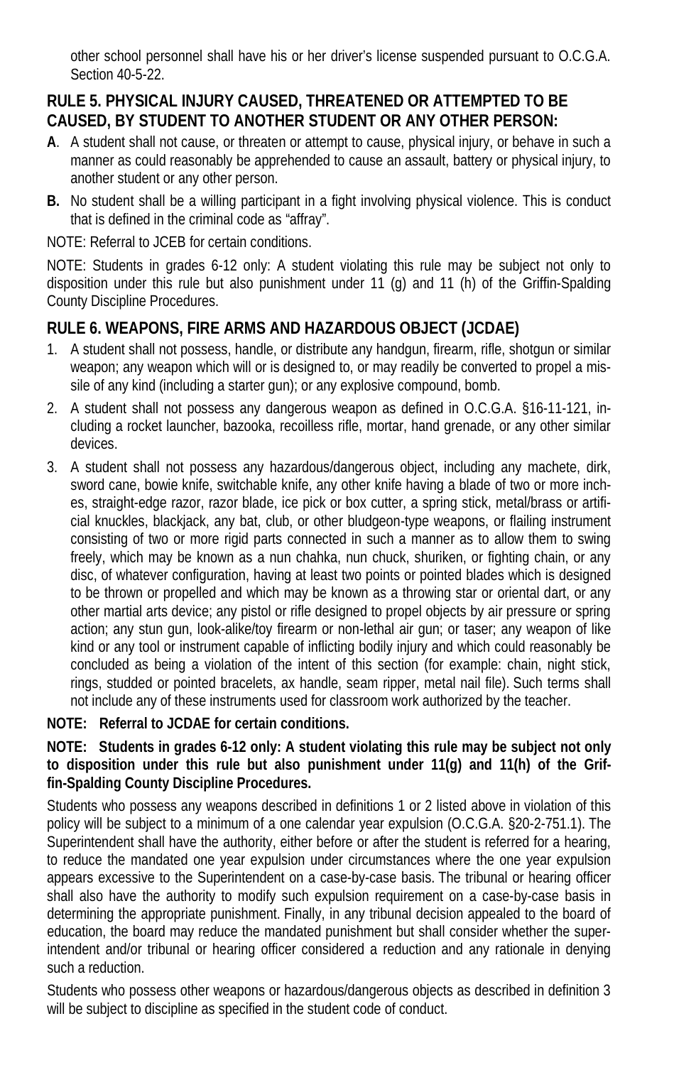other school personnel shall have his or her driver's license suspended pursuant to O.C.G.A. Section 40-5-22.

## RULE 5. PHYSICAL INJURY CAUSED, THREATENED OR ATTEMPTED TO BE CAUSED, BY STUDENT TO ANOTHER STUDENT OR ANY OTHER PERSON:

**A**. A student shall not cause, or threaten or attempt to cause, physical injury, or behave in such a manner as could reasonably be apprehended to cause an assault, battery or physical injury, to another student or any other person.

**B.** No student shall be a willing participant in a fight involving physical violence. This is conduct that is defined in the criminal code as "affray".

NOTE: Referral to JCEB for certain conditions.

NOTE: Students in grades 6-12 only: A student violating this rule may be subject not only to disposition under this rule but also punishment under 11 (g) and 11 (h) of the Griffin-Spalding County Discipline Procedures.

## RULE 6. WEAPONS, FIRE ARMS AND HAZARDOUS OBJECT (JCDAE)

1. A student shall not possess, handle, or distribute any handgun, firearm, rifle, shotgun or similar weapon; any weapon which will or is designed to, or may readily be converted to propel a missile of any kind (including a starter gun); or any explosive compound, bomb.
2. A student shall not possess any dangerous weapon as defined in O.C.G.A. §16-11-121, including a rocket launcher, bazooka, recoilless rifle, mortar, hand grenade, or any other similar devices.
3. A student shall not possess any hazardous/dangerous object, including any machete, dirk, sword cane, bowie knife, switchable knife, any other knife having a blade of two or more inches, straight-edge razor, razor blade, ice pick or box cutter, a spring stick, metal/brass or artificial knuckles, blackjack, any bat, club, or other bludgeon-type weapons, or flailing instrument consisting of two or more rigid parts connected in such a manner as to allow them to swing freely, which may be known as a nun chahka, nun chuck, shuriken, or fighting chain, or any disc, of whatever configuration, having at least two points or pointed blades which is designed to be thrown or propelled and which may be known as a throwing star or oriental dart, or any other martial arts device; any pistol or rifle designed to propel objects by air pressure or spring action; any stun gun, look-alike/toy firearm or non-lethal air gun; or taser; any weapon of like kind or any tool or instrument capable of inflicting bodily injury and which could reasonably be concluded as being a violation of the intent of this section (for example: chain, night stick, rings, studded or pointed bracelets, ax handle, seam ripper, metal nail file). Such terms shall not include any of these instruments used for classroom work authorized by the teacher.

**NOTE: Referral to JCDAE for certain conditions.**

**NOTE: Students in grades 6-12 only: A student violating this rule may be subject not only to disposition under this rule but also punishment under 11(g) and 11(h) of the Griffin-Spalding County Discipline Procedures.**

Students who possess any weapons described in definitions 1 or 2 listed above in violation of this policy will be subject to a minimum of a one calendar year expulsion (O.C.G.A. §20-2-751.1). The Superintendent shall have the authority, either before or after the student is referred for a hearing, to reduce the mandated one year expulsion under circumstances where the one year expulsion appears excessive to the Superintendent on a case-by-case basis. The tribunal or hearing officer shall also have the authority to modify such expulsion requirement on a case-by-case basis in determining the appropriate punishment. Finally, in any tribunal decision appealed to the board of education, the board may reduce the mandated punishment but shall consider whether the superintendent and/or tribunal or hearing officer considered a reduction and any rationale in denying such a reduction.

Students who possess other weapons or hazardous/dangerous objects as described in definition 3 will be subject to discipline as specified in the student code of conduct.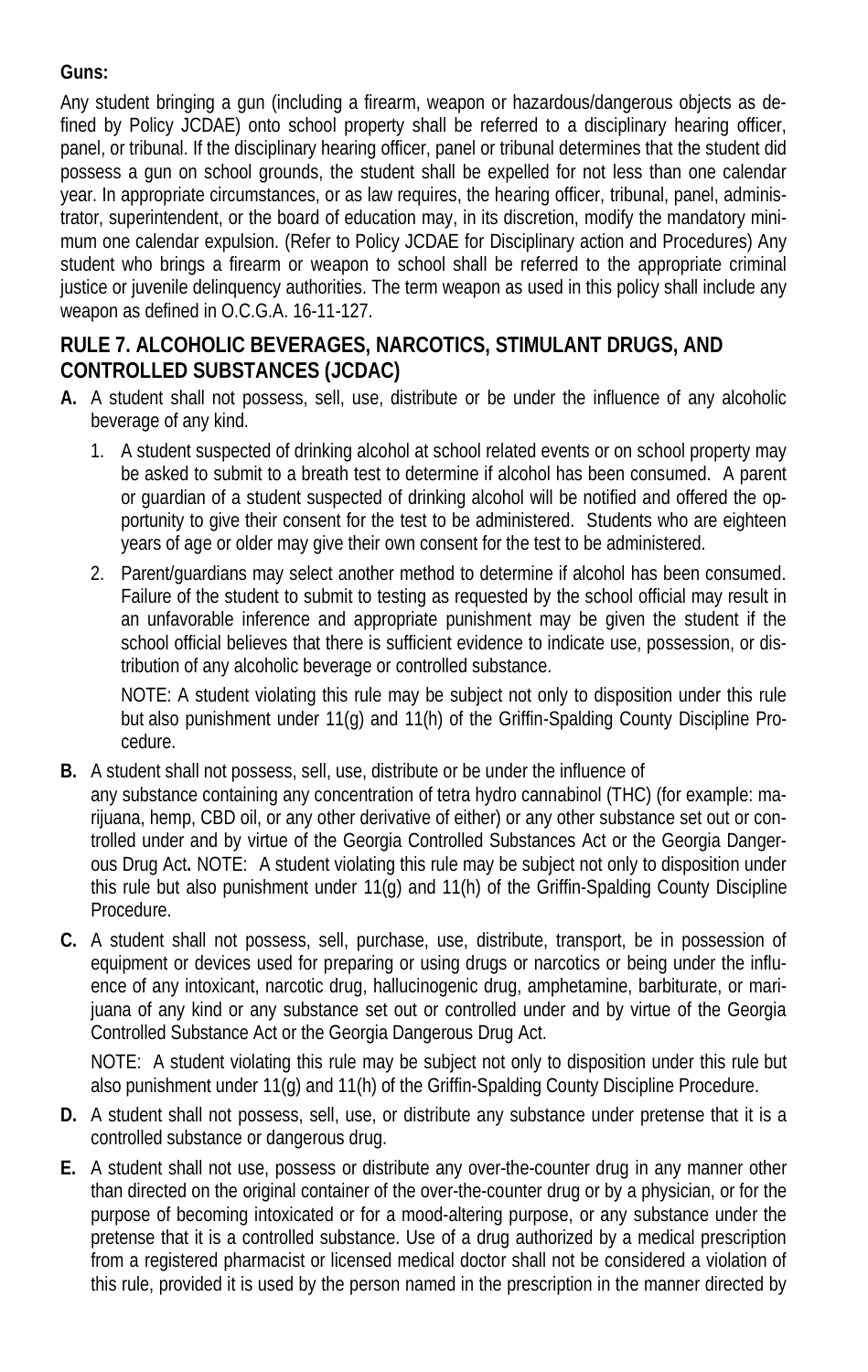**Guns:**

Any student bringing a gun (including a firearm, weapon or hazardous/dangerous objects as defined by Policy JCDAE) onto school property shall be referred to a disciplinary hearing officer, panel, or tribunal. If the disciplinary hearing officer, panel or tribunal determines that the student did possess a gun on school grounds, the student shall be expelled for not less than one calendar year. In appropriate circumstances, or as law requires, the hearing officer, tribunal, panel, administrator, superintendent, or the board of education may, in its discretion, modify the mandatory minimum one calendar expulsion. (Refer to Policy JCDAE for Disciplinary action and Procedures) Any student who brings a firearm or weapon to school shall be referred to the appropriate criminal justice or juvenile delinquency authorities. The term weapon as used in this policy shall include any weapon as defined in O.C.G.A. 16-11-127.

## RULE 7. ALCOHOLIC BEVERAGES, NARCOTICS, STIMULANT DRUGS, AND CONTROLLED SUBSTANCES (JCDAC)

**A.** A student shall not possess, sell, use, distribute or be under the influence of any alcoholic beverage of any kind.

1. A student suspected of drinking alcohol at school related events or on school property may be asked to submit to a breath test to determine if alcohol has been consumed. A parent or guardian of a student suspected of drinking alcohol will be notified and offered the opportunity to give their consent for the test to be administered. Students who are eighteen years of age or older may give their own consent for the test to be administered.
2. Parent/guardians may select another method to determine if alcohol has been consumed. Failure of the student to submit to testing as requested by the school official may result in an unfavorable inference and appropriate punishment may be given the student if the school official believes that there is sufficient evidence to indicate use, possession, or distribution of any alcoholic beverage or controlled substance.

   NOTE: A student violating this rule may be subject not only to disposition under this rule but also punishment under 11(g) and 11(h) of the Griffin-Spalding County Discipline Procedure.

**B.** A student shall not possess, sell, use, distribute or be under the influence of any substance containing any concentration of tetra hydro cannabinol (THC) (for example: marijuana, hemp, CBD oil, or any other derivative of either) or any other substance set out or controlled under and by virtue of the Georgia Controlled Substances Act or the Georgia Dangerous Drug Act**.** NOTE: A student violating this rule may be subject not only to disposition under this rule but also punishment under 11(g) and 11(h) of the Griffin-Spalding County Discipline Procedure.

**C.** A student shall not possess, sell, purchase, use, distribute, transport, be in possession of equipment or devices used for preparing or using drugs or narcotics or being under the influence of any intoxicant, narcotic drug, hallucinogenic drug, amphetamine, barbiturate, or marijuana of any kind or any substance set out or controlled under and by virtue of the Georgia Controlled Substance Act or the Georgia Dangerous Drug Act.

NOTE: A student violating this rule may be subject not only to disposition under this rule but also punishment under 11(g) and 11(h) of the Griffin-Spalding County Discipline Procedure.

**D.** A student shall not possess, sell, use, or distribute any substance under pretense that it is a controlled substance or dangerous drug.

**E.** A student shall not use, possess or distribute any over-the-counter drug in any manner other than directed on the original container of the over-the-counter drug or by a physician, or for the purpose of becoming intoxicated or for a mood-altering purpose, or any substance under the pretense that it is a controlled substance. Use of a drug authorized by a medical prescription from a registered pharmacist or licensed medical doctor shall not be considered a violation of this rule, provided it is used by the person named in the prescription in the manner directed by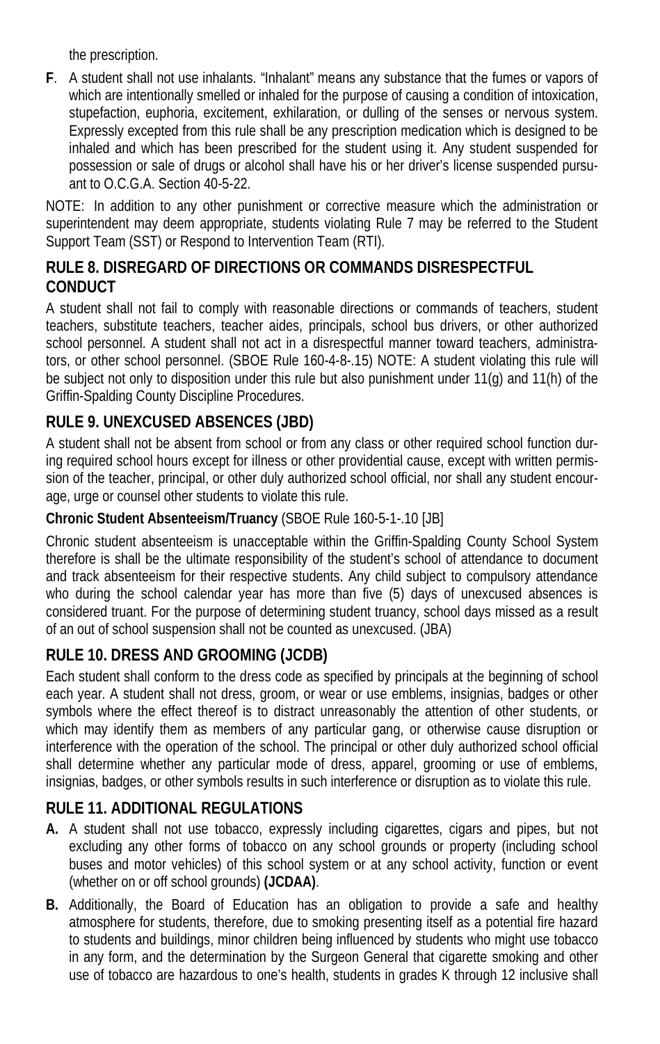the prescription.

**F**. A student shall not use inhalants. "Inhalant" means any substance that the fumes or vapors of which are intentionally smelled or inhaled for the purpose of causing a condition of intoxication, stupefaction, euphoria, excitement, exhilaration, or dulling of the senses or nervous system. Expressly excepted from this rule shall be any prescription medication which is designed to be inhaled and which has been prescribed for the student using it. Any student suspended for possession or sale of drugs or alcohol shall have his or her driver's license suspended pursuant to O.C.G.A. Section 40-5-22.

NOTE: In addition to any other punishment or corrective measure which the administration or superintendent may deem appropriate, students violating Rule 7 may be referred to the Student Support Team (SST) or Respond to Intervention Team (RTI).

## RULE 8. DISREGARD OF DIRECTIONS OR COMMANDS DISRESPECTFUL CONDUCT

A student shall not fail to comply with reasonable directions or commands of teachers, student teachers, substitute teachers, teacher aides, principals, school bus drivers, or other authorized school personnel. A student shall not act in a disrespectful manner toward teachers, administrators, or other school personnel. (SBOE Rule 160-4-8-.15) NOTE: A student violating this rule will be subject not only to disposition under this rule but also punishment under 11(g) and 11(h) of the Griffin-Spalding County Discipline Procedures.

## RULE 9. UNEXCUSED ABSENCES (JBD)

A student shall not be absent from school or from any class or other required school function during required school hours except for illness or other providential cause, except with written permission of the teacher, principal, or other duly authorized school official, nor shall any student encourage, urge or counsel other students to violate this rule.

**Chronic Student Absenteeism/Truancy** (SBOE Rule 160-5-1-.10 [JB]

Chronic student absenteeism is unacceptable within the Griffin-Spalding County School System therefore is shall be the ultimate responsibility of the student's school of attendance to document and track absenteeism for their respective students. Any child subject to compulsory attendance who during the school calendar year has more than five (5) days of unexcused absences is considered truant. For the purpose of determining student truancy, school days missed as a result of an out of school suspension shall not be counted as unexcused. (JBA)

## RULE 10. DRESS AND GROOMING (JCDB)

Each student shall conform to the dress code as specified by principals at the beginning of school each year. A student shall not dress, groom, or wear or use emblems, insignias, badges or other symbols where the effect thereof is to distract unreasonably the attention of other students, or which may identify them as members of any particular gang, or otherwise cause disruption or interference with the operation of the school. The principal or other duly authorized school official shall determine whether any particular mode of dress, apparel, grooming or use of emblems, insignias, badges, or other symbols results in such interference or disruption as to violate this rule.

## RULE 11. ADDITIONAL REGULATIONS

**A.** A student shall not use tobacco, expressly including cigarettes, cigars and pipes, but not excluding any other forms of tobacco on any school grounds or property (including school buses and motor vehicles) of this school system or at any school activity, function or event (whether on or off school grounds) **(JCDAA)**.

**B.** Additionally, the Board of Education has an obligation to provide a safe and healthy atmosphere for students, therefore, due to smoking presenting itself as a potential fire hazard to students and buildings, minor children being influenced by students who might use tobacco in any form, and the determination by the Surgeon General that cigarette smoking and other use of tobacco are hazardous to one's health, students in grades K through 12 inclusive shall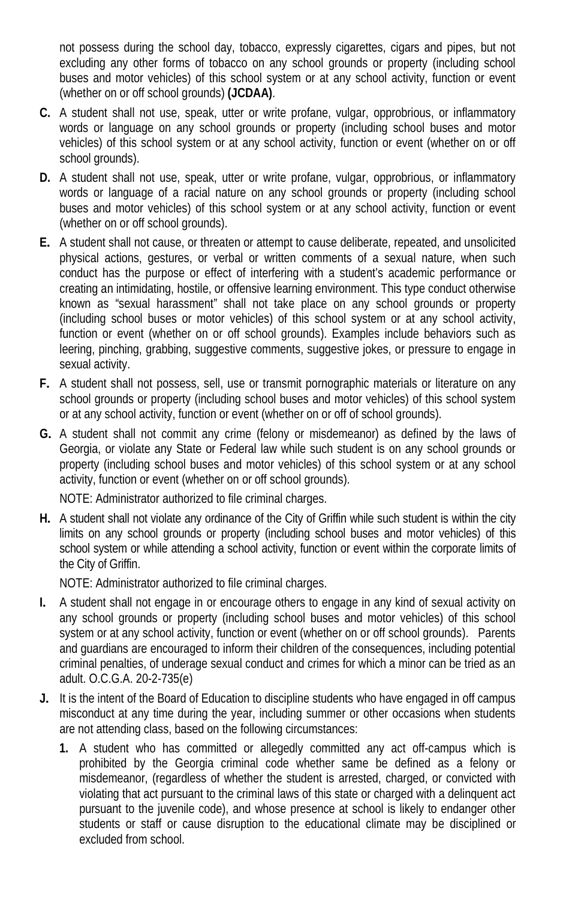not possess during the school day, tobacco, expressly cigarettes, cigars and pipes, but not excluding any other forms of tobacco on any school grounds or property (including school buses and motor vehicles) of this school system or at any school activity, function or event (whether on or off school grounds) **(JCDAA)**.

**C.** A student shall not use, speak, utter or write profane, vulgar, opprobrious, or inflammatory words or language on any school grounds or property (including school buses and motor vehicles) of this school system or at any school activity, function or event (whether on or off school grounds).

**D.** A student shall not use, speak, utter or write profane, vulgar, opprobrious, or inflammatory words or language of a racial nature on any school grounds or property (including school buses and motor vehicles) of this school system or at any school activity, function or event (whether on or off school grounds).

**E.** A student shall not cause, or threaten or attempt to cause deliberate, repeated, and unsolicited physical actions, gestures, or verbal or written comments of a sexual nature, when such conduct has the purpose or effect of interfering with a student's academic performance or creating an intimidating, hostile, or offensive learning environment. This type conduct otherwise known as "sexual harassment" shall not take place on any school grounds or property (including school buses or motor vehicles) of this school system or at any school activity, function or event (whether on or off school grounds). Examples include behaviors such as leering, pinching, grabbing, suggestive comments, suggestive jokes, or pressure to engage in sexual activity.

**F.** A student shall not possess, sell, use or transmit pornographic materials or literature on any school grounds or property (including school buses and motor vehicles) of this school system or at any school activity, function or event (whether on or off of school grounds).

**G.** A student shall not commit any crime (felony or misdemeanor) as defined by the laws of Georgia, or violate any State or Federal law while such student is on any school grounds or property (including school buses and motor vehicles) of this school system or at any school activity, function or event (whether on or off school grounds).

NOTE: Administrator authorized to file criminal charges.

**H.** A student shall not violate any ordinance of the City of Griffin while such student is within the city limits on any school grounds or property (including school buses and motor vehicles) of this school system or while attending a school activity, function or event within the corporate limits of the City of Griffin.

NOTE: Administrator authorized to file criminal charges.

**I.** A student shall not engage in or encourage others to engage in any kind of sexual activity on any school grounds or property (including school buses and motor vehicles) of this school system or at any school activity, function or event (whether on or off school grounds). Parents and guardians are encouraged to inform their children of the consequences, including potential criminal penalties, of underage sexual conduct and crimes for which a minor can be tried as an adult. O.C.G.A. 20-2-735(e)

**J.** It is the intent of the Board of Education to discipline students who have engaged in off campus misconduct at any time during the year, including summer or other occasions when students are not attending class, based on the following circumstances:

1. A student who has committed or allegedly committed any act off-campus which is prohibited by the Georgia criminal code whether same be defined as a felony or misdemeanor, (regardless of whether the student is arrested, charged, or convicted with violating that act pursuant to the criminal laws of this state or charged with a delinquent act pursuant to the juvenile code), and whose presence at school is likely to endanger other students or staff or cause disruption to the educational climate may be disciplined or excluded from school.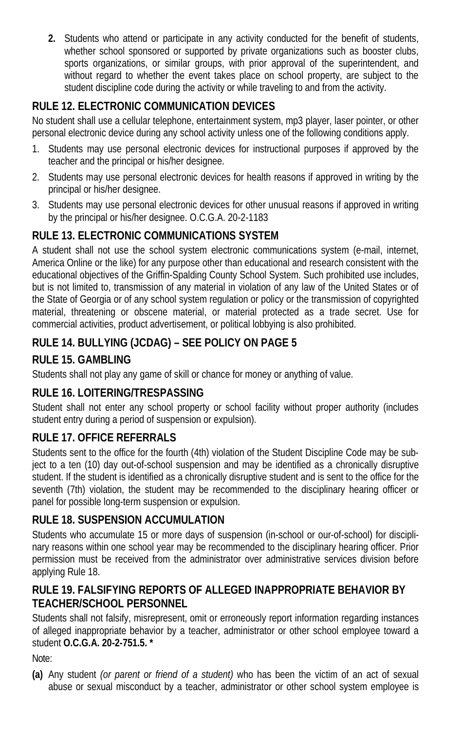2. Students who attend or participate in any activity conducted for the benefit of students, whether school sponsored or supported by private organizations such as booster clubs, sports organizations, or similar groups, with prior approval of the superintendent, and without regard to whether the event takes place on school property, are subject to the student discipline code during the activity or while traveling to and from the activity.

## RULE 12. ELECTRONIC COMMUNICATION DEVICES

No student shall use a cellular telephone, entertainment system, mp3 player, laser pointer, or other personal electronic device during any school activity unless one of the following conditions apply.

1. Students may use personal electronic devices for instructional purposes if approved by the teacher and the principal or his/her designee.
2. Students may use personal electronic devices for health reasons if approved in writing by the principal or his/her designee.
3. Students may use personal electronic devices for other unusual reasons if approved in writing by the principal or his/her designee. O.C.G.A. 20-2-1183

## RULE 13. ELECTRONIC COMMUNICATIONS SYSTEM

A student shall not use the school system electronic communications system (e-mail, internet, America Online or the like) for any purpose other than educational and research consistent with the educational objectives of the Griffin-Spalding County School System. Such prohibited use includes, but is not limited to, transmission of any material in violation of any law of the United States or of the State of Georgia or of any school system regulation or policy or the transmission of copyrighted material, threatening or obscene material, or material protected as a trade secret. Use for commercial activities, product advertisement, or political lobbying is also prohibited.

## RULE 14. BULLYING (JCDAG) – SEE POLICY ON PAGE 5

## RULE 15. GAMBLING

Students shall not play any game of skill or chance for money or anything of value.

## RULE 16. LOITERING/TRESPASSING

Student shall not enter any school property or school facility without proper authority (includes student entry during a period of suspension or expulsion).

## RULE 17. OFFICE REFERRALS

Students sent to the office for the fourth (4th) violation of the Student Discipline Code may be subject to a ten (10) day out-of-school suspension and may be identified as a chronically disruptive student. If the student is identified as a chronically disruptive student and is sent to the office for the seventh (7th) violation, the student may be recommended to the disciplinary hearing officer or panel for possible long-term suspension or expulsion.

## RULE 18. SUSPENSION ACCUMULATION

Students who accumulate 15 or more days of suspension (in-school or our-of-school) for disciplinary reasons within one school year may be recommended to the disciplinary hearing officer. Prior permission must be received from the administrator over administrative services division before applying Rule 18.

## RULE 19. FALSIFYING REPORTS OF ALLEGED INAPPROPRIATE BEHAVIOR BY TEACHER/SCHOOL PERSONNEL

Students shall not falsify, misrepresent, omit or erroneously report information regarding instances of alleged inappropriate behavior by a teacher, administrator or other school employee toward a student **O.C.G.A. 20-2-751.5. ***

Note:

**(a)** Any student *(or parent or friend of a student)* who has been the victim of an act of sexual abuse or sexual misconduct by a teacher, administrator or other school system employee is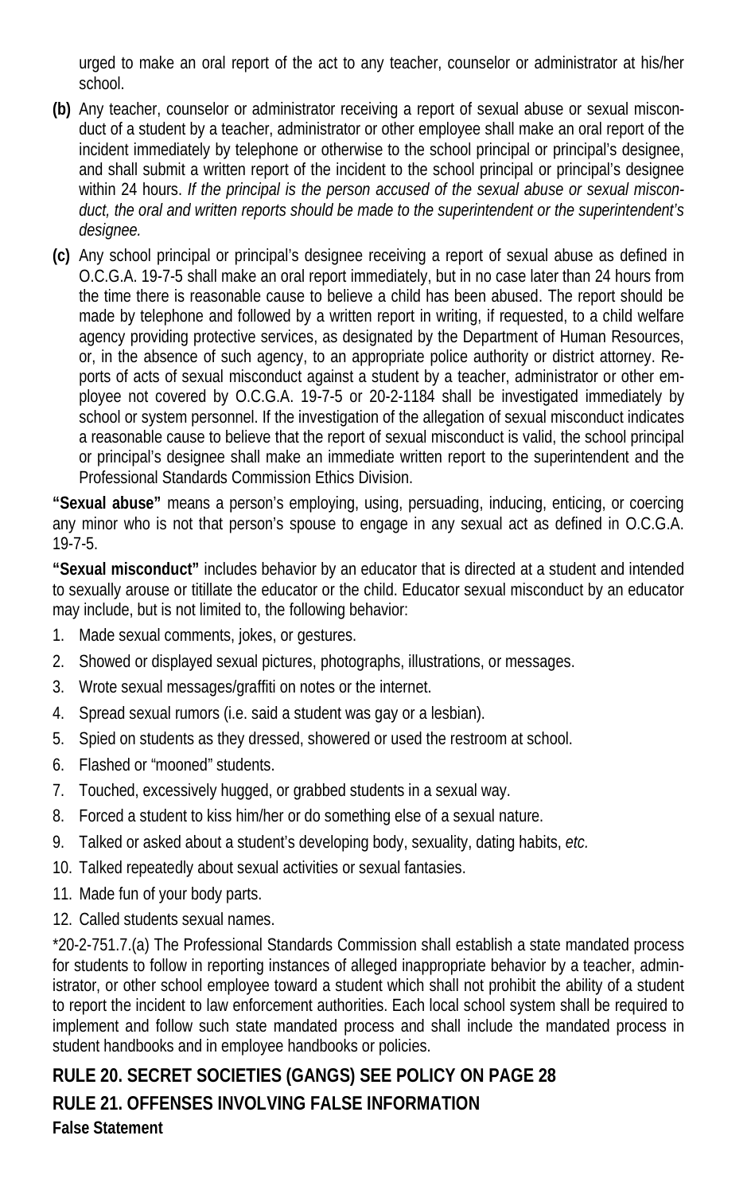urged to make an oral report of the act to any teacher, counselor or administrator at his/her school.

**(b)** Any teacher, counselor or administrator receiving a report of sexual abuse or sexual misconduct of a student by a teacher, administrator or other employee shall make an oral report of the incident immediately by telephone or otherwise to the school principal or principal's designee, and shall submit a written report of the incident to the school principal or principal's designee within 24 hours. *If the principal is the person accused of the sexual abuse or sexual misconduct, the oral and written reports should be made to the superintendent or the superintendent's designee.*

**(c)** Any school principal or principal's designee receiving a report of sexual abuse as defined in O.C.G.A. 19-7-5 shall make an oral report immediately, but in no case later than 24 hours from the time there is reasonable cause to believe a child has been abused. The report should be made by telephone and followed by a written report in writing, if requested, to a child welfare agency providing protective services, as designated by the Department of Human Resources, or, in the absence of such agency, to an appropriate police authority or district attorney. Reports of acts of sexual misconduct against a student by a teacher, administrator or other employee not covered by O.C.G.A. 19-7-5 or 20-2-1184 shall be investigated immediately by school or system personnel. If the investigation of the allegation of sexual misconduct indicates a reasonable cause to believe that the report of sexual misconduct is valid, the school principal or principal's designee shall make an immediate written report to the superintendent and the Professional Standards Commission Ethics Division.

**"Sexual abuse"** means a person's employing, using, persuading, inducing, enticing, or coercing any minor who is not that person's spouse to engage in any sexual act as defined in O.C.G.A. 19-7-5.

**"Sexual misconduct"** includes behavior by an educator that is directed at a student and intended to sexually arouse or titillate the educator or the child. Educator sexual misconduct by an educator may include, but is not limited to, the following behavior:

1. Made sexual comments, jokes, or gestures.
2. Showed or displayed sexual pictures, photographs, illustrations, or messages.
3. Wrote sexual messages/graffiti on notes or the internet.
4. Spread sexual rumors (i.e. said a student was gay or a lesbian).
5. Spied on students as they dressed, showered or used the restroom at school.
6. Flashed or "mooned" students.
7. Touched, excessively hugged, or grabbed students in a sexual way.
8. Forced a student to kiss him/her or do something else of a sexual nature.
9. Talked or asked about a student's developing body, sexuality, dating habits, *etc.*
10. Talked repeatedly about sexual activities or sexual fantasies.
11. Made fun of your body parts.
12. Called students sexual names.

*20-2-751.7.(a) The Professional Standards Commission shall establish a state mandated process for students to follow in reporting instances of alleged inappropriate behavior by a teacher, administrator, or other school employee toward a student which shall not prohibit the ability of a student to report the incident to law enforcement authorities. Each local school system shall be required to implement and follow such state mandated process and shall include the mandated process in student handbooks and in employee handbooks or policies.

## RULE 20. SECRET SOCIETIES (GANGS) SEE POLICY ON PAGE 28

## RULE 21. OFFENSES INVOLVING FALSE INFORMATION

**False Statement**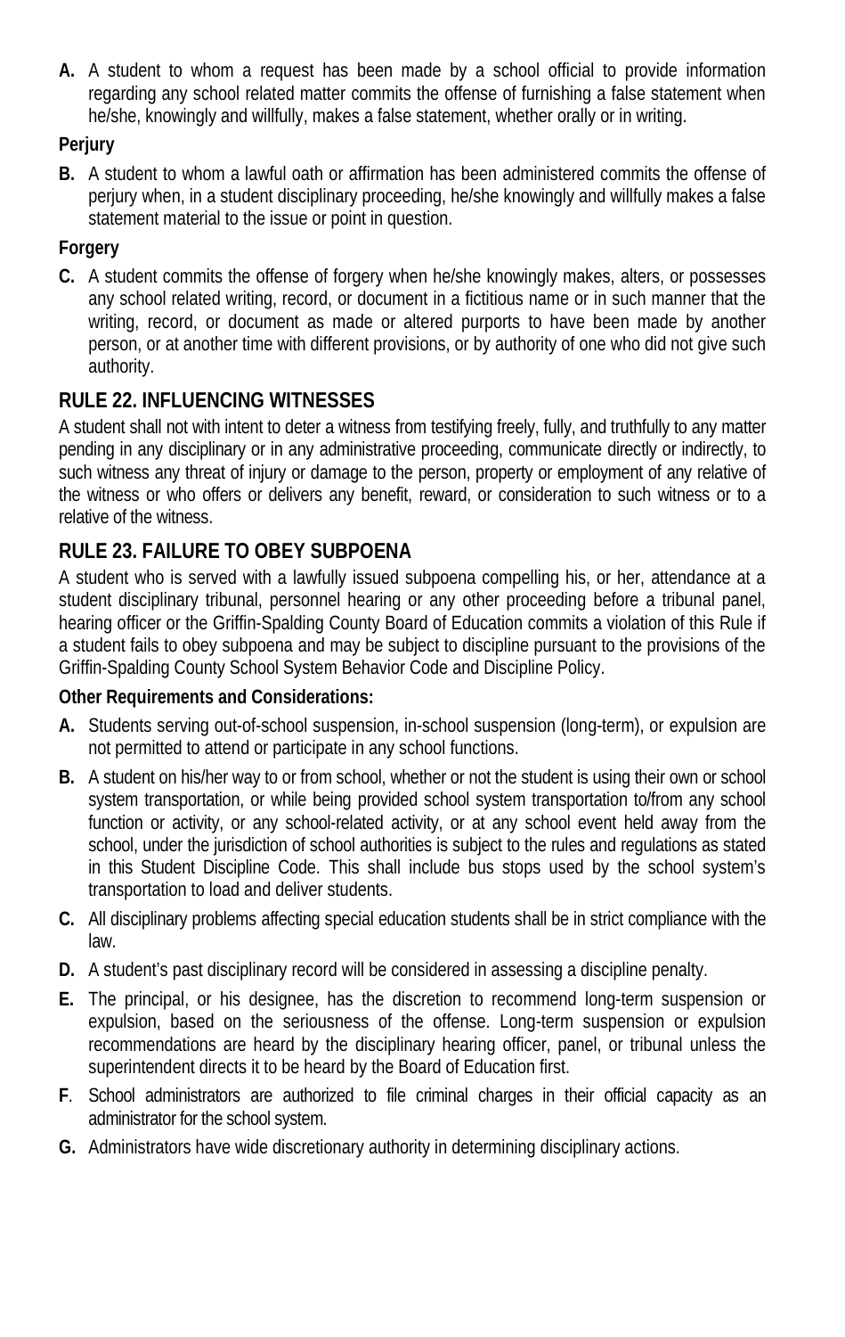**A.** A student to whom a request has been made by a school official to provide information regarding any school related matter commits the offense of furnishing a false statement when he/she, knowingly and willfully, makes a false statement, whether orally or in writing.

**Perjury**

**B.** A student to whom a lawful oath or affirmation has been administered commits the offense of perjury when, in a student disciplinary proceeding, he/she knowingly and willfully makes a false statement material to the issue or point in question.

**Forgery**

**C.** A student commits the offense of forgery when he/she knowingly makes, alters, or possesses any school related writing, record, or document in a fictitious name or in such manner that the writing, record, or document as made or altered purports to have been made by another person, or at another time with different provisions, or by authority of one who did not give such authority.

## RULE 22. INFLUENCING WITNESSES

A student shall not with intent to deter a witness from testifying freely, fully, and truthfully to any matter pending in any disciplinary or in any administrative proceeding, communicate directly or indirectly, to such witness any threat of injury or damage to the person, property or employment of any relative of the witness or who offers or delivers any benefit, reward, or consideration to such witness or to a relative of the witness.

## RULE 23. FAILURE TO OBEY SUBPOENA

A student who is served with a lawfully issued subpoena compelling his, or her, attendance at a student disciplinary tribunal, personnel hearing or any other proceeding before a tribunal panel, hearing officer or the Griffin-Spalding County Board of Education commits a violation of this Rule if a student fails to obey subpoena and may be subject to discipline pursuant to the provisions of the Griffin-Spalding County School System Behavior Code and Discipline Policy.

**Other Requirements and Considerations:**

**A.** Students serving out-of-school suspension, in-school suspension (long-term), or expulsion are not permitted to attend or participate in any school functions.

**B.** A student on his/her way to or from school, whether or not the student is using their own or school system transportation, or while being provided school system transportation to/from any school function or activity, or any school-related activity, or at any school event held away from the school, under the jurisdiction of school authorities is subject to the rules and regulations as stated in this Student Discipline Code. This shall include bus stops used by the school system's transportation to load and deliver students.

**C.** All disciplinary problems affecting special education students shall be in strict compliance with the law.

**D.** A student's past disciplinary record will be considered in assessing a discipline penalty.

**E.** The principal, or his designee, has the discretion to recommend long-term suspension or expulsion, based on the seriousness of the offense. Long-term suspension or expulsion recommendations are heard by the disciplinary hearing officer, panel, or tribunal unless the superintendent directs it to be heard by the Board of Education first.

**F**. School administrators are authorized to file criminal charges in their official capacity as an administrator for the school system.

**G.** Administrators have wide discretionary authority in determining disciplinary actions.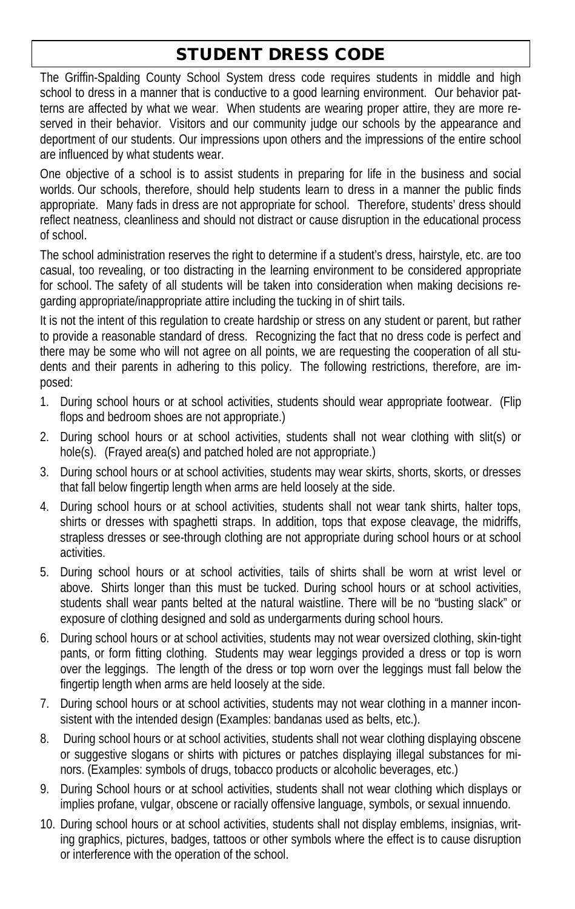# STUDENT DRESS CODE

The Griffin-Spalding County School System dress code requires students in middle and high school to dress in a manner that is conductive to a good learning environment. Our behavior patterns are affected by what we wear. When students are wearing proper attire, they are more reserved in their behavior. Visitors and our community judge our schools by the appearance and deportment of our students. Our impressions upon others and the impressions of the entire school are influenced by what students wear.

One objective of a school is to assist students in preparing for life in the business and social worlds. Our schools, therefore, should help students learn to dress in a manner the public finds appropriate. Many fads in dress are not appropriate for school. Therefore, students' dress should reflect neatness, cleanliness and should not distract or cause disruption in the educational process of school.

The school administration reserves the right to determine if a student's dress, hairstyle, etc. are too casual, too revealing, or too distracting in the learning environment to be considered appropriate for school. The safety of all students will be taken into consideration when making decisions regarding appropriate/inappropriate attire including the tucking in of shirt tails.

It is not the intent of this regulation to create hardship or stress on any student or parent, but rather to provide a reasonable standard of dress. Recognizing the fact that no dress code is perfect and there may be some who will not agree on all points, we are requesting the cooperation of all students and their parents in adhering to this policy. The following restrictions, therefore, are imposed:

1. During school hours or at school activities, students should wear appropriate footwear. (Flip flops and bedroom shoes are not appropriate.)
2. During school hours or at school activities, students shall not wear clothing with slit(s) or hole(s). (Frayed area(s) and patched holed are not appropriate.)
3. During school hours or at school activities, students may wear skirts, shorts, skorts, or dresses that fall below fingertip length when arms are held loosely at the side.
4. During school hours or at school activities, students shall not wear tank shirts, halter tops, shirts or dresses with spaghetti straps. In addition, tops that expose cleavage, the midriffs, strapless dresses or see-through clothing are not appropriate during school hours or at school activities.
5. During school hours or at school activities, tails of shirts shall be worn at wrist level or above. Shirts longer than this must be tucked. During school hours or at school activities, students shall wear pants belted at the natural waistline. There will be no "busting slack" or exposure of clothing designed and sold as undergarments during school hours.
6. During school hours or at school activities, students may not wear oversized clothing, skin-tight pants, or form fitting clothing. Students may wear leggings provided a dress or top is worn over the leggings. The length of the dress or top worn over the leggings must fall below the fingertip length when arms are held loosely at the side.
7. During school hours or at school activities, students may not wear clothing in a manner inconsistent with the intended design (Examples: bandanas used as belts, etc.).
8. During school hours or at school activities, students shall not wear clothing displaying obscene or suggestive slogans or shirts with pictures or patches displaying illegal substances for minors. (Examples: symbols of drugs, tobacco products or alcoholic beverages, etc.)
9. During School hours or at school activities, students shall not wear clothing which displays or implies profane, vulgar, obscene or racially offensive language, symbols, or sexual innuendo.
10. During school hours or at school activities, students shall not display emblems, insignias, writing graphics, pictures, badges, tattoos or other symbols where the effect is to cause disruption or interference with the operation of the school.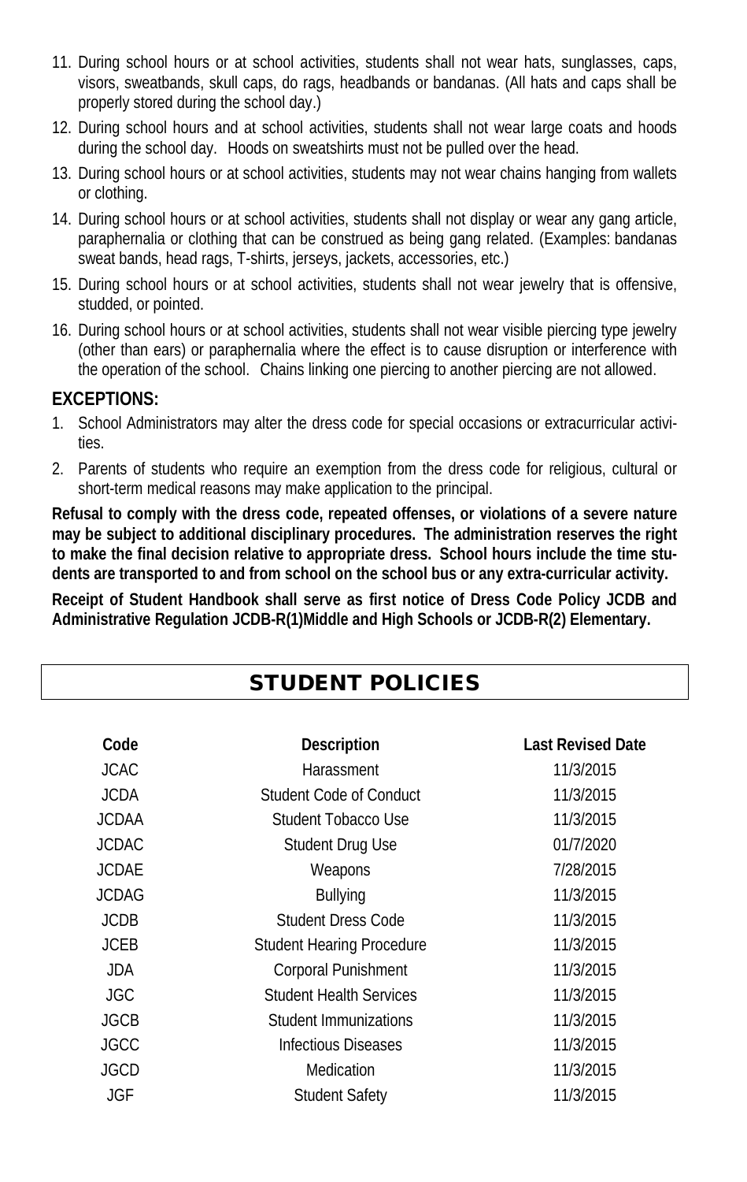11. During school hours or at school activities, students shall not wear hats, sunglasses, caps, visors, sweatbands, skull caps, do rags, headbands or bandanas. (All hats and caps shall be properly stored during the school day.)
12. During school hours and at school activities, students shall not wear large coats and hoods during the school day. Hoods on sweatshirts must not be pulled over the head.
13. During school hours or at school activities, students may not wear chains hanging from wallets or clothing.
14. During school hours or at school activities, students shall not display or wear any gang article, paraphernalia or clothing that can be construed as being gang related. (Examples: bandanas sweat bands, head rags, T-shirts, jerseys, jackets, accessories, etc.)
15. During school hours or at school activities, students shall not wear jewelry that is offensive, studded, or pointed.
16. During school hours or at school activities, students shall not wear visible piercing type jewelry (other than ears) or paraphernalia where the effect is to cause disruption or interference with the operation of the school. Chains linking one piercing to another piercing are not allowed.

**EXCEPTIONS:**

1. School Administrators may alter the dress code for special occasions or extracurricular activities.
2. Parents of students who require an exemption from the dress code for religious, cultural or short-term medical reasons may make application to the principal.

**Refusal to comply with the dress code, repeated offenses, or violations of a severe nature may be subject to additional disciplinary procedures. The administration reserves the right to make the final decision relative to appropriate dress. School hours include the time students are transported to and from school on the school bus or any extra-curricular activity.**

**Receipt of Student Handbook shall serve as first notice of Dress Code Policy JCDB and Administrative Regulation JCDB-R(1)Middle and High Schools or JCDB-R(2) Elementary.**

## STUDENT POLICIES

| Code | Description | Last Revised Date |
|---|---|---|
| JCAC | Harassment | 11/3/2015 |
| JCDA | Student Code of Conduct | 11/3/2015 |
| JCDAA | Student Tobacco Use | 11/3/2015 |
| JCDAC | Student Drug Use | 01/7/2020 |
| JCDAE | Weapons | 7/28/2015 |
| JCDAG | Bullying | 11/3/2015 |
| JCDB | Student Dress Code | 11/3/2015 |
| JCEB | Student Hearing Procedure | 11/3/2015 |
| JDA | Corporal Punishment | 11/3/2015 |
| JGC | Student Health Services | 11/3/2015 |
| JGCB | Student Immunizations | 11/3/2015 |
| JGCC | Infectious Diseases | 11/3/2015 |
| JGCD | Medication | 11/3/2015 |
| JGF | Student Safety | 11/3/2015 |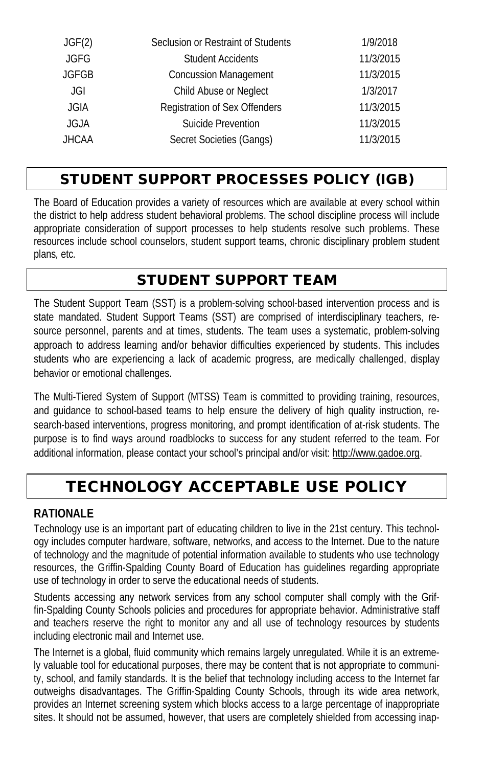| | | |
|---|---|---|
| JGF(2) | Seclusion or Restraint of Students | 1/9/2018 |
| JGFG | Student Accidents | 11/3/2015 |
| JGFGB | Concussion Management | 11/3/2015 |
| JGI | Child Abuse or Neglect | 1/3/2017 |
| JGIA | Registration of Sex Offenders | 11/3/2015 |
| JGJA | Suicide Prevention | 11/3/2015 |
| JHCAA | Secret Societies (Gangs) | 11/3/2015 |

## STUDENT SUPPORT PROCESSES POLICY (IGB)

The Board of Education provides a variety of resources which are available at every school within the district to help address student behavioral problems. The school discipline process will include appropriate consideration of support processes to help students resolve such problems. These resources include school counselors, student support teams, chronic disciplinary problem student plans, etc.

## STUDENT SUPPORT TEAM

The Student Support Team (SST) is a problem-solving school-based intervention process and is state mandated. Student Support Teams (SST) are comprised of interdisciplinary teachers, resource personnel, parents and at times, students. The team uses a systematic, problem-solving approach to address learning and/or behavior difficulties experienced by students. This includes students who are experiencing a lack of academic progress, are medically challenged, display behavior or emotional challenges.

The Multi-Tiered System of Support (MTSS) Team is committed to providing training, resources, and guidance to school-based teams to help ensure the delivery of high quality instruction, research-based interventions, progress monitoring, and prompt identification of at-risk students. The purpose is to find ways around roadblocks to success for any student referred to the team. For additional information, please contact your school's principal and/or visit: http://www.gadoe.org.

## TECHNOLOGY ACCEPTABLE USE POLICY

### RATIONALE

Technology use is an important part of educating children to live in the 21st century. This technology includes computer hardware, software, networks, and access to the Internet. Due to the nature of technology and the magnitude of potential information available to students who use technology resources, the Griffin-Spalding County Board of Education has guidelines regarding appropriate use of technology in order to serve the educational needs of students.

Students accessing any network services from any school computer shall comply with the Griffin-Spalding County Schools policies and procedures for appropriate behavior. Administrative staff and teachers reserve the right to monitor any and all use of technology resources by students including electronic mail and Internet use.

The Internet is a global, fluid community which remains largely unregulated. While it is an extremely valuable tool for educational purposes, there may be content that is not appropriate to community, school, and family standards. It is the belief that technology including access to the Internet far outweighs disadvantages. The Griffin-Spalding County Schools, through its wide area network, provides an Internet screening system which blocks access to a large percentage of inappropriate sites. It should not be assumed, however, that users are completely shielded from accessing inap-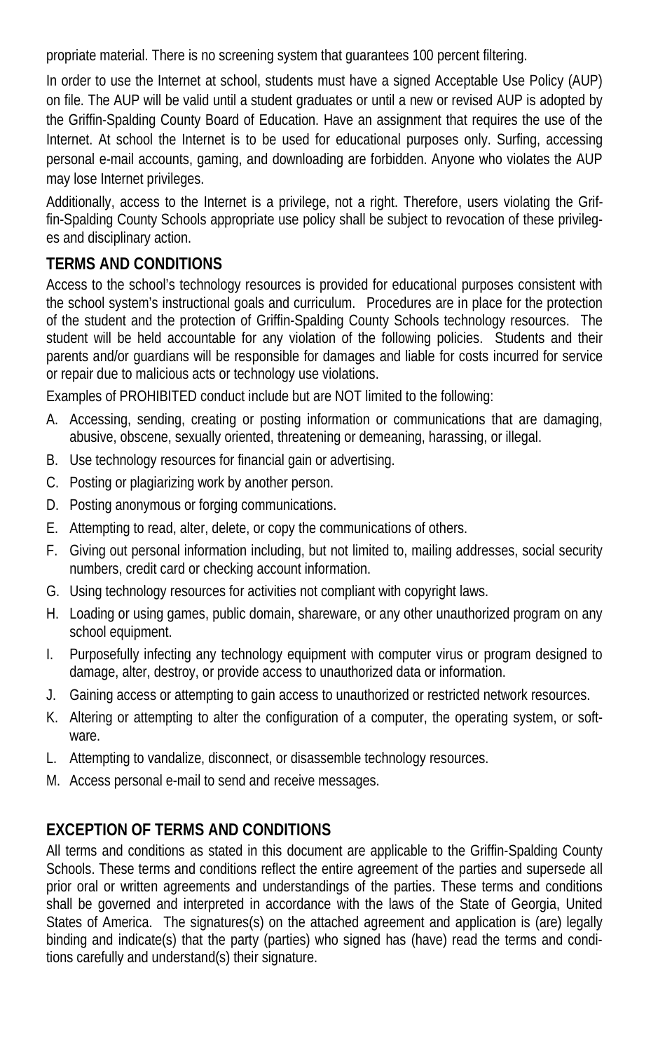propriate material. There is no screening system that guarantees 100 percent filtering.

In order to use the Internet at school, students must have a signed Acceptable Use Policy (AUP) on file. The AUP will be valid until a student graduates or until a new or revised AUP is adopted by the Griffin-Spalding County Board of Education. Have an assignment that requires the use of the Internet. At school the Internet is to be used for educational purposes only. Surfing, accessing personal e-mail accounts, gaming, and downloading are forbidden. Anyone who violates the AUP may lose Internet privileges.

Additionally, access to the Internet is a privilege, not a right. Therefore, users violating the Griffin-Spalding County Schools appropriate use policy shall be subject to revocation of these privileges and disciplinary action.

## TERMS AND CONDITIONS

Access to the school's technology resources is provided for educational purposes consistent with the school system's instructional goals and curriculum. Procedures are in place for the protection of the student and the protection of Griffin-Spalding County Schools technology resources. The student will be held accountable for any violation of the following policies. Students and their parents and/or guardians will be responsible for damages and liable for costs incurred for service or repair due to malicious acts or technology use violations.

Examples of PROHIBITED conduct include but are NOT limited to the following:

A. Accessing, sending, creating or posting information or communications that are damaging, abusive, obscene, sexually oriented, threatening or demeaning, harassing, or illegal.
B. Use technology resources for financial gain or advertising.
C. Posting or plagiarizing work by another person.
D. Posting anonymous or forging communications.
E. Attempting to read, alter, delete, or copy the communications of others.
F. Giving out personal information including, but not limited to, mailing addresses, social security numbers, credit card or checking account information.
G. Using technology resources for activities not compliant with copyright laws.
H. Loading or using games, public domain, shareware, or any other unauthorized program on any school equipment.
I. Purposefully infecting any technology equipment with computer virus or program designed to damage, alter, destroy, or provide access to unauthorized data or information.
J. Gaining access or attempting to gain access to unauthorized or restricted network resources.
K. Altering or attempting to alter the configuration of a computer, the operating system, or software.
L. Attempting to vandalize, disconnect, or disassemble technology resources.
M. Access personal e-mail to send and receive messages.

## EXCEPTION OF TERMS AND CONDITIONS

All terms and conditions as stated in this document are applicable to the Griffin-Spalding County Schools. These terms and conditions reflect the entire agreement of the parties and supersede all prior oral or written agreements and understandings of the parties. These terms and conditions shall be governed and interpreted in accordance with the laws of the State of Georgia, United States of America. The signatures(s) on the attached agreement and application is (are) legally binding and indicate(s) that the party (parties) who signed has (have) read the terms and conditions carefully and understand(s) their signature.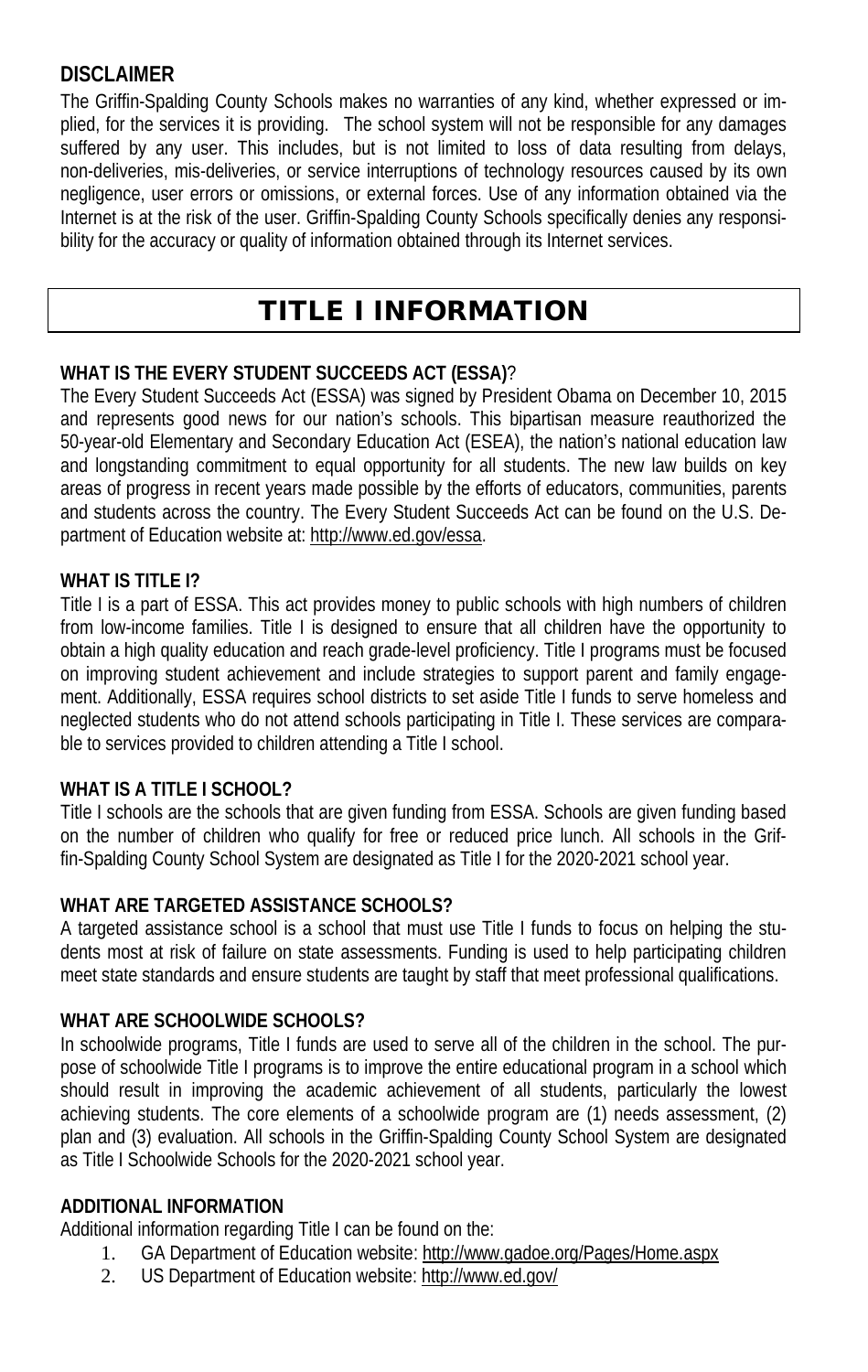## DISCLAIMER

The Griffin-Spalding County Schools makes no warranties of any kind, whether expressed or implied, for the services it is providing. The school system will not be responsible for any damages suffered by any user. This includes, but is not limited to loss of data resulting from delays, non-deliveries, mis-deliveries, or service interruptions of technology resources caused by its own negligence, user errors or omissions, or external forces. Use of any information obtained via the Internet is at the risk of the user. Griffin-Spalding County Schools specifically denies any responsibility for the accuracy or quality of information obtained through its Internet services.

# TITLE I INFORMATION

### WHAT IS THE EVERY STUDENT SUCCEEDS ACT (ESSA)?

The Every Student Succeeds Act (ESSA) was signed by President Obama on December 10, 2015 and represents good news for our nation's schools. This bipartisan measure reauthorized the 50-year-old Elementary and Secondary Education Act (ESEA), the nation's national education law and longstanding commitment to equal opportunity for all students. The new law builds on key areas of progress in recent years made possible by the efforts of educators, communities, parents and students across the country. The Every Student Succeeds Act can be found on the U.S. Department of Education website at: http://www.ed.gov/essa.

### WHAT IS TITLE I?

Title I is a part of ESSA. This act provides money to public schools with high numbers of children from low-income families. Title I is designed to ensure that all children have the opportunity to obtain a high quality education and reach grade-level proficiency. Title I programs must be focused on improving student achievement and include strategies to support parent and family engagement. Additionally, ESSA requires school districts to set aside Title I funds to serve homeless and neglected students who do not attend schools participating in Title I. These services are comparable to services provided to children attending a Title I school.

### WHAT IS A TITLE I SCHOOL?

Title I schools are the schools that are given funding from ESSA. Schools are given funding based on the number of children who qualify for free or reduced price lunch. All schools in the Griffin-Spalding County School System are designated as Title I for the 2020-2021 school year.

### WHAT ARE TARGETED ASSISTANCE SCHOOLS?

A targeted assistance school is a school that must use Title I funds to focus on helping the students most at risk of failure on state assessments. Funding is used to help participating children meet state standards and ensure students are taught by staff that meet professional qualifications.

### WHAT ARE SCHOOLWIDE SCHOOLS?

In schoolwide programs, Title I funds are used to serve all of the children in the school. The purpose of schoolwide Title I programs is to improve the entire educational program in a school which should result in improving the academic achievement of all students, particularly the lowest achieving students. The core elements of a schoolwide program are (1) needs assessment, (2) plan and (3) evaluation. All schools in the Griffin-Spalding County School System are designated as Title I Schoolwide Schools for the 2020-2021 school year.

### ADDITIONAL INFORMATION

Additional information regarding Title I can be found on the:

1. GA Department of Education website: http://www.gadoe.org/Pages/Home.aspx
2. US Department of Education website: http://www.ed.gov/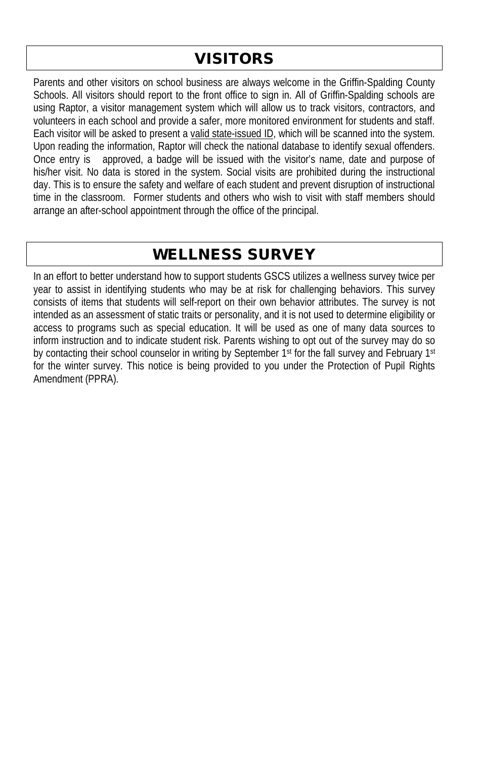# VISITORS

Parents and other visitors on school business are always welcome in the Griffin-Spalding County Schools. All visitors should report to the front office to sign in. All of Griffin-Spalding schools are using Raptor, a visitor management system which will allow us to track visitors, contractors, and volunteers in each school and provide a safer, more monitored environment for students and staff. Each visitor will be asked to present a <u>valid state-issued ID</u>, which will be scanned into the system. Upon reading the information, Raptor will check the national database to identify sexual offenders. Once entry is approved, a badge will be issued with the visitor's name, date and purpose of his/her visit. No data is stored in the system. Social visits are prohibited during the instructional day. This is to ensure the safety and welfare of each student and prevent disruption of instructional time in the classroom. Former students and others who wish to visit with staff members should arrange an after-school appointment through the office of the principal.

# WELLNESS SURVEY

In an effort to better understand how to support students GSCS utilizes a wellness survey twice per year to assist in identifying students who may be at risk for challenging behaviors. This survey consists of items that students will self-report on their own behavior attributes. The survey is not intended as an assessment of static traits or personality, and it is not used to determine eligibility or access to programs such as special education. It will be used as one of many data sources to inform instruction and to indicate student risk. Parents wishing to opt out of the survey may do so by contacting their school counselor in writing by September 1st for the fall survey and February 1st for the winter survey. This notice is being provided to you under the Protection of Pupil Rights Amendment (PPRA).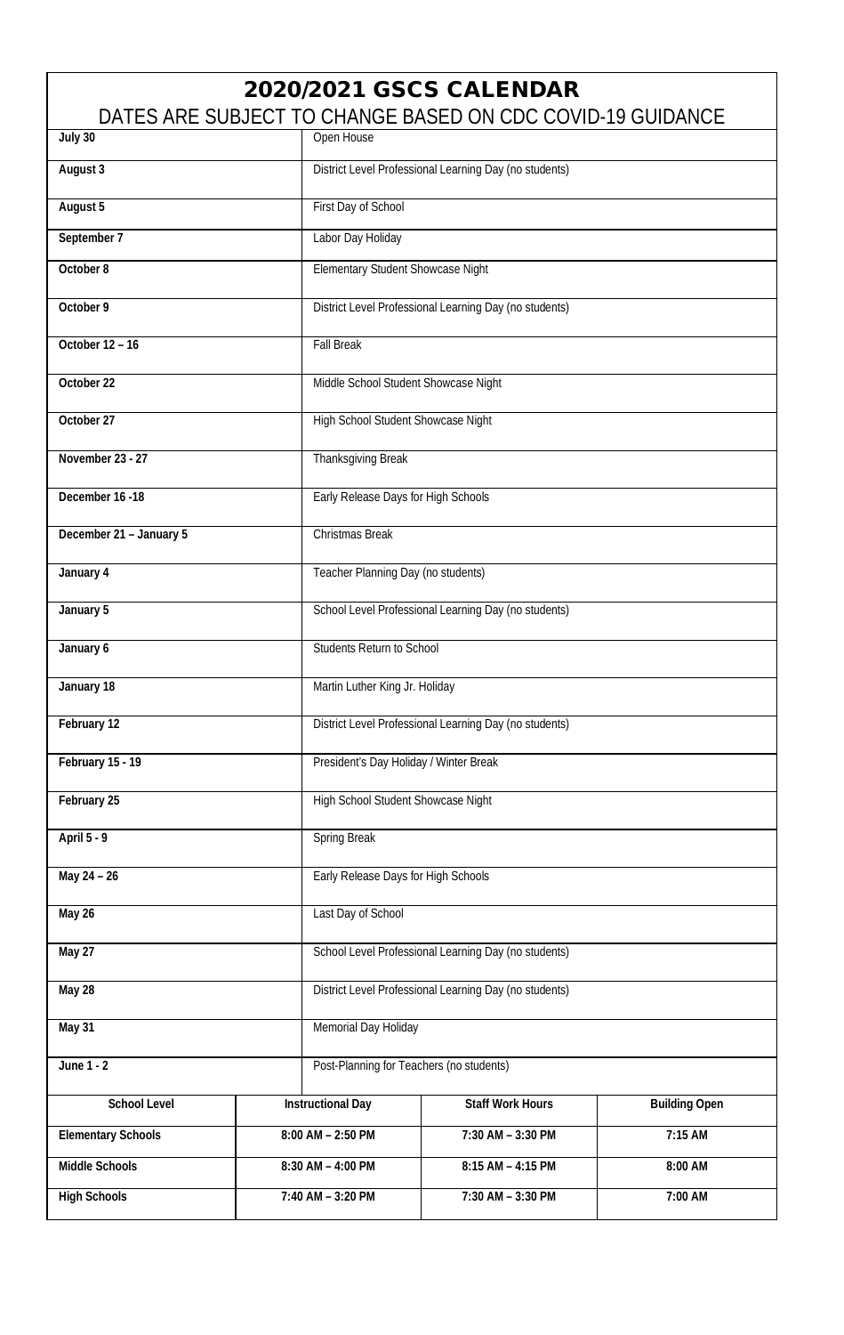# 2020/2021 GSCS CALENDAR

## DATES ARE SUBJECT TO CHANGE BASED ON CDC COVID-19 GUIDANCE

| Date | Event |
|---|---|
| July 30 | Open House |
| August 3 | District Level Professional Learning Day (no students) |
| August 5 | First Day of School |
| September 7 | Labor Day Holiday |
| October 8 | Elementary Student Showcase Night |
| October 9 | District Level Professional Learning Day (no students) |
| October 12 – 16 | Fall Break |
| October 22 | Middle School Student Showcase Night |
| October 27 | High School Student Showcase Night |
| November 23 - 27 | Thanksgiving Break |
| December 16 -18 | Early Release Days for High Schools |
| December 21 – January 5 | Christmas Break |
| January 4 | Teacher Planning Day (no students) |
| January 5 | School Level Professional Learning Day (no students) |
| January 6 | Students Return to School |
| January 18 | Martin Luther King Jr. Holiday |
| February 12 | District Level Professional Learning Day (no students) |
| February 15 - 19 | President's Day Holiday / Winter Break |
| February 25 | High School Student Showcase Night |
| April 5 - 9 | Spring Break |
| May 24 – 26 | Early Release Days for High Schools |
| May 26 | Last Day of School |
| May 27 | School Level Professional Learning Day (no students) |
| May 28 | District Level Professional Learning Day (no students) |
| May 31 | Memorial Day Holiday |
| June 1 - 2 | Post-Planning for Teachers (no students) |

| School Level | Instructional Day | Staff Work Hours | Building Open |
|---|---|---|---|
| Elementary Schools | 8:00 AM – 2:50 PM | 7:30 AM – 3:30 PM | 7:15 AM |
| Middle Schools | 8:30 AM – 4:00 PM | 8:15 AM – 4:15 PM | 8:00 AM |
| High Schools | 7:40 AM – 3:20 PM | 7:30 AM – 3:30 PM | 7:00 AM |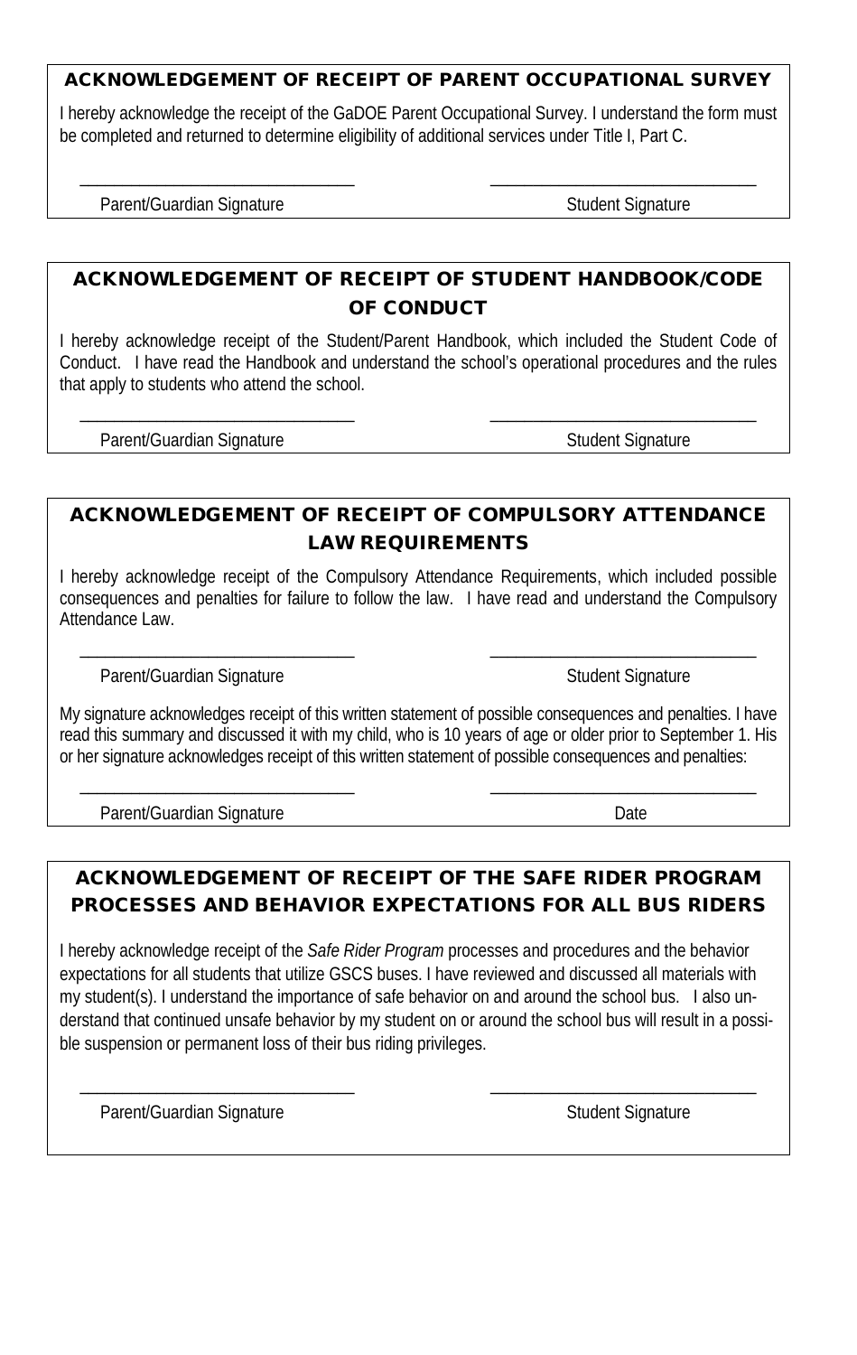## ACKNOWLEDGEMENT OF RECEIPT OF PARENT OCCUPATIONAL SURVEY

I hereby acknowledge the receipt of the GaDOE Parent Occupational Survey. I understand the form must be completed and returned to determine eligibility of additional services under Title I, Part C.

______________________________ ______________________________

Parent/Guardian Signature Student Signature

## ACKNOWLEDGEMENT OF RECEIPT OF STUDENT HANDBOOK/CODE OF CONDUCT

I hereby acknowledge receipt of the Student/Parent Handbook, which included the Student Code of Conduct. I have read the Handbook and understand the school's operational procedures and the rules that apply to students who attend the school.

______________________________ ______________________________

Parent/Guardian Signature Student Signature

## ACKNOWLEDGEMENT OF RECEIPT OF COMPULSORY ATTENDANCE LAW REQUIREMENTS

I hereby acknowledge receipt of the Compulsory Attendance Requirements, which included possible consequences and penalties for failure to follow the law. I have read and understand the Compulsory Attendance Law.

______________________________ ______________________________

Parent/Guardian Signature Student Signature

My signature acknowledges receipt of this written statement of possible consequences and penalties. I have read this summary and discussed it with my child, who is 10 years of age or older prior to September 1. His or her signature acknowledges receipt of this written statement of possible consequences and penalties:

______________________________ ______________________________

Parent/Guardian Signature Date

## ACKNOWLEDGEMENT OF RECEIPT OF THE SAFE RIDER PROGRAM PROCESSES AND BEHAVIOR EXPECTATIONS FOR ALL BUS RIDERS

I hereby acknowledge receipt of the *Safe Rider Program* processes and procedures and the behavior expectations for all students that utilize GSCS buses. I have reviewed and discussed all materials with my student(s). I understand the importance of safe behavior on and around the school bus. I also understand that continued unsafe behavior by my student on or around the school bus will result in a possible suspension or permanent loss of their bus riding privileges.

______________________________ ______________________________

Parent/Guardian Signature Student Signature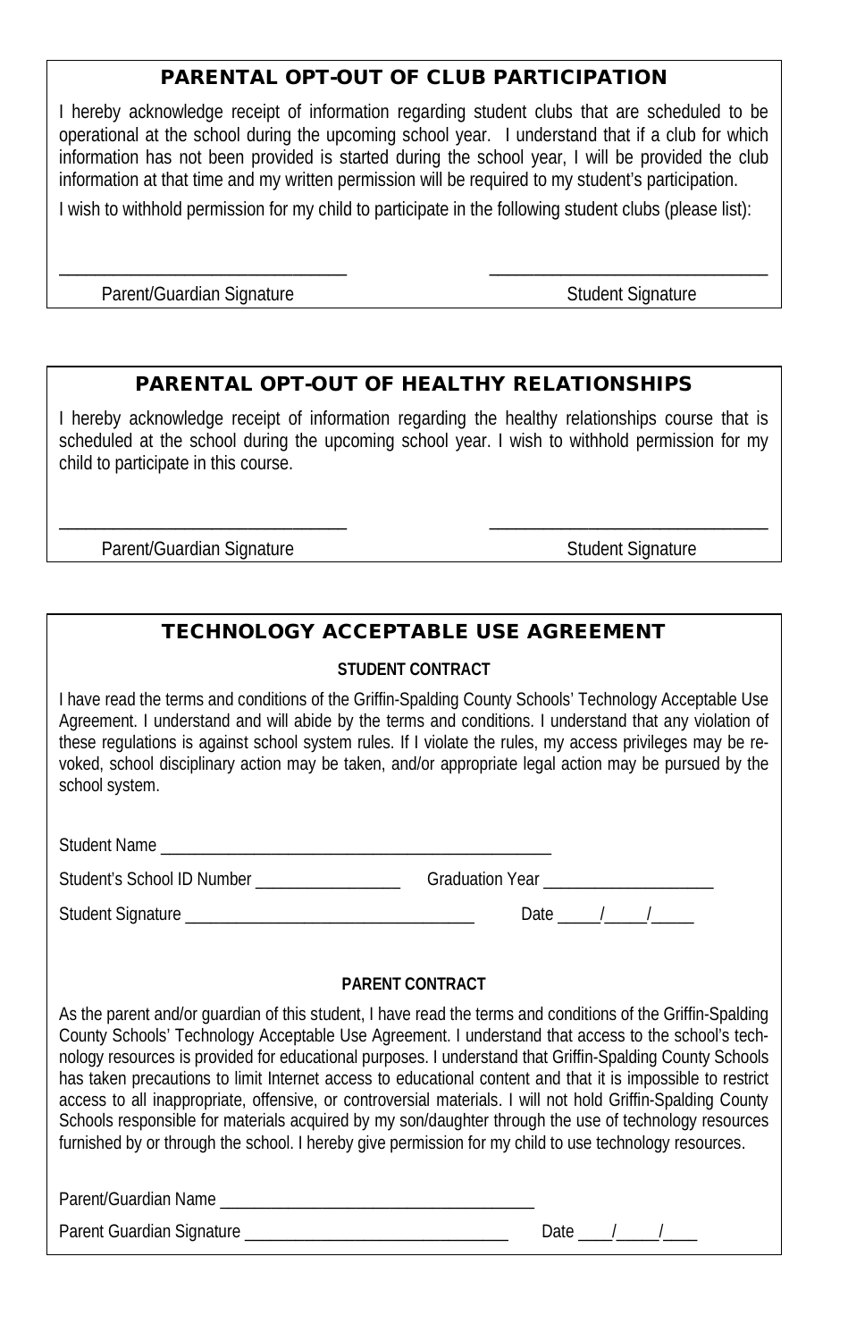## PARENTAL OPT-OUT OF CLUB PARTICIPATION

I hereby acknowledge receipt of information regarding student clubs that are scheduled to be operational at the school during the upcoming school year. I understand that if a club for which information has not been provided is started during the school year, I will be provided the club information at that time and my written permission will be required to my student's participation.

I wish to withhold permission for my child to participate in the following student clubs (please list):

_______________________________ _______________________________

Parent/Guardian Signature Student Signature

## PARENTAL OPT-OUT OF HEALTHY RELATIONSHIPS

I hereby acknowledge receipt of information regarding the healthy relationships course that is scheduled at the school during the upcoming school year. I wish to withhold permission for my child to participate in this course.

_______________________________ _______________________________

Parent/Guardian Signature Student Signature

## TECHNOLOGY ACCEPTABLE USE AGREEMENT

### STUDENT CONTRACT

I have read the terms and conditions of the Griffin-Spalding County Schools' Technology Acceptable Use Agreement. I understand and will abide by the terms and conditions. I understand that any violation of these regulations is against school system rules. If I violate the rules, my access privileges may be revoked, school disciplinary action may be taken, and/or appropriate legal action may be pursued by the school system.

Student Name _____________________________________________

Student's School ID Number ________________ Graduation Year ___________________

Student Signature _________________________________ Date _____/_____/_____

### PARENT CONTRACT

As the parent and/or guardian of this student, I have read the terms and conditions of the Griffin-Spalding County Schools' Technology Acceptable Use Agreement. I understand that access to the school's technology resources is provided for educational purposes. I understand that Griffin-Spalding County Schools has taken precautions to limit Internet access to educational content and that it is impossible to restrict access to all inappropriate, offensive, or controversial materials. I will not hold Griffin-Spalding County Schools responsible for materials acquired by my son/daughter through the use of technology resources furnished by or through the school. I hereby give permission for my child to use technology resources.

Parent/Guardian Name ____________________________________

Parent Guardian Signature ______________________________ Date ____/_____/____